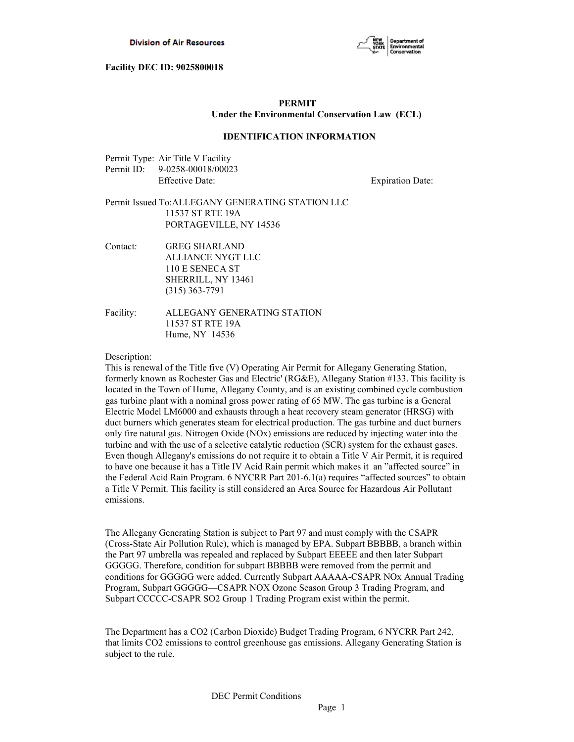**Division of Air Resources**

**Facility DEC ID: 9025800018**

## PERMIT
### Under the Environmental Conservation Law (ECL)

### IDENTIFICATION INFORMATION

Permit Type: Air Title V Facility
Permit ID: 9-0258-00018/00023
Effective Date: Expiration Date:

Permit Issued To: ALLEGANY GENERATING STATION LLC
11537 ST RTE 19A
PORTAGEVILLE, NY 14536

Contact: GREG SHARLAND
ALLIANCE NYGT LLC
110 E SENECA ST
SHERRILL, NY 13461
(315) 363-7791

Facility: ALLEGANY GENERATING STATION
11537 ST RTE 19A
Hume, NY 14536

Description:
This is renewal of the Title five (V) Operating Air Permit for Allegany Generating Station, formerly known as Rochester Gas and Electric' (RG&E), Allegany Station #133. This facility is located in the Town of Hume, Allegany County, and is an existing combined cycle combustion gas turbine plant with a nominal gross power rating of 65 MW. The gas turbine is a General Electric Model LM6000 and exhausts through a heat recovery steam generator (HRSG) with duct burners which generates steam for electrical production. The gas turbine and duct burners only fire natural gas. Nitrogen Oxide (NOx) emissions are reduced by injecting water into the turbine and with the use of a selective catalytic reduction (SCR) system for the exhaust gases. Even though Allegany's emissions do not require it to obtain a Title V Air Permit, it is required to have one because it has a Title IV Acid Rain permit which makes it an "affected source" in the Federal Acid Rain Program. 6 NYCRR Part 201-6.1(a) requires "affected sources" to obtain a Title V Permit. This facility is still considered an Area Source for Hazardous Air Pollutant emissions.

The Allegany Generating Station is subject to Part 97 and must comply with the CSAPR (Cross-State Air Pollution Rule), which is managed by EPA. Subpart BBBBB, a branch within the Part 97 umbrella was repealed and replaced by Subpart EEEEE and then later Subpart GGGGG. Therefore, condition for subpart BBBBB were removed from the permit and conditions for GGGGG were added. Currently Subpart AAAAA-CSAPR NOx Annual Trading Program, Subpart GGGGG—CSAPR NOX Ozone Season Group 3 Trading Program, and Subpart CCCCC-CSAPR SO2 Group 1 Trading Program exist within the permit.

The Department has a $CO_2$ (Carbon Dioxide) Budget Trading Program, 6 NYCRR Part 242, that limits $CO_2$ emissions to control greenhouse gas emissions. Allegany Generating Station is subject to the rule.

DEC Permit Conditions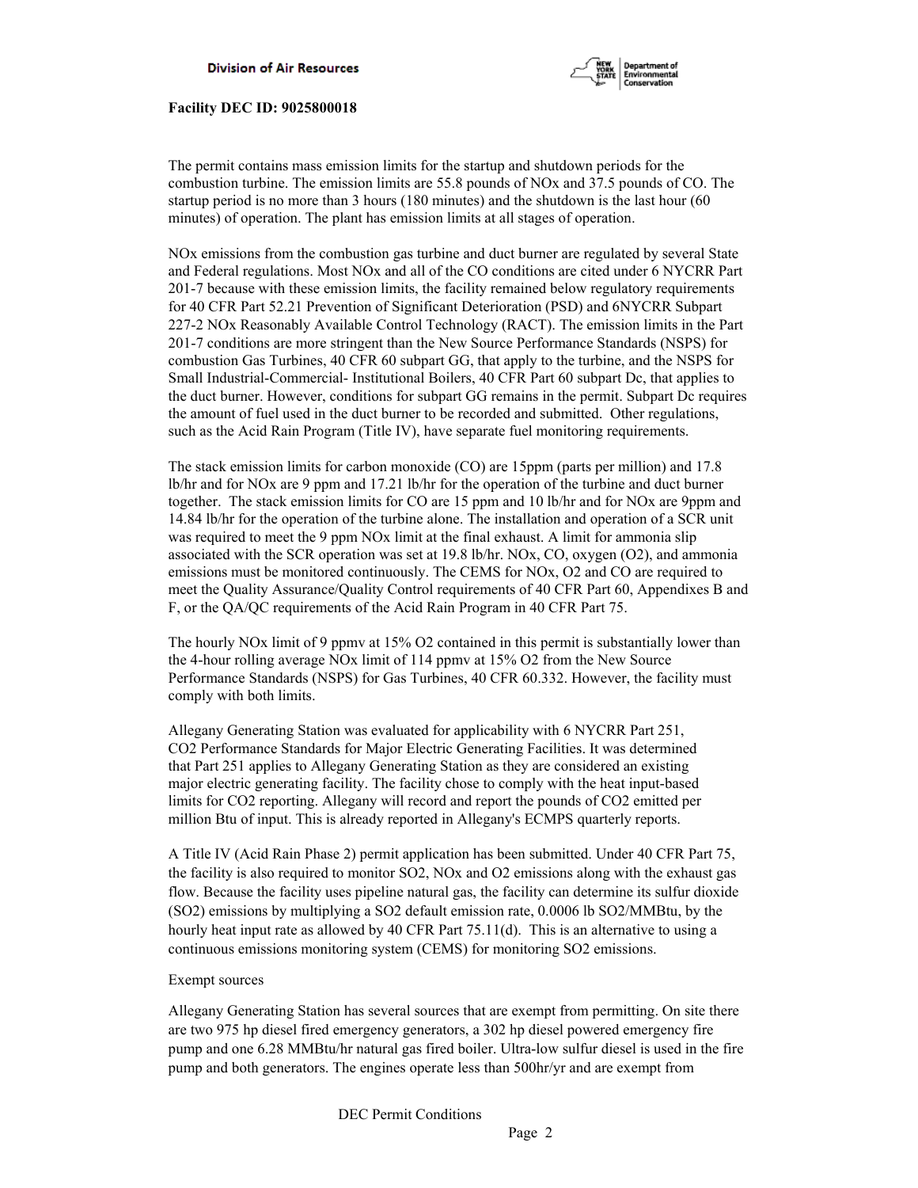The permit contains mass emission limits for the startup and shutdown periods for the combustion turbine. The emission limits are 55.8 pounds of NOx and 37.5 pounds of CO. The startup period is no more than 3 hours (180 minutes) and the shutdown is the last hour (60 minutes) of operation. The plant has emission limits at all stages of operation.

NOx emissions from the combustion gas turbine and duct burner are regulated by several State and Federal regulations. Most NOx and all of the CO conditions are cited under 6 NYCRR Part 201-7 because with these emission limits, the facility remained below regulatory requirements for 40 CFR Part 52.21 Prevention of Significant Deterioration (PSD) and 6NYCRR Subpart 227-2 NOx Reasonably Available Control Technology (RACT). The emission limits in the Part 201-7 conditions are more stringent than the New Source Performance Standards (NSPS) for combustion Gas Turbines, 40 CFR 60 subpart GG, that apply to the turbine, and the NSPS for Small Industrial-Commercial- Institutional Boilers, 40 CFR Part 60 subpart Dc, that applies to the duct burner. However, conditions for subpart GG remains in the permit. Subpart Dc requires the amount of fuel used in the duct burner to be recorded and submitted. Other regulations, such as the Acid Rain Program (Title IV), have separate fuel monitoring requirements.

The stack emission limits for carbon monoxide (CO) are 15ppm (parts per million) and 17.8 lb/hr and for NOx are 9 ppm and 17.21 lb/hr for the operation of the turbine and duct burner together. The stack emission limits for CO are 15 ppm and 10 lb/hr and for NOx are 9ppm and 14.84 lb/hr for the operation of the turbine alone. The installation and operation of a SCR unit was required to meet the 9 ppm NOx limit at the final exhaust. A limit for ammonia slip associated with the SCR operation was set at 19.8 lb/hr. NOx, CO, oxygen ($O_2$), and ammonia emissions must be monitored continuously. The CEMS for NOx, $O_2$ and CO are required to meet the Quality Assurance/Quality Control requirements of 40 CFR Part 60, Appendixes B and F, or the QA/QC requirements of the Acid Rain Program in 40 CFR Part 75.

The hourly NOx limit of 9 ppmv at 15% $O_2$ contained in this permit is substantially lower than the 4-hour rolling average NOx limit of 114 ppmv at 15% $O_2$ from the New Source Performance Standards (NSPS) for Gas Turbines, 40 CFR 60.332. However, the facility must comply with both limits.

Allegany Generating Station was evaluated for applicability with 6 NYCRR Part 251, $CO_2$ Performance Standards for Major Electric Generating Facilities. It was determined that Part 251 applies to Allegany Generating Station as they are considered an existing major electric generating facility. The facility chose to comply with the heat input-based limits for $CO_2$ reporting. Allegany will record and report the pounds of $CO_2$ emitted per million Btu of input. This is already reported in Allegany's ECMPS quarterly reports.

A Title IV (Acid Rain Phase 2) permit application has been submitted. Under 40 CFR Part 75, the facility is also required to monitor $SO_2$, NOx and $O_2$ emissions along with the exhaust gas flow. Because the facility uses pipeline natural gas, the facility can determine its sulfur dioxide ($SO_2$) emissions by multiplying a $SO_2$ default emission rate, 0.0006 lb $SO_2$/MMBtu, by the hourly heat input rate as allowed by 40 CFR Part 75.11(d). This is an alternative to using a continuous emissions monitoring system (CEMS) for monitoring $SO_2$ emissions.

Exempt sources

Allegany Generating Station has several sources that are exempt from permitting. On site there are two 975 hp diesel fired emergency generators, a 302 hp diesel powered emergency fire pump and one 6.28 MMBtu/hr natural gas fired boiler. Ultra-low sulfur diesel is used in the fire pump and both generators. The engines operate less than 500hr/yr and are exempt from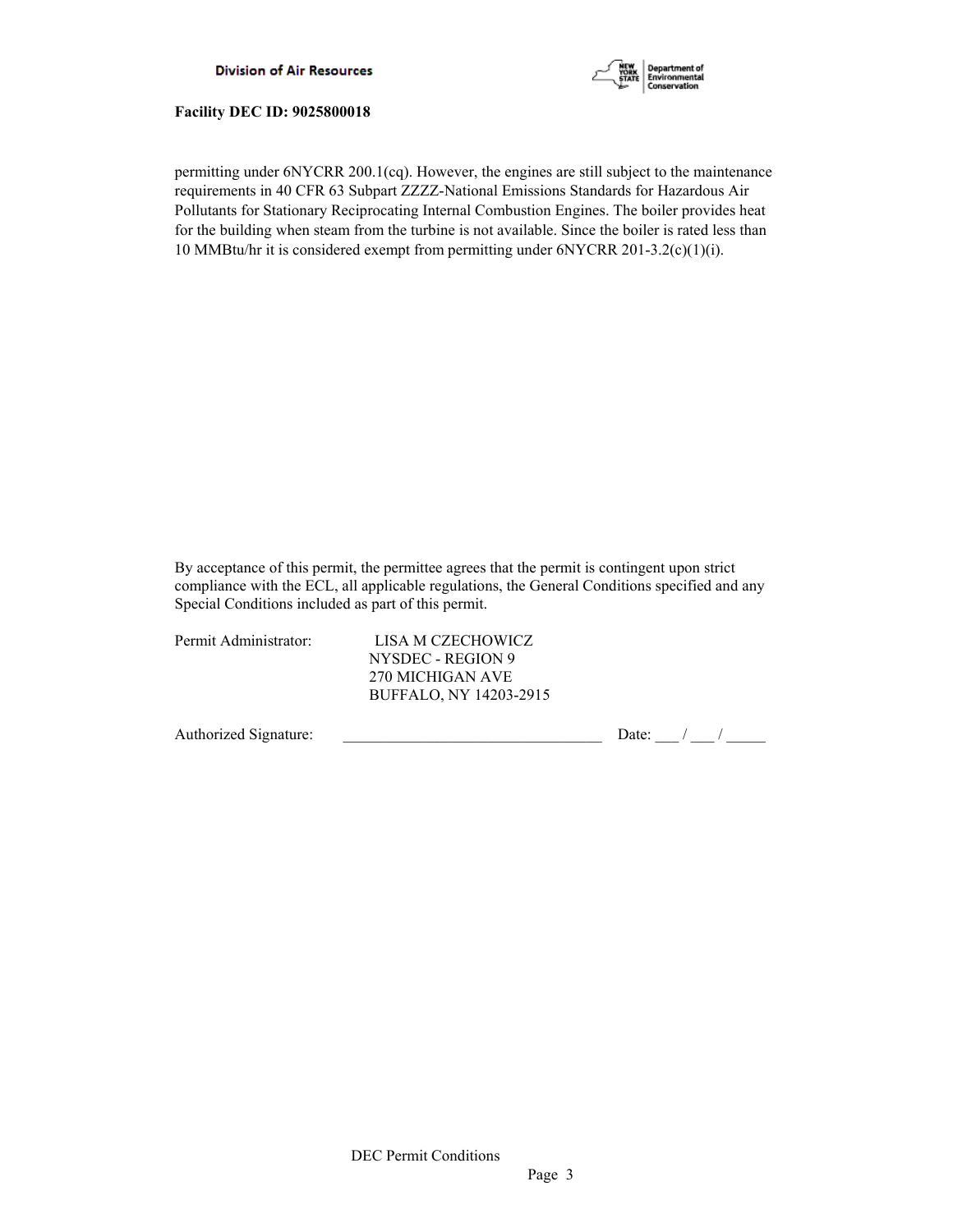permitting under 6NYCRR 200.1(cq). However, the engines are still subject to the maintenance requirements in 40 CFR 63 Subpart ZZZZ-National Emissions Standards for Hazardous Air Pollutants for Stationary Reciprocating Internal Combustion Engines. The boiler provides heat for the building when steam from the turbine is not available. Since the boiler is rated less than 10 MMBtu/hr it is considered exempt from permitting under 6NYCRR 201-3.2(c)(1)(i).

By acceptance of this permit, the permittee agrees that the permit is contingent upon strict compliance with the ECL, all applicable regulations, the General Conditions specified and any Special Conditions included as part of this permit.

Permit Administrator: LISA M CZECHOWICZ
NYSDEC - REGION 9
270 MICHIGAN AVE
BUFFALO, NY 14203-2915

Authorized Signature: _________________________________ Date: ___ / ___ / _____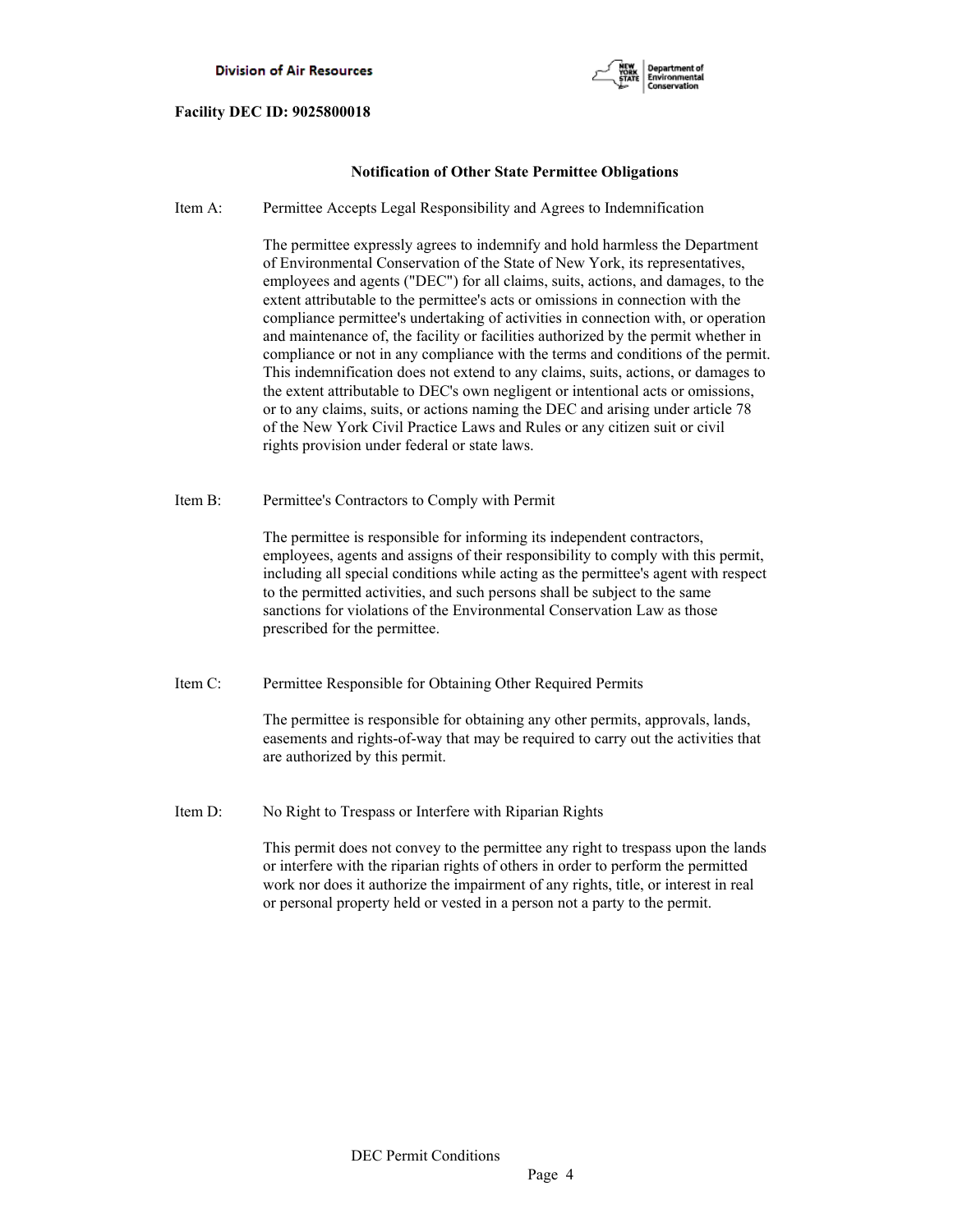**Facility DEC ID: 9025800018**

## Notification of Other State Permittee Obligations

Item A: Permittee Accepts Legal Responsibility and Agrees to Indemnification

The permittee expressly agrees to indemnify and hold harmless the Department of Environmental Conservation of the State of New York, its representatives, employees and agents ("DEC") for all claims, suits, actions, and damages, to the extent attributable to the permittee's acts or omissions in connection with the compliance permittee's undertaking of activities in connection with, or operation and maintenance of, the facility or facilities authorized by the permit whether in compliance or not in any compliance with the terms and conditions of the permit. This indemnification does not extend to any claims, suits, actions, or damages to the extent attributable to DEC's own negligent or intentional acts or omissions, or to any claims, suits, or actions naming the DEC and arising under article 78 of the New York Civil Practice Laws and Rules or any citizen suit or civil rights provision under federal or state laws.

Item B: Permittee's Contractors to Comply with Permit

The permittee is responsible for informing its independent contractors, employees, agents and assigns of their responsibility to comply with this permit, including all special conditions while acting as the permittee's agent with respect to the permitted activities, and such persons shall be subject to the same sanctions for violations of the Environmental Conservation Law as those prescribed for the permittee.

Item C: Permittee Responsible for Obtaining Other Required Permits

The permittee is responsible for obtaining any other permits, approvals, lands, easements and rights-of-way that may be required to carry out the activities that are authorized by this permit.

Item D: No Right to Trespass or Interfere with Riparian Rights

This permit does not convey to the permittee any right to trespass upon the lands or interfere with the riparian rights of others in order to perform the permitted work nor does it authorize the impairment of any rights, title, or interest in real or personal property held or vested in a person not a party to the permit.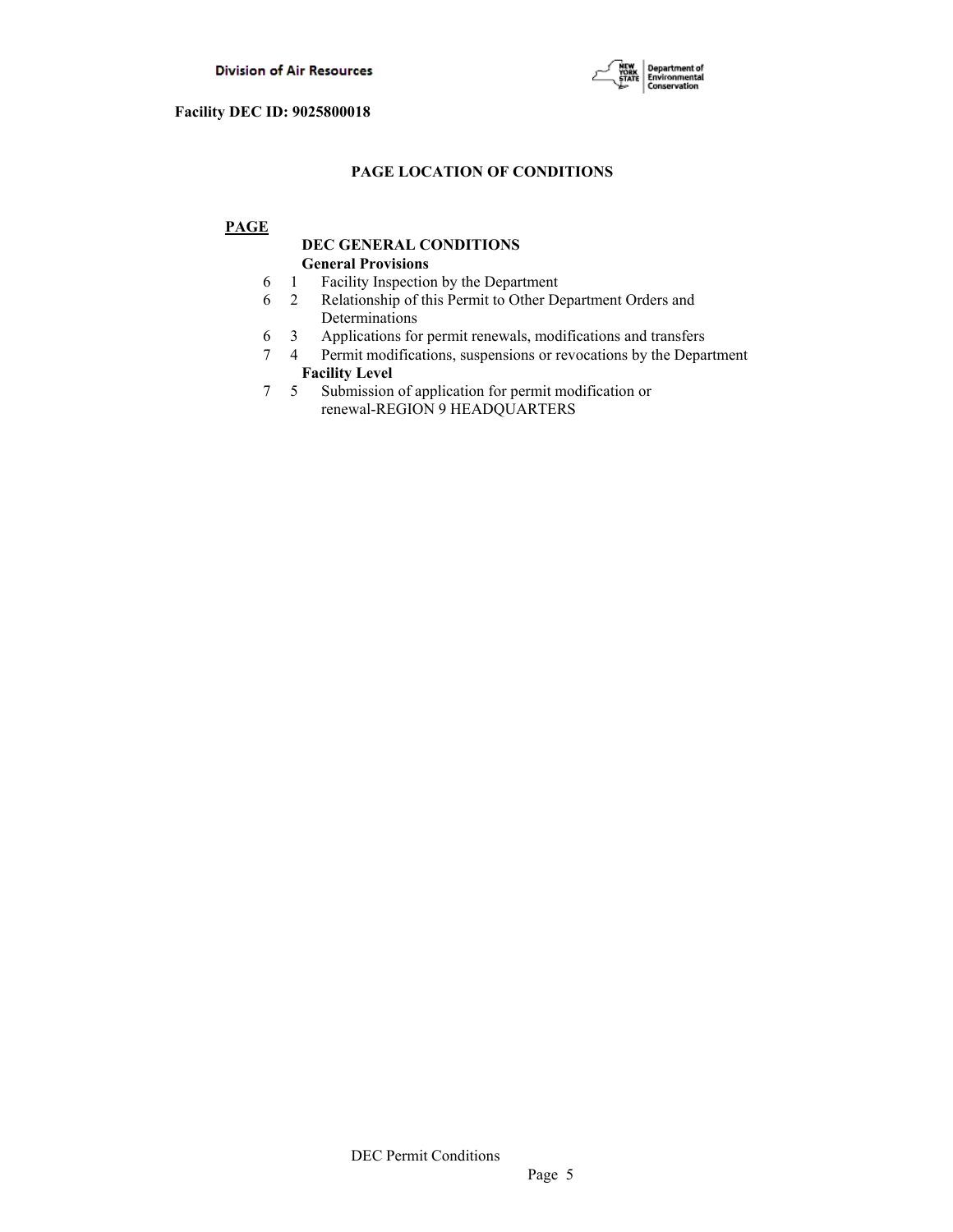**Facility DEC ID: 9025800018**

## PAGE LOCATION OF CONDITIONS

**PAGE**

**DEC GENERAL CONDITIONS**

**General Provisions**

6 1 Facility Inspection by the Department

6 2 Relationship of this Permit to Other Department Orders and Determinations

6 3 Applications for permit renewals, modifications and transfers

7 4 Permit modifications, suspensions or revocations by the Department

**Facility Level**

7 5 Submission of application for permit modification or renewal-REGION 9 HEADQUARTERS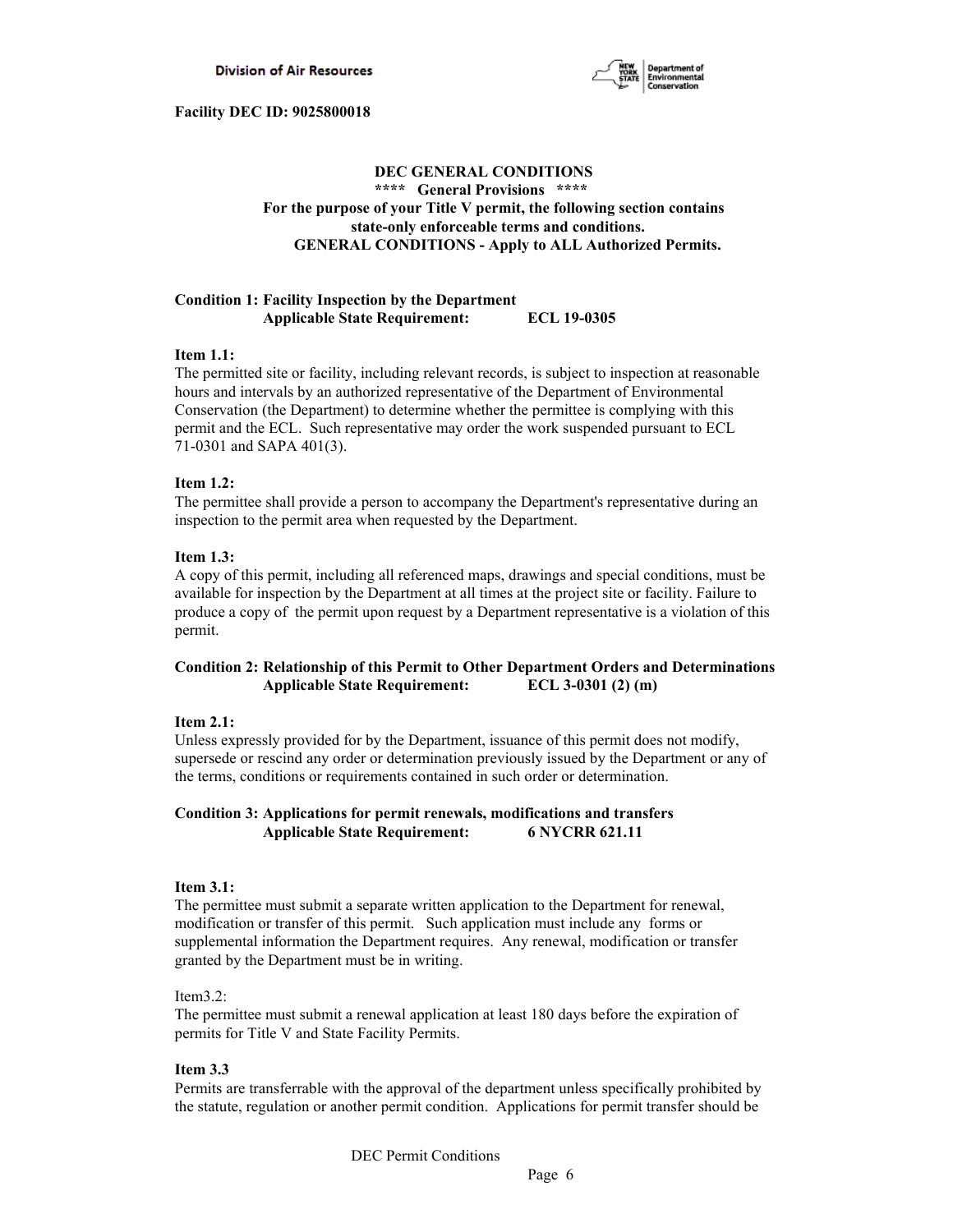**Facility DEC ID: 9025800018**

**DEC GENERAL CONDITIONS**
**\*\*\*\* General Provisions \*\*\*\***
**For the purpose of your Title V permit, the following section contains state-only enforceable terms and conditions.**
**GENERAL CONDITIONS - Apply to ALL Authorized Permits.**

**Condition 1: Facility Inspection by the Department**
**Applicable State Requirement: ECL 19-0305**

**Item 1.1:**
The permitted site or facility, including relevant records, is subject to inspection at reasonable hours and intervals by an authorized representative of the Department of Environmental Conservation (the Department) to determine whether the permittee is complying with this permit and the ECL. Such representative may order the work suspended pursuant to ECL 71-0301 and SAPA 401(3).

**Item 1.2:**
The permittee shall provide a person to accompany the Department's representative during an inspection to the permit area when requested by the Department.

**Item 1.3:**
A copy of this permit, including all referenced maps, drawings and special conditions, must be available for inspection by the Department at all times at the project site or facility. Failure to produce a copy of the permit upon request by a Department representative is a violation of this permit.

**Condition 2: Relationship of this Permit to Other Department Orders and Determinations**
**Applicable State Requirement: ECL 3-0301 (2) (m)**

**Item 2.1:**
Unless expressly provided for by the Department, issuance of this permit does not modify, supersede or rescind any order or determination previously issued by the Department or any of the terms, conditions or requirements contained in such order or determination.

**Condition 3: Applications for permit renewals, modifications and transfers**
**Applicable State Requirement: 6 NYCRR 621.11**

**Item 3.1:**
The permittee must submit a separate written application to the Department for renewal, modification or transfer of this permit. Such application must include any forms or supplemental information the Department requires. Any renewal, modification or transfer granted by the Department must be in writing.

Item3.2:
The permittee must submit a renewal application at least 180 days before the expiration of permits for Title V and State Facility Permits.

**Item 3.3**
Permits are transferrable with the approval of the department unless specifically prohibited by the statute, regulation or another permit condition. Applications for permit transfer should be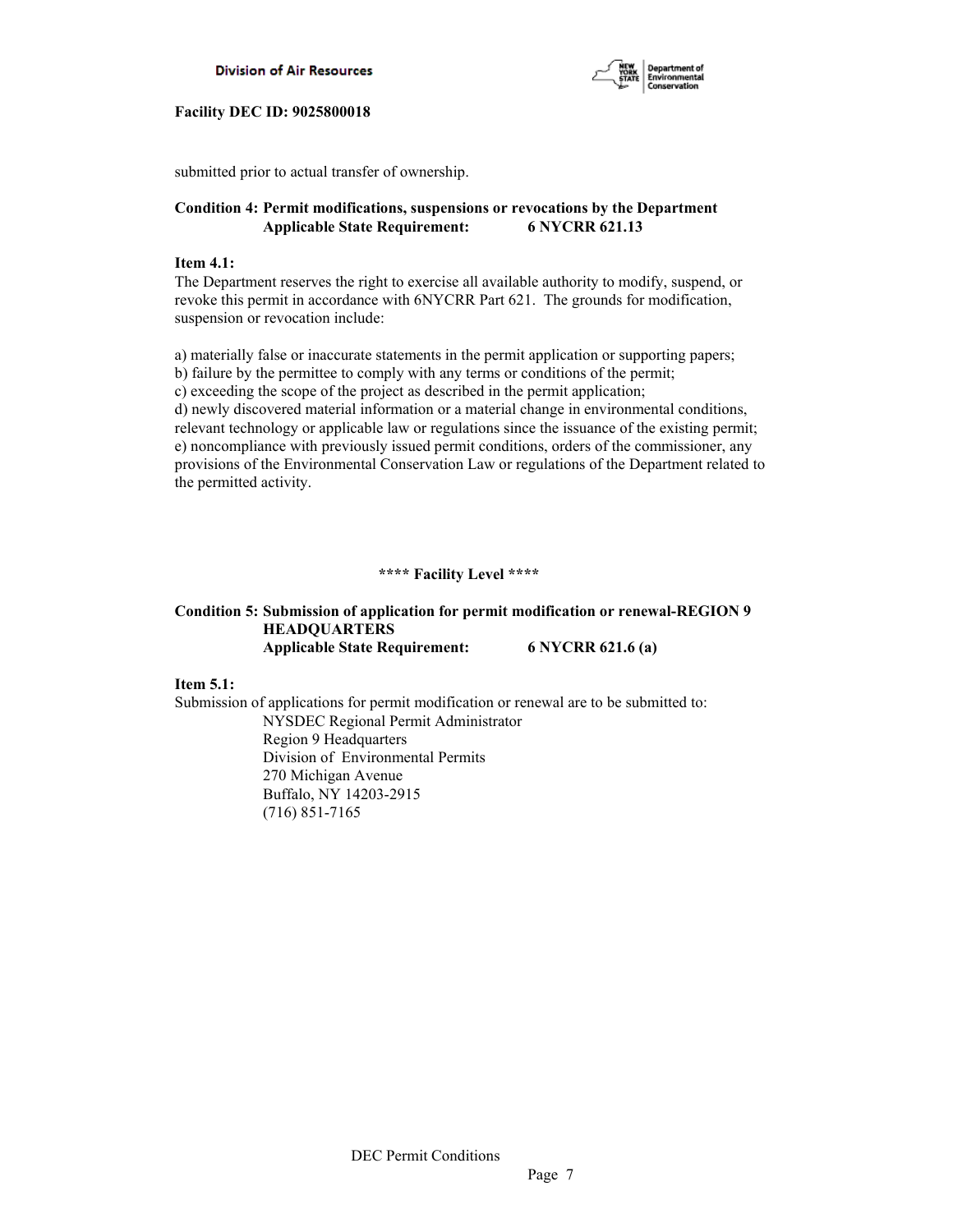submitted prior to actual transfer of ownership.

**Condition 4: Permit modifications, suspensions or revocations by the Department**
**Applicable State Requirement: 6 NYCRR 621.13**

**Item 4.1:**
The Department reserves the right to exercise all available authority to modify, suspend, or revoke this permit in accordance with 6NYCRR Part 621. The grounds for modification, suspension or revocation include:

a) materially false or inaccurate statements in the permit application or supporting papers;
b) failure by the permittee to comply with any terms or conditions of the permit;
c) exceeding the scope of the project as described in the permit application;
d) newly discovered material information or a material change in environmental conditions, relevant technology or applicable law or regulations since the issuance of the existing permit;
e) noncompliance with previously issued permit conditions, orders of the commissioner, any provisions of the Environmental Conservation Law or regulations of the Department related to the permitted activity.

**\*\*\*\* Facility Level \*\*\*\***

**Condition 5: Submission of application for permit modification or renewal-REGION 9 HEADQUARTERS**
**Applicable State Requirement: 6 NYCRR 621.6 (a)**

**Item 5.1:**
Submission of applications for permit modification or renewal are to be submitted to:

NYSDEC Regional Permit Administrator
Region 9 Headquarters
Division of Environmental Permits
270 Michigan Avenue
Buffalo, NY 14203-2915
(716) 851-7165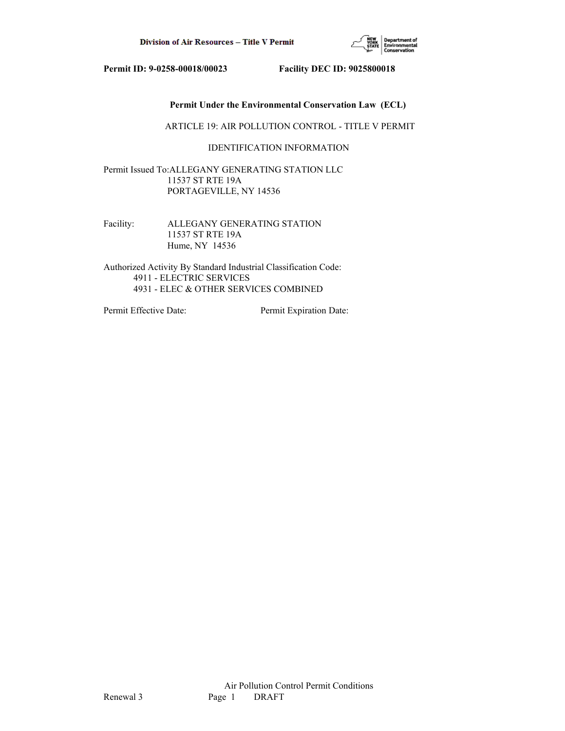**Permit ID: 9-0258-00018/00023 Facility DEC ID: 9025800018**

**Permit Under the Environmental Conservation Law (ECL)**

ARTICLE 19: AIR POLLUTION CONTROL - TITLE V PERMIT

IDENTIFICATION INFORMATION

Permit Issued To: ALLEGANY GENERATING STATION LLC
11537 ST RTE 19A
PORTAGEVILLE, NY 14536

Facility: ALLEGANY GENERATING STATION
11537 ST RTE 19A
Hume, NY 14536

Authorized Activity By Standard Industrial Classification Code:
4911 - ELECTRIC SERVICES
4931 - ELEC & OTHER SERVICES COMBINED

Permit Effective Date: Permit Expiration Date: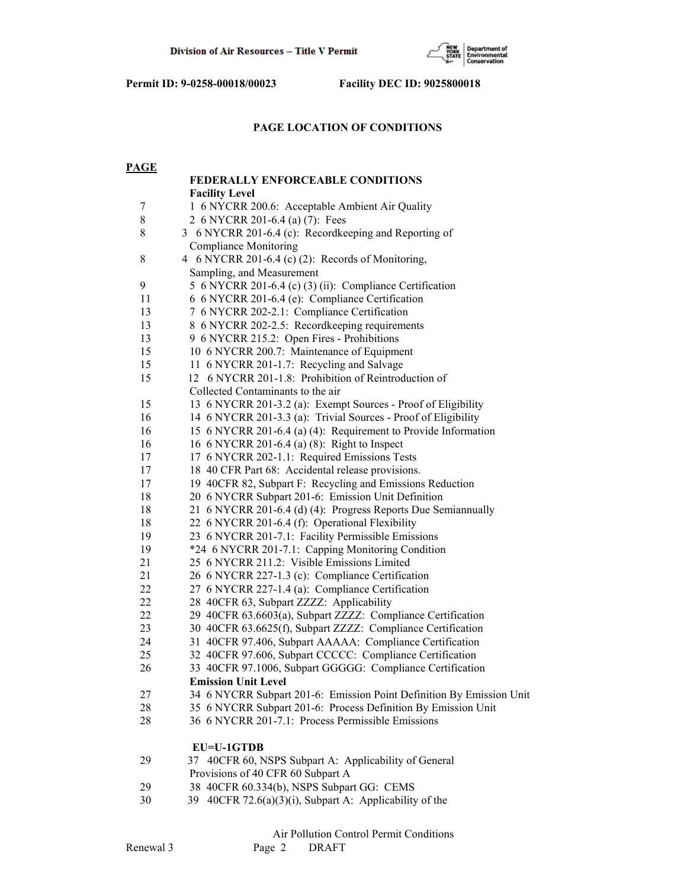**Permit ID: 9-0258-00018/00023 Facility DEC ID: 9025800018**

## PAGE LOCATION OF CONDITIONS

| PAGE | |
|---|---|
| | **FEDERALLY ENFORCEABLE CONDITIONS** |
| | **Facility Level** |
| 7 | 1 6 NYCRR 200.6: Acceptable Ambient Air Quality |
| 8 | 2 6 NYCRR 201-6.4 (a) (7): Fees |
| 8 | 3 6 NYCRR 201-6.4 (c): Recordkeeping and Reporting of Compliance Monitoring |
| 8 | 4 6 NYCRR 201-6.4 (c) (2): Records of Monitoring, Sampling, and Measurement |
| 9 | 5 6 NYCRR 201-6.4 (c) (3) (ii): Compliance Certification |
| 11 | 6 6 NYCRR 201-6.4 (e): Compliance Certification |
| 13 | 7 6 NYCRR 202-2.1: Compliance Certification |
| 13 | 8 6 NYCRR 202-2.5: Recordkeeping requirements |
| 13 | 9 6 NYCRR 215.2: Open Fires - Prohibitions |
| 15 | 10 6 NYCRR 200.7: Maintenance of Equipment |
| 15 | 11 6 NYCRR 201-1.7: Recycling and Salvage |
| 15 | 12 6 NYCRR 201-1.8: Prohibition of Reintroduction of Collected Contaminants to the air |
| 15 | 13 6 NYCRR 201-3.2 (a): Exempt Sources - Proof of Eligibility |
| 16 | 14 6 NYCRR 201-3.3 (a): Trivial Sources - Proof of Eligibility |
| 16 | 15 6 NYCRR 201-6.4 (a) (4): Requirement to Provide Information |
| 16 | 16 6 NYCRR 201-6.4 (a) (8): Right to Inspect |
| 17 | 17 6 NYCRR 202-1.1: Required Emissions Tests |
| 17 | 18 40 CFR Part 68: Accidental release provisions. |
| 17 | 19 40CFR 82, Subpart F: Recycling and Emissions Reduction |
| 18 | 20 6 NYCRR Subpart 201-6: Emission Unit Definition |
| 18 | 21 6 NYCRR 201-6.4 (d) (4): Progress Reports Due Semiannually |
| 18 | 22 6 NYCRR 201-6.4 (f): Operational Flexibility |
| 19 | 23 6 NYCRR 201-7.1: Facility Permissible Emissions |
| 19 | *24 6 NYCRR 201-7.1: Capping Monitoring Condition |
| 21 | 25 6 NYCRR 211.2: Visible Emissions Limited |
| 21 | 26 6 NYCRR 227-1.3 (c): Compliance Certification |
| 22 | 27 6 NYCRR 227-1.4 (a): Compliance Certification |
| 22 | 28 40CFR 63, Subpart ZZZZ: Applicability |
| 22 | 29 40CFR 63.6603(a), Subpart ZZZZ: Compliance Certification |
| 23 | 30 40CFR 63.6625(f), Subpart ZZZZ: Compliance Certification |
| 24 | 31 40CFR 97.406, Subpart AAAAA: Compliance Certification |
| 25 | 32 40CFR 97.606, Subpart CCCCC: Compliance Certification |
| 26 | 33 40CFR 97.1006, Subpart GGGGG: Compliance Certification |
| | **Emission Unit Level** |
| 27 | 34 6 NYCRR Subpart 201-6: Emission Point Definition By Emission Unit |
| 28 | 35 6 NYCRR Subpart 201-6: Process Definition By Emission Unit |
| 28 | 36 6 NYCRR 201-7.1: Process Permissible Emissions |
| | |
| | **EU=U-1GTDB** |
| 29 | 37 40CFR 60, NSPS Subpart A: Applicability of General Provisions of 40 CFR 60 Subpart A |
| 29 | 38 40CFR 60.334(b), NSPS Subpart GG: CEMS |
| 30 | 39 40CFR 72.6(a)(3)(i), Subpart A: Applicability of the |

Air Pollution Control Permit Conditions
Renewal 3 DRAFT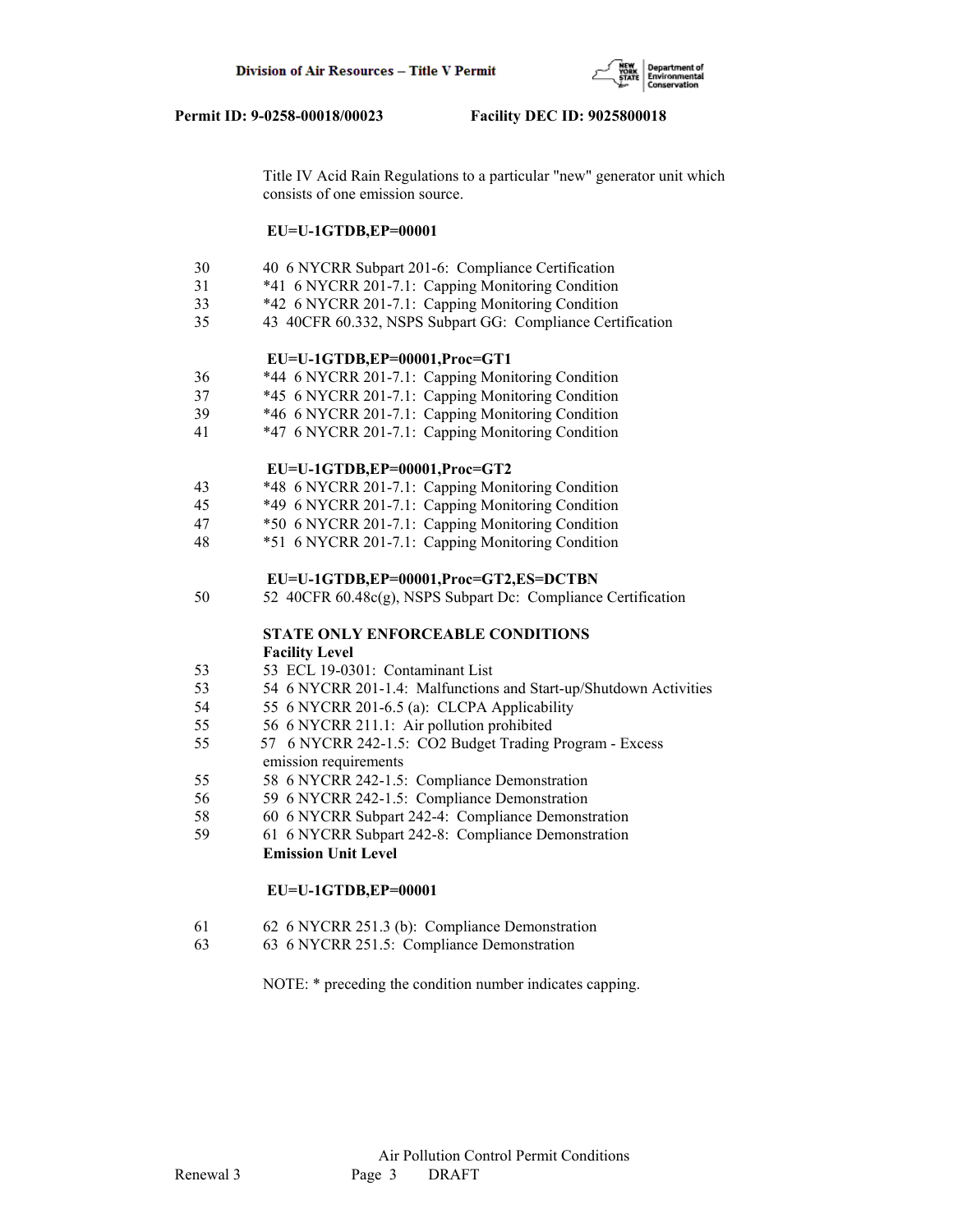Title IV Acid Rain Regulations to a particular "new" generator unit which consists of one emission source.

**EU=U-1GTDB,EP=00001**

30 40 6 NYCRR Subpart 201-6: Compliance Certification
31 *41 6 NYCRR 201-7.1: Capping Monitoring Condition
33 *42 6 NYCRR 201-7.1: Capping Monitoring Condition
35 43 40CFR 60.332, NSPS Subpart GG: Compliance Certification

**EU=U-1GTDB,EP=00001,Proc=GT1**

36 *44 6 NYCRR 201-7.1: Capping Monitoring Condition
37 *45 6 NYCRR 201-7.1: Capping Monitoring Condition
39 *46 6 NYCRR 201-7.1: Capping Monitoring Condition
41 *47 6 NYCRR 201-7.1: Capping Monitoring Condition

**EU=U-1GTDB,EP=00001,Proc=GT2**

43 *48 6 NYCRR 201-7.1: Capping Monitoring Condition
45 *49 6 NYCRR 201-7.1: Capping Monitoring Condition
47 *50 6 NYCRR 201-7.1: Capping Monitoring Condition
48 *51 6 NYCRR 201-7.1: Capping Monitoring Condition

**EU=U-1GTDB,EP=00001,Proc=GT2,ES=DCTBN**

50 52 40CFR 60.48c(g), NSPS Subpart Dc: Compliance Certification

**STATE ONLY ENFORCEABLE CONDITIONS**
**Facility Level**

53 53 ECL 19-0301: Contaminant List
53 54 6 NYCRR 201-1.4: Malfunctions and Start-up/Shutdown Activities
54 55 6 NYCRR 201-6.5 (a): CLCPA Applicability
55 56 6 NYCRR 211.1: Air pollution prohibited
55 57 6 NYCRR 242-1.5: CO2 Budget Trading Program - Excess emission requirements
55 58 6 NYCRR 242-1.5: Compliance Demonstration
56 59 6 NYCRR 242-1.5: Compliance Demonstration
58 60 6 NYCRR Subpart 242-4: Compliance Demonstration
59 61 6 NYCRR Subpart 242-8: Compliance Demonstration

**Emission Unit Level**

**EU=U-1GTDB,EP=00001**

61 62 6 NYCRR 251.3 (b): Compliance Demonstration
63 63 6 NYCRR 251.5: Compliance Demonstration

NOTE: * preceding the condition number indicates capping.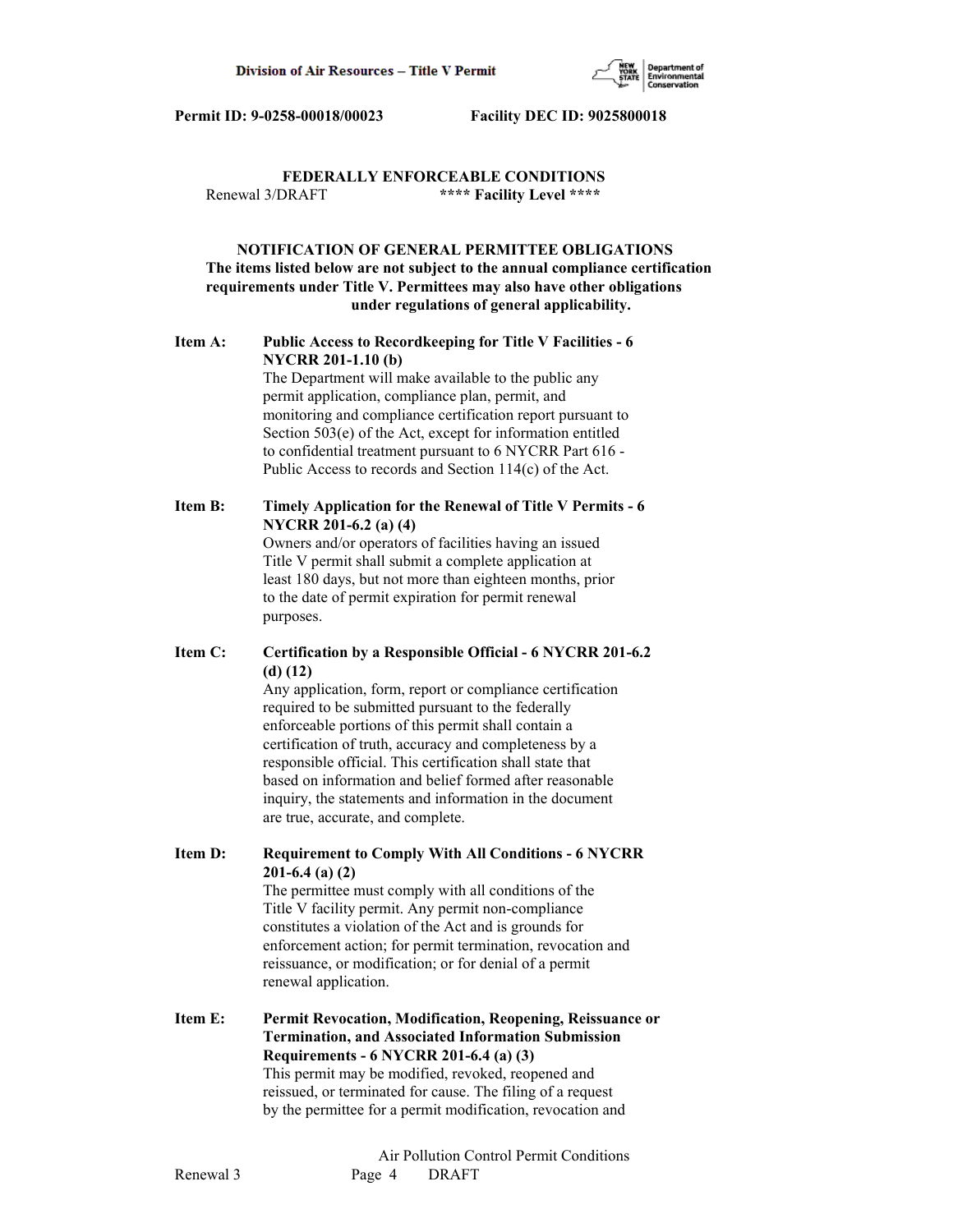**Permit ID: 9-0258-00018/00023 Facility DEC ID: 9025800018**

## FEDERALLY ENFORCEABLE CONDITIONS

Renewal 3/DRAFT **\*\*\*\* Facility Level \*\*\*\***

### NOTIFICATION OF GENERAL PERMITTEE OBLIGATIONS

**The items listed below are not subject to the annual compliance certification requirements under Title V. Permittees may also have other obligations under regulations of general applicability.**

**Item A: Public Access to Recordkeeping for Title V Facilities - 6 NYCRR 201-1.10 (b)**

The Department will make available to the public any permit application, compliance plan, permit, and monitoring and compliance certification report pursuant to Section 503(e) of the Act, except for information entitled to confidential treatment pursuant to 6 NYCRR Part 616 - Public Access to records and Section 114(c) of the Act.

**Item B: Timely Application for the Renewal of Title V Permits - 6 NYCRR 201-6.2 (a) (4)**

Owners and/or operators of facilities having an issued Title V permit shall submit a complete application at least 180 days, but not more than eighteen months, prior to the date of permit expiration for permit renewal purposes.

**Item C: Certification by a Responsible Official - 6 NYCRR 201-6.2 (d) (12)**

Any application, form, report or compliance certification required to be submitted pursuant to the federally enforceable portions of this permit shall contain a certification of truth, accuracy and completeness by a responsible official. This certification shall state that based on information and belief formed after reasonable inquiry, the statements and information in the document are true, accurate, and complete.

**Item D: Requirement to Comply With All Conditions - 6 NYCRR 201-6.4 (a) (2)**

The permittee must comply with all conditions of the Title V facility permit. Any permit non-compliance constitutes a violation of the Act and is grounds for enforcement action; for permit termination, revocation and reissuance, or modification; or for denial of a permit renewal application.

**Item E: Permit Revocation, Modification, Reopening, Reissuance or Termination, and Associated Information Submission Requirements - 6 NYCRR 201-6.4 (a) (3)**

This permit may be modified, revoked, reopened and reissued, or terminated for cause. The filing of a request by the permittee for a permit modification, revocation and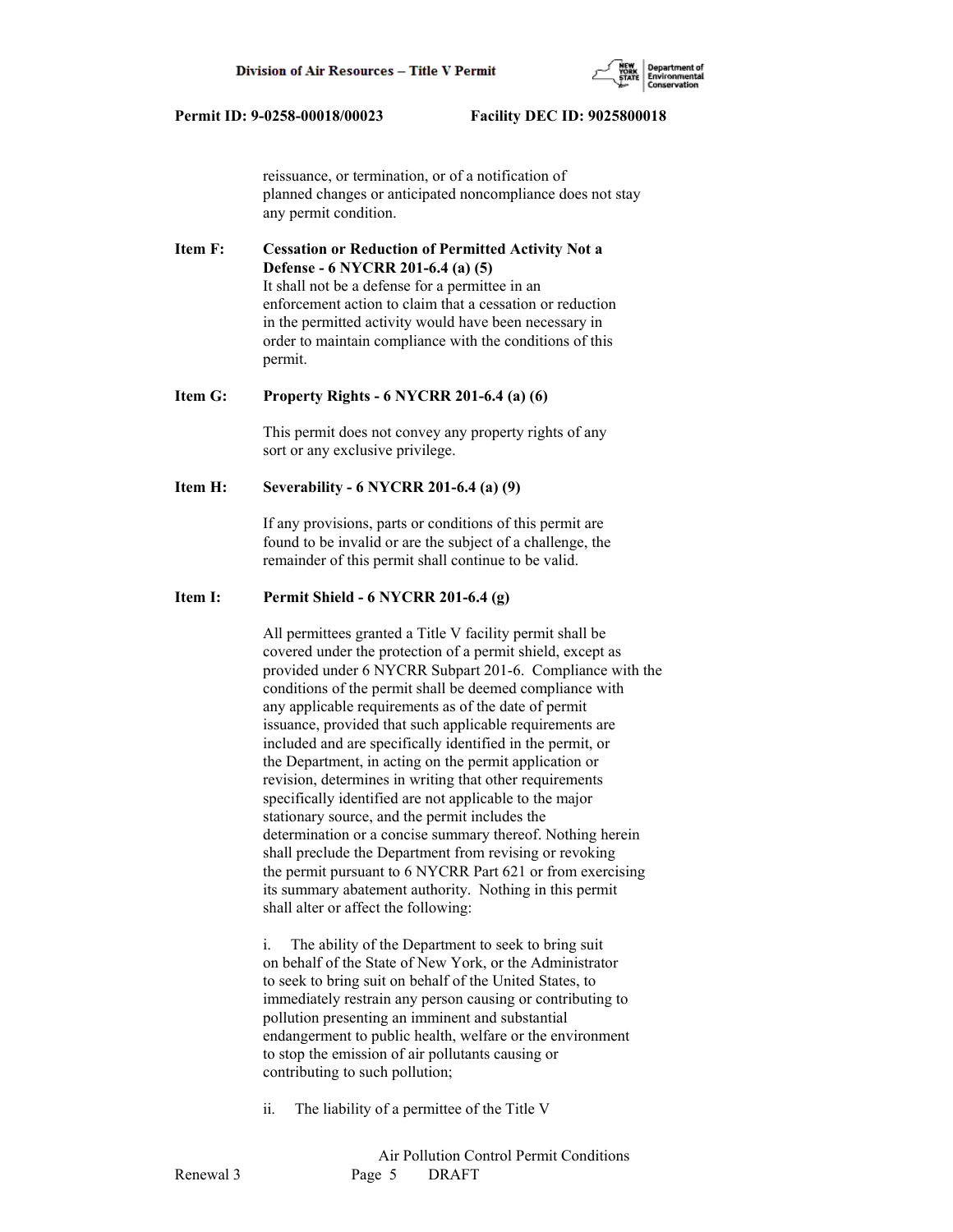reissuance, or termination, or of a notification of planned changes or anticipated noncompliance does not stay any permit condition.

**Item F: Cessation or Reduction of Permitted Activity Not a Defense - 6 NYCRR 201-6.4 (a) (5)**

It shall not be a defense for a permittee in an enforcement action to claim that a cessation or reduction in the permitted activity would have been necessary in order to maintain compliance with the conditions of this permit.

**Item G: Property Rights - 6 NYCRR 201-6.4 (a) (6)**

This permit does not convey any property rights of any sort or any exclusive privilege.

**Item H: Severability - 6 NYCRR 201-6.4 (a) (9)**

If any provisions, parts or conditions of this permit are found to be invalid or are the subject of a challenge, the remainder of this permit shall continue to be valid.

**Item I: Permit Shield - 6 NYCRR 201-6.4 (g)**

All permittees granted a Title V facility permit shall be covered under the protection of a permit shield, except as provided under 6 NYCRR Subpart 201-6. Compliance with the conditions of the permit shall be deemed compliance with any applicable requirements as of the date of permit issuance, provided that such applicable requirements are included and are specifically identified in the permit, or the Department, in acting on the permit application or revision, determines in writing that other requirements specifically identified are not applicable to the major stationary source, and the permit includes the determination or a concise summary thereof. Nothing herein shall preclude the Department from revising or revoking the permit pursuant to 6 NYCRR Part 621 or from exercising its summary abatement authority. Nothing in this permit shall alter or affect the following:

i. The ability of the Department to seek to bring suit on behalf of the State of New York, or the Administrator to seek to bring suit on behalf of the United States, to immediately restrain any person causing or contributing to pollution presenting an imminent and substantial endangerment to public health, welfare or the environment to stop the emission of air pollutants causing or contributing to such pollution;

ii. The liability of a permittee of the Title V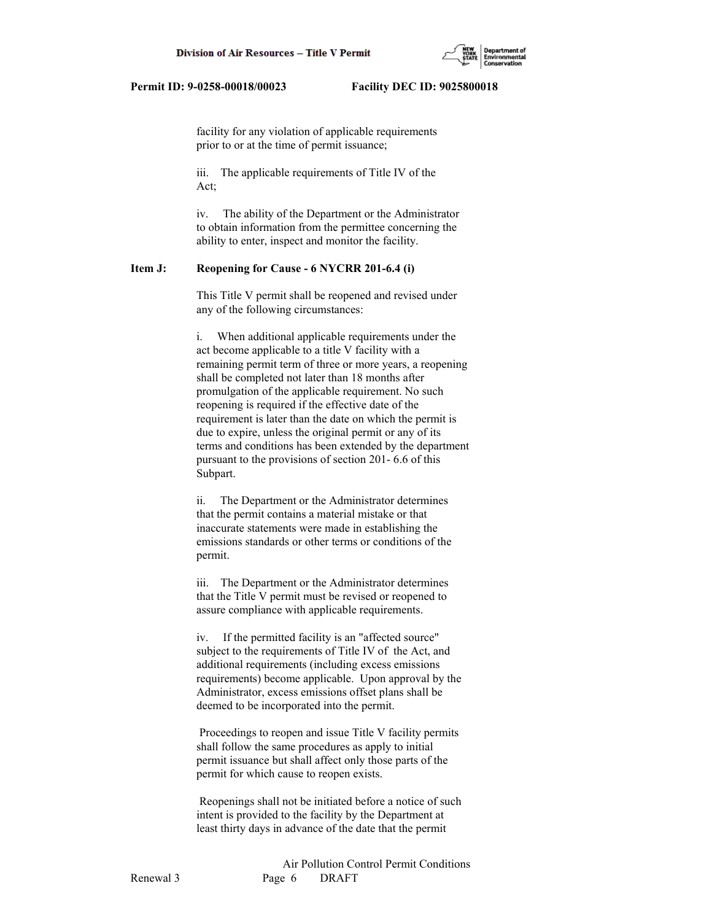facility for any violation of applicable requirements prior to or at the time of permit issuance;

iii. The applicable requirements of Title IV of the Act;

iv. The ability of the Department or the Administrator to obtain information from the permittee concerning the ability to enter, inspect and monitor the facility.

**Item J: Reopening for Cause - 6 NYCRR 201-6.4 (i)**

This Title V permit shall be reopened and revised under any of the following circumstances:

i. When additional applicable requirements under the act become applicable to a title V facility with a remaining permit term of three or more years, a reopening shall be completed not later than 18 months after promulgation of the applicable requirement. No such reopening is required if the effective date of the requirement is later than the date on which the permit is due to expire, unless the original permit or any of its terms and conditions has been extended by the department pursuant to the provisions of section 201- 6.6 of this Subpart.

ii. The Department or the Administrator determines that the permit contains a material mistake or that inaccurate statements were made in establishing the emissions standards or other terms or conditions of the permit.

iii. The Department or the Administrator determines that the Title V permit must be revised or reopened to assure compliance with applicable requirements.

iv. If the permitted facility is an "affected source" subject to the requirements of Title IV of the Act, and additional requirements (including excess emissions requirements) become applicable. Upon approval by the Administrator, excess emissions offset plans shall be deemed to be incorporated into the permit.

Proceedings to reopen and issue Title V facility permits shall follow the same procedures as apply to initial permit issuance but shall affect only those parts of the permit for which cause to reopen exists.

Reopenings shall not be initiated before a notice of such intent is provided to the facility by the Department at least thirty days in advance of the date that the permit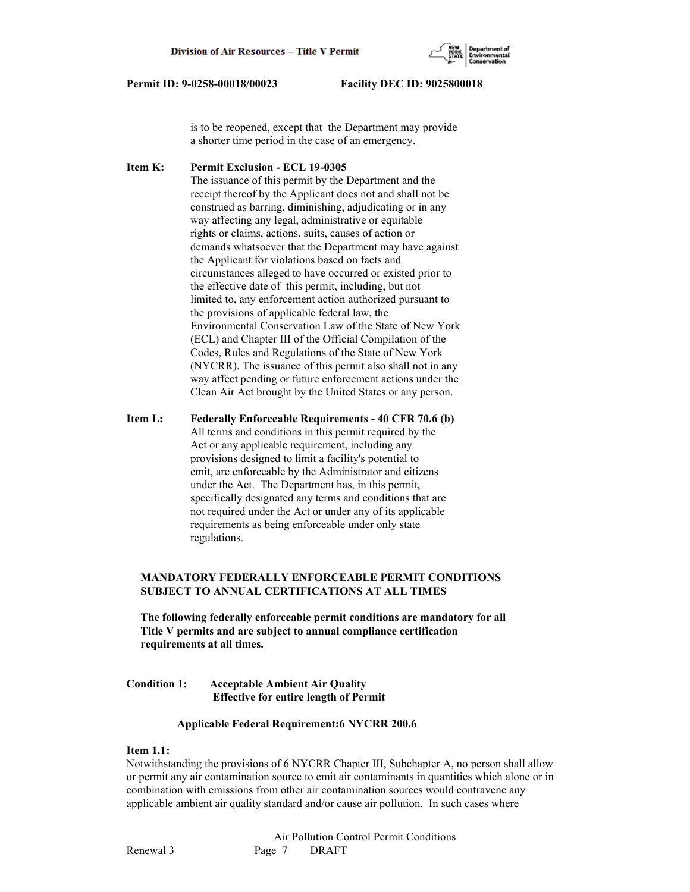is to be reopened, except that the Department may provide a shorter time period in the case of an emergency.

**Item K: Permit Exclusion - ECL 19-0305**

The issuance of this permit by the Department and the receipt thereof by the Applicant does not and shall not be construed as barring, diminishing, adjudicating or in any way affecting any legal, administrative or equitable rights or claims, actions, suits, causes of action or demands whatsoever that the Department may have against the Applicant for violations based on facts and circumstances alleged to have occurred or existed prior to the effective date of this permit, including, but not limited to, any enforcement action authorized pursuant to the provisions of applicable federal law, the Environmental Conservation Law of the State of New York (ECL) and Chapter III of the Official Compilation of the Codes, Rules and Regulations of the State of New York (NYCRR). The issuance of this permit also shall not in any way affect pending or future enforcement actions under the Clean Air Act brought by the United States or any person.

**Item L: Federally Enforceable Requirements - 40 CFR 70.6 (b)**

All terms and conditions in this permit required by the Act or any applicable requirement, including any provisions designed to limit a facility's potential to emit, are enforceable by the Administrator and citizens under the Act. The Department has, in this permit, specifically designated any terms and conditions that are not required under the Act or under any of its applicable requirements as being enforceable under only state regulations.

**MANDATORY FEDERALLY ENFORCEABLE PERMIT CONDITIONS SUBJECT TO ANNUAL CERTIFICATIONS AT ALL TIMES**

**The following federally enforceable permit conditions are mandatory for all Title V permits and are subject to annual compliance certification requirements at all times.**

**Condition 1: Acceptable Ambient Air Quality**
**Effective for entire length of Permit**

**Applicable Federal Requirement:6 NYCRR 200.6**

**Item 1.1:**

Notwithstanding the provisions of 6 NYCRR Chapter III, Subchapter A, no person shall allow or permit any air contamination source to emit air contaminants in quantities which alone or in combination with emissions from other air contamination sources would contravene any applicable ambient air quality standard and/or cause air pollution. In such cases where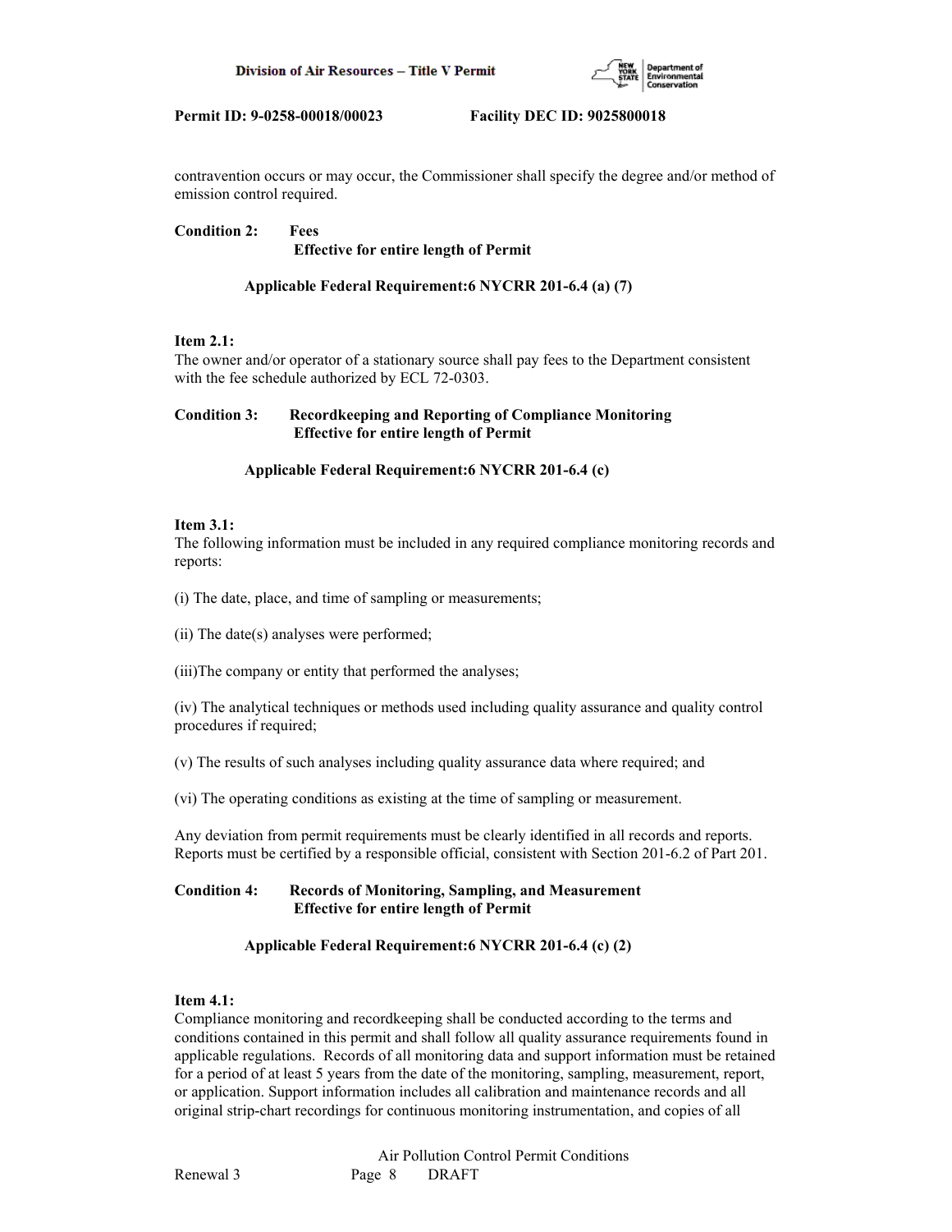contravention occurs or may occur, the Commissioner shall specify the degree and/or method of emission control required.

**Condition 2: Fees**
**Effective for entire length of Permit**

**Applicable Federal Requirement:6 NYCRR 201-6.4 (a) (7)**

**Item 2.1:**
The owner and/or operator of a stationary source shall pay fees to the Department consistent with the fee schedule authorized by ECL 72-0303.

**Condition 3: Recordkeeping and Reporting of Compliance Monitoring**
**Effective for entire length of Permit**

**Applicable Federal Requirement:6 NYCRR 201-6.4 (c)**

**Item 3.1:**
The following information must be included in any required compliance monitoring records and reports:

(i) The date, place, and time of sampling or measurements;

(ii) The date(s) analyses were performed;

(iii)The company or entity that performed the analyses;

(iv) The analytical techniques or methods used including quality assurance and quality control procedures if required;

(v) The results of such analyses including quality assurance data where required; and

(vi) The operating conditions as existing at the time of sampling or measurement.

Any deviation from permit requirements must be clearly identified in all records and reports. Reports must be certified by a responsible official, consistent with Section 201-6.2 of Part 201.

**Condition 4: Records of Monitoring, Sampling, and Measurement**
**Effective for entire length of Permit**

**Applicable Federal Requirement:6 NYCRR 201-6.4 (c) (2)**

**Item 4.1:**
Compliance monitoring and recordkeeping shall be conducted according to the terms and conditions contained in this permit and shall follow all quality assurance requirements found in applicable regulations. Records of all monitoring data and support information must be retained for a period of at least 5 years from the date of the monitoring, sampling, measurement, report, or application. Support information includes all calibration and maintenance records and all original strip-chart recordings for continuous monitoring instrumentation, and copies of all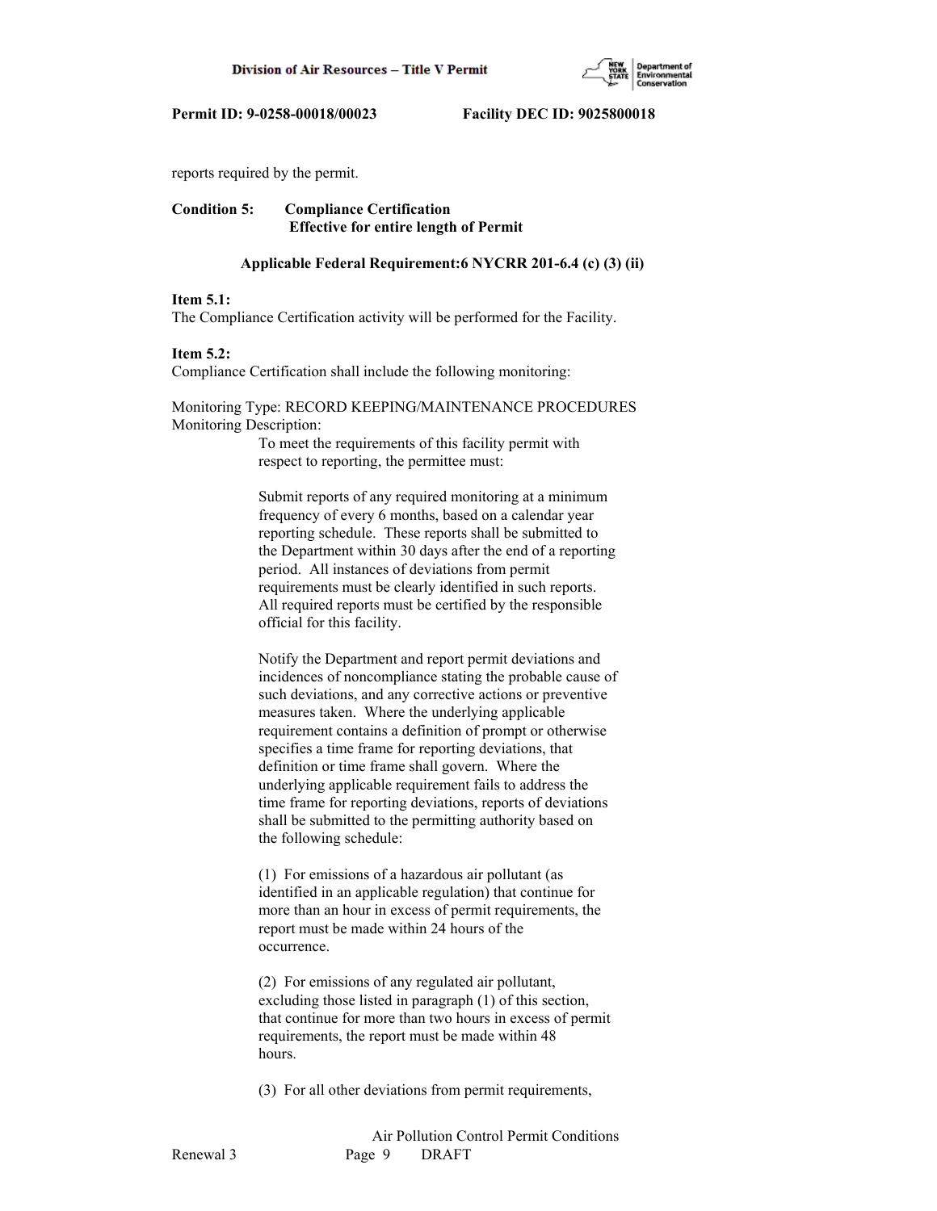reports required by the permit.

**Condition 5: Compliance Certification**
**Effective for entire length of Permit**

**Applicable Federal Requirement:6 NYCRR 201-6.4 (c) (3) (ii)**

**Item 5.1:**
The Compliance Certification activity will be performed for the Facility.

**Item 5.2:**
Compliance Certification shall include the following monitoring:

Monitoring Type: RECORD KEEPING/MAINTENANCE PROCEDURES
Monitoring Description:

To meet the requirements of this facility permit with respect to reporting, the permittee must:

Submit reports of any required monitoring at a minimum frequency of every 6 months, based on a calendar year reporting schedule. These reports shall be submitted to the Department within 30 days after the end of a reporting period. All instances of deviations from permit requirements must be clearly identified in such reports. All required reports must be certified by the responsible official for this facility.

Notify the Department and report permit deviations and incidences of noncompliance stating the probable cause of such deviations, and any corrective actions or preventive measures taken. Where the underlying applicable requirement contains a definition of prompt or otherwise specifies a time frame for reporting deviations, that definition or time frame shall govern. Where the underlying applicable requirement fails to address the time frame for reporting deviations, reports of deviations shall be submitted to the permitting authority based on the following schedule:

(1) For emissions of a hazardous air pollutant (as identified in an applicable regulation) that continue for more than an hour in excess of permit requirements, the report must be made within 24 hours of the occurrence.

(2) For emissions of any regulated air pollutant, excluding those listed in paragraph (1) of this section, that continue for more than two hours in excess of permit requirements, the report must be made within 48 hours.

(3) For all other deviations from permit requirements,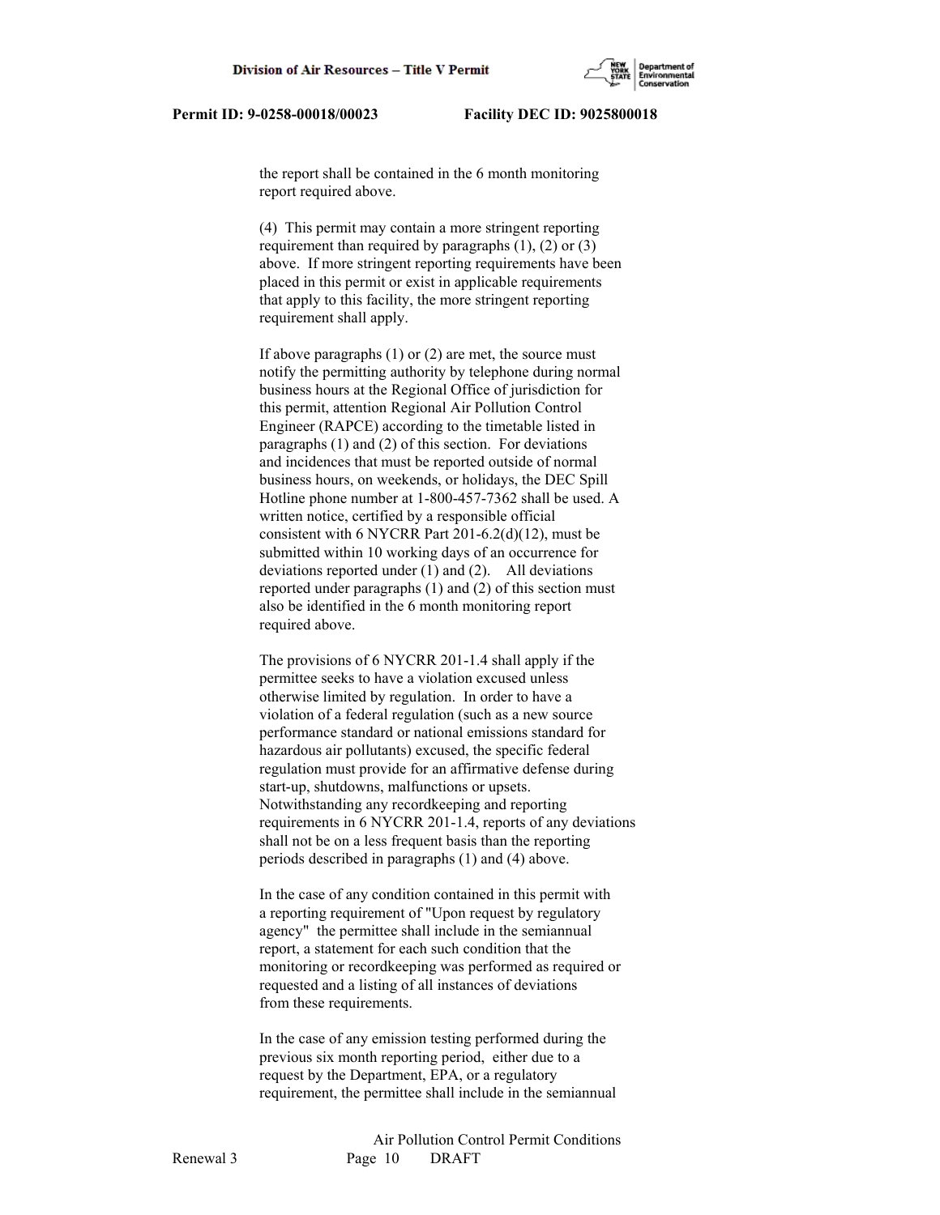the report shall be contained in the 6 month monitoring report required above.

(4) This permit may contain a more stringent reporting requirement than required by paragraphs (1), (2) or (3) above. If more stringent reporting requirements have been placed in this permit or exist in applicable requirements that apply to this facility, the more stringent reporting requirement shall apply.

If above paragraphs (1) or (2) are met, the source must notify the permitting authority by telephone during normal business hours at the Regional Office of jurisdiction for this permit, attention Regional Air Pollution Control Engineer (RAPCE) according to the timetable listed in paragraphs (1) and (2) of this section. For deviations and incidences that must be reported outside of normal business hours, on weekends, or holidays, the DEC Spill Hotline phone number at 1-800-457-7362 shall be used. A written notice, certified by a responsible official consistent with 6 NYCRR Part 201-6.2(d)(12), must be submitted within 10 working days of an occurrence for deviations reported under (1) and (2). All deviations reported under paragraphs (1) and (2) of this section must also be identified in the 6 month monitoring report required above.

The provisions of 6 NYCRR 201-1.4 shall apply if the permittee seeks to have a violation excused unless otherwise limited by regulation. In order to have a violation of a federal regulation (such as a new source performance standard or national emissions standard for hazardous air pollutants) excused, the specific federal regulation must provide for an affirmative defense during start-up, shutdowns, malfunctions or upsets. Notwithstanding any recordkeeping and reporting requirements in 6 NYCRR 201-1.4, reports of any deviations shall not be on a less frequent basis than the reporting periods described in paragraphs (1) and (4) above.

In the case of any condition contained in this permit with a reporting requirement of "Upon request by regulatory agency" the permittee shall include in the semiannual report, a statement for each such condition that the monitoring or recordkeeping was performed as required or requested and a listing of all instances of deviations from these requirements.

In the case of any emission testing performed during the previous six month reporting period, either due to a request by the Department, EPA, or a regulatory requirement, the permittee shall include in the semiannual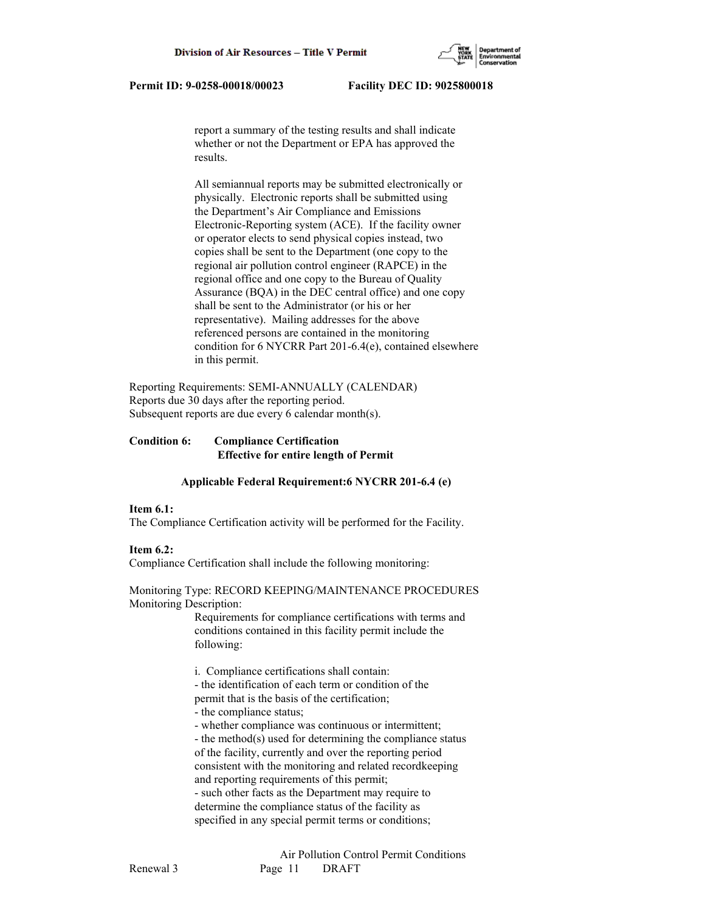report a summary of the testing results and shall indicate whether or not the Department or EPA has approved the results.

All semiannual reports may be submitted electronically or physically. Electronic reports shall be submitted using the Department's Air Compliance and Emissions Electronic-Reporting system (ACE). If the facility owner or operator elects to send physical copies instead, two copies shall be sent to the Department (one copy to the regional air pollution control engineer (RAPCE) in the regional office and one copy to the Bureau of Quality Assurance (BQA) in the DEC central office) and one copy shall be sent to the Administrator (or his or her representative). Mailing addresses for the above referenced persons are contained in the monitoring condition for 6 NYCRR Part 201-6.4(e), contained elsewhere in this permit.

Reporting Requirements: SEMI-ANNUALLY (CALENDAR)
Reports due 30 days after the reporting period.
Subsequent reports are due every 6 calendar month(s).

**Condition 6: Compliance Certification**
**Effective for entire length of Permit**

**Applicable Federal Requirement:6 NYCRR 201-6.4 (e)**

**Item 6.1:**
The Compliance Certification activity will be performed for the Facility.

**Item 6.2:**
Compliance Certification shall include the following monitoring:

Monitoring Type: RECORD KEEPING/MAINTENANCE PROCEDURES
Monitoring Description:

Requirements for compliance certifications with terms and conditions contained in this facility permit include the following:

i. Compliance certifications shall contain:
- the identification of each term or condition of the permit that is the basis of the certification;
- the compliance status;
- whether compliance was continuous or intermittent;
- the method(s) used for determining the compliance status of the facility, currently and over the reporting period consistent with the monitoring and related recordkeeping and reporting requirements of this permit;
- such other facts as the Department may require to determine the compliance status of the facility as specified in any special permit terms or conditions;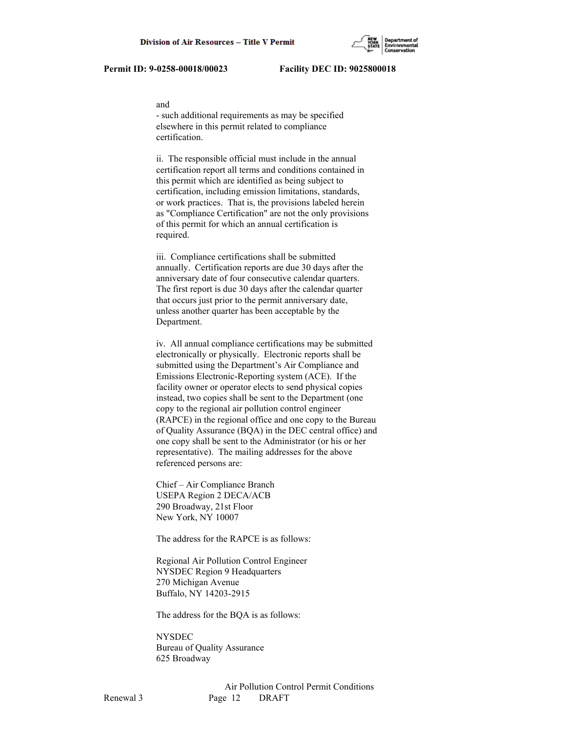and
- such additional requirements as may be specified elsewhere in this permit related to compliance certification.

ii. The responsible official must include in the annual certification report all terms and conditions contained in this permit which are identified as being subject to certification, including emission limitations, standards, or work practices. That is, the provisions labeled herein as "Compliance Certification" are not the only provisions of this permit for which an annual certification is required.

iii. Compliance certifications shall be submitted annually. Certification reports are due 30 days after the anniversary date of four consecutive calendar quarters. The first report is due 30 days after the calendar quarter that occurs just prior to the permit anniversary date, unless another quarter has been acceptable by the Department.

iv. All annual compliance certifications may be submitted electronically or physically. Electronic reports shall be submitted using the Department's Air Compliance and Emissions Electronic-Reporting system (ACE). If the facility owner or operator elects to send physical copies instead, two copies shall be sent to the Department (one copy to the regional air pollution control engineer (RAPCE) in the regional office and one copy to the Bureau of Quality Assurance (BQA) in the DEC central office) and one copy shall be sent to the Administrator (or his or her representative). The mailing addresses for the above referenced persons are:

Chief – Air Compliance Branch
USEPA Region 2 DECA/ACB
290 Broadway, 21st Floor
New York, NY 10007

The address for the RAPCE is as follows:

Regional Air Pollution Control Engineer
NYSDEC Region 9 Headquarters
270 Michigan Avenue
Buffalo, NY 14203-2915

The address for the BQA is as follows:

NYSDEC
Bureau of Quality Assurance
625 Broadway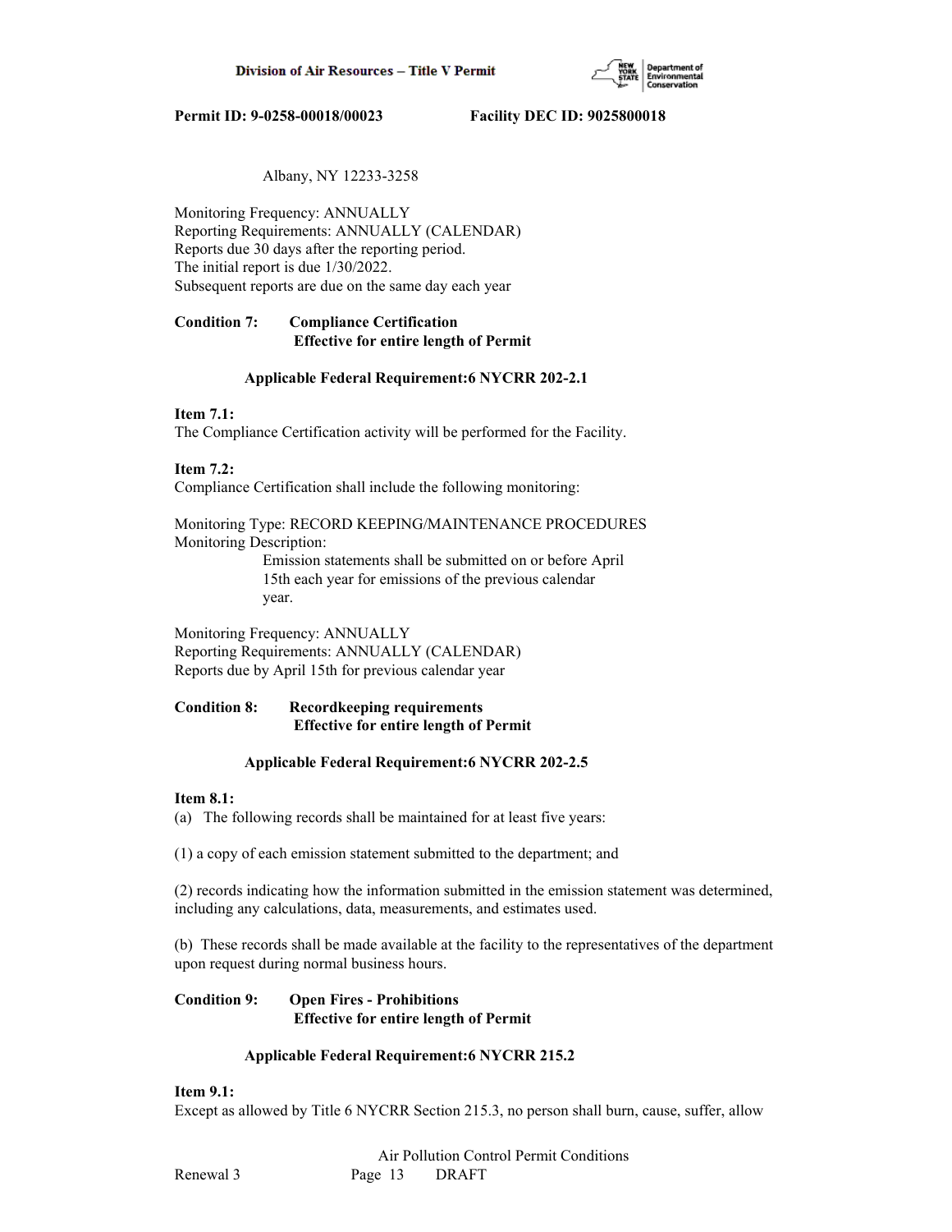Albany, NY 12233-3258

Monitoring Frequency: ANNUALLY
Reporting Requirements: ANNUALLY (CALENDAR)
Reports due 30 days after the reporting period.
The initial report is due 1/30/2022.
Subsequent reports are due on the same day each year

**Condition 7: Compliance Certification**
**Effective for entire length of Permit**

**Applicable Federal Requirement:6 NYCRR 202-2.1**

**Item 7.1:**
The Compliance Certification activity will be performed for the Facility.

**Item 7.2:**
Compliance Certification shall include the following monitoring:

Monitoring Type: RECORD KEEPING/MAINTENANCE PROCEDURES
Monitoring Description:
Emission statements shall be submitted on or before April 15th each year for emissions of the previous calendar year.

Monitoring Frequency: ANNUALLY
Reporting Requirements: ANNUALLY (CALENDAR)
Reports due by April 15th for previous calendar year

**Condition 8: Recordkeeping requirements**
**Effective for entire length of Permit**

**Applicable Federal Requirement:6 NYCRR 202-2.5**

**Item 8.1:**
(a) The following records shall be maintained for at least five years:

(1) a copy of each emission statement submitted to the department; and

(2) records indicating how the information submitted in the emission statement was determined, including any calculations, data, measurements, and estimates used.

(b) These records shall be made available at the facility to the representatives of the department upon request during normal business hours.

**Condition 9: Open Fires - Prohibitions**
**Effective for entire length of Permit**

**Applicable Federal Requirement:6 NYCRR 215.2**

**Item 9.1:**
Except as allowed by Title 6 NYCRR Section 215.3, no person shall burn, cause, suffer, allow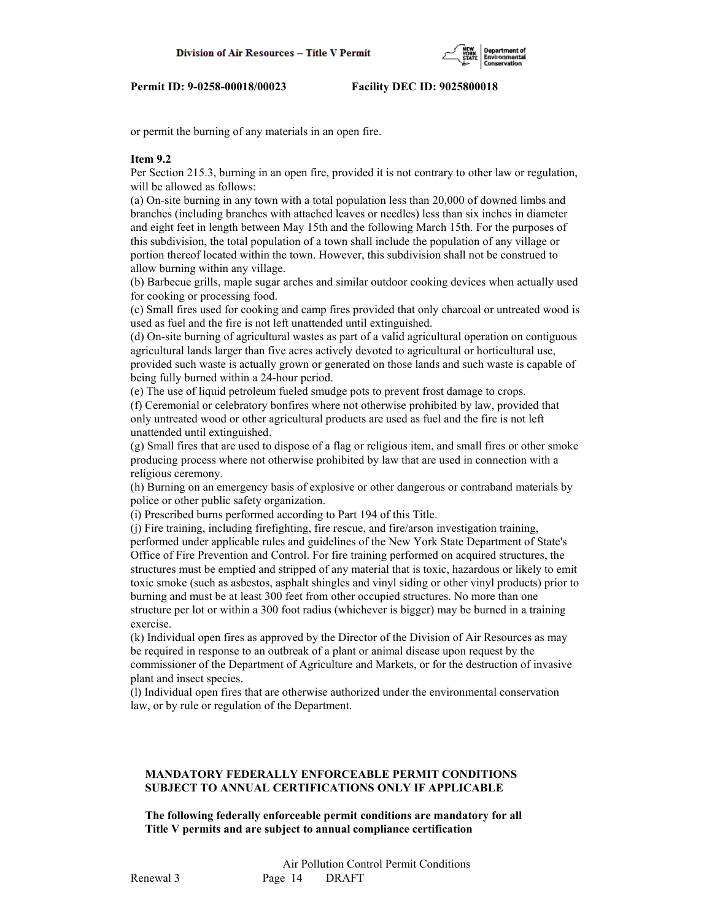or permit the burning of any materials in an open fire.

**Item 9.2**

Per Section 215.3, burning in an open fire, provided it is not contrary to other law or regulation, will be allowed as follows:

(a) On-site burning in any town with a total population less than 20,000 of downed limbs and branches (including branches with attached leaves or needles) less than six inches in diameter and eight feet in length between May 15th and the following March 15th. For the purposes of this subdivision, the total population of a town shall include the population of any village or portion thereof located within the town. However, this subdivision shall not be construed to allow burning within any village.

(b) Barbecue grills, maple sugar arches and similar outdoor cooking devices when actually used for cooking or processing food.

(c) Small fires used for cooking and camp fires provided that only charcoal or untreated wood is used as fuel and the fire is not left unattended until extinguished.

(d) On-site burning of agricultural wastes as part of a valid agricultural operation on contiguous agricultural lands larger than five acres actively devoted to agricultural or horticultural use, provided such waste is actually grown or generated on those lands and such waste is capable of being fully burned within a 24-hour period.

(e) The use of liquid petroleum fueled smudge pots to prevent frost damage to crops.

(f) Ceremonial or celebratory bonfires where not otherwise prohibited by law, provided that only untreated wood or other agricultural products are used as fuel and the fire is not left unattended until extinguished.

(g) Small fires that are used to dispose of a flag or religious item, and small fires or other smoke producing process where not otherwise prohibited by law that are used in connection with a religious ceremony.

(h) Burning on an emergency basis of explosive or other dangerous or contraband materials by police or other public safety organization.

(i) Prescribed burns performed according to Part 194 of this Title.

(j) Fire training, including firefighting, fire rescue, and fire/arson investigation training, performed under applicable rules and guidelines of the New York State Department of State's Office of Fire Prevention and Control. For fire training performed on acquired structures, the structures must be emptied and stripped of any material that is toxic, hazardous or likely to emit toxic smoke (such as asbestos, asphalt shingles and vinyl siding or other vinyl products) prior to burning and must be at least 300 feet from other occupied structures. No more than one structure per lot or within a 300 foot radius (whichever is bigger) may be burned in a training exercise.

(k) Individual open fires as approved by the Director of the Division of Air Resources as may be required in response to an outbreak of a plant or animal disease upon request by the commissioner of the Department of Agriculture and Markets, or for the destruction of invasive plant and insect species.

(l) Individual open fires that are otherwise authorized under the environmental conservation law, or by rule or regulation of the Department.

**MANDATORY FEDERALLY ENFORCEABLE PERMIT CONDITIONS SUBJECT TO ANNUAL CERTIFICATIONS ONLY IF APPLICABLE**

**The following federally enforceable permit conditions are mandatory for all Title V permits and are subject to annual compliance certification**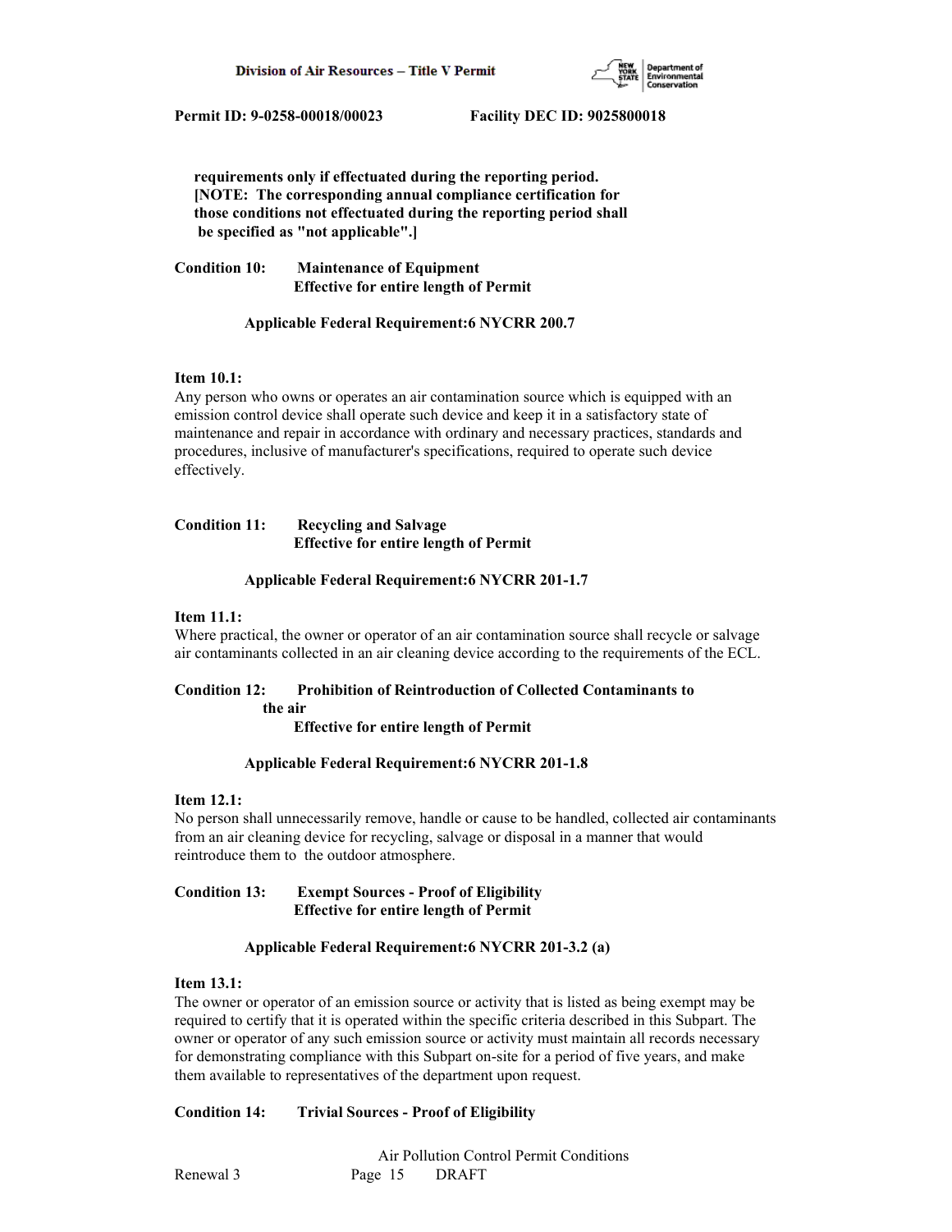**requirements only if effectuated during the reporting period. [NOTE: The corresponding annual compliance certification for those conditions not effectuated during the reporting period shall be specified as "not applicable".]**

**Condition 10: Maintenance of Equipment**
**Effective for entire length of Permit**

**Applicable Federal Requirement:6 NYCRR 200.7**

**Item 10.1:**
Any person who owns or operates an air contamination source which is equipped with an emission control device shall operate such device and keep it in a satisfactory state of maintenance and repair in accordance with ordinary and necessary practices, standards and procedures, inclusive of manufacturer's specifications, required to operate such device effectively.

**Condition 11: Recycling and Salvage**
**Effective for entire length of Permit**

**Applicable Federal Requirement:6 NYCRR 201-1.7**

**Item 11.1:**
Where practical, the owner or operator of an air contamination source shall recycle or salvage air contaminants collected in an air cleaning device according to the requirements of the ECL.

**Condition 12: Prohibition of Reintroduction of Collected Contaminants to the air**
**Effective for entire length of Permit**

**Applicable Federal Requirement:6 NYCRR 201-1.8**

**Item 12.1:**
No person shall unnecessarily remove, handle or cause to be handled, collected air contaminants from an air cleaning device for recycling, salvage or disposal in a manner that would reintroduce them to the outdoor atmosphere.

**Condition 13: Exempt Sources - Proof of Eligibility**
**Effective for entire length of Permit**

**Applicable Federal Requirement:6 NYCRR 201-3.2 (a)**

**Item 13.1:**
The owner or operator of an emission source or activity that is listed as being exempt may be required to certify that it is operated within the specific criteria described in this Subpart. The owner or operator of any such emission source or activity must maintain all records necessary for demonstrating compliance with this Subpart on-site for a period of five years, and make them available to representatives of the department upon request.

**Condition 14: Trivial Sources - Proof of Eligibility**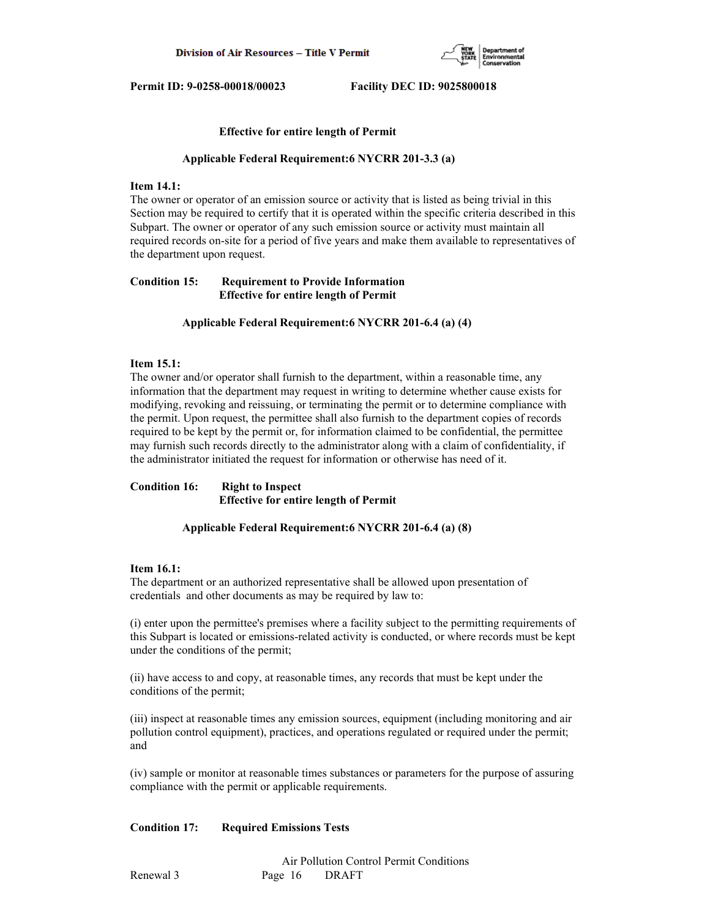**Effective for entire length of Permit**

**Applicable Federal Requirement:6 NYCRR 201-3.3 (a)**

**Item 14.1:**

The owner or operator of an emission source or activity that is listed as being trivial in this Section may be required to certify that it is operated within the specific criteria described in this Subpart. The owner or operator of any such emission source or activity must maintain all required records on-site for a period of five years and make them available to representatives of the department upon request.

**Condition 15: Requirement to Provide Information**
**Effective for entire length of Permit**

**Applicable Federal Requirement:6 NYCRR 201-6.4 (a) (4)**

**Item 15.1:**

The owner and/or operator shall furnish to the department, within a reasonable time, any information that the department may request in writing to determine whether cause exists for modifying, revoking and reissuing, or terminating the permit or to determine compliance with the permit. Upon request, the permittee shall also furnish to the department copies of records required to be kept by the permit or, for information claimed to be confidential, the permittee may furnish such records directly to the administrator along with a claim of confidentiality, if the administrator initiated the request for information or otherwise has need of it.

**Condition 16: Right to Inspect**
**Effective for entire length of Permit**

**Applicable Federal Requirement:6 NYCRR 201-6.4 (a) (8)**

**Item 16.1:**

The department or an authorized representative shall be allowed upon presentation of credentials and other documents as may be required by law to:

(i) enter upon the permittee's premises where a facility subject to the permitting requirements of this Subpart is located or emissions-related activity is conducted, or where records must be kept under the conditions of the permit;

(ii) have access to and copy, at reasonable times, any records that must be kept under the conditions of the permit;

(iii) inspect at reasonable times any emission sources, equipment (including monitoring and air pollution control equipment), practices, and operations regulated or required under the permit; and

(iv) sample or monitor at reasonable times substances or parameters for the purpose of assuring compliance with the permit or applicable requirements.

**Condition 17: Required Emissions Tests**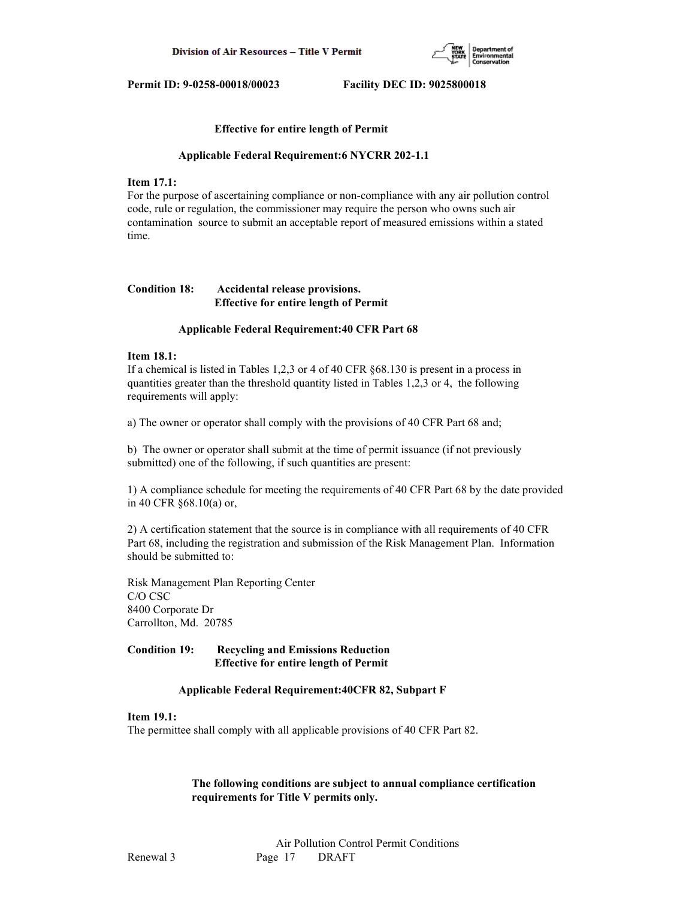**Effective for entire length of Permit**

**Applicable Federal Requirement:6 NYCRR 202-1.1**

**Item 17.1:**
For the purpose of ascertaining compliance or non-compliance with any air pollution control code, rule or regulation, the commissioner may require the person who owns such air contamination source to submit an acceptable report of measured emissions within a stated time.

**Condition 18: Accidental release provisions.**
**Effective for entire length of Permit**

**Applicable Federal Requirement:40 CFR Part 68**

**Item 18.1:**
If a chemical is listed in Tables 1,2,3 or 4 of 40 CFR §68.130 is present in a process in quantities greater than the threshold quantity listed in Tables 1,2,3 or 4, the following requirements will apply:

a) The owner or operator shall comply with the provisions of 40 CFR Part 68 and;

b) The owner or operator shall submit at the time of permit issuance (if not previously submitted) one of the following, if such quantities are present:

1) A compliance schedule for meeting the requirements of 40 CFR Part 68 by the date provided in 40 CFR §68.10(a) or,

2) A certification statement that the source is in compliance with all requirements of 40 CFR Part 68, including the registration and submission of the Risk Management Plan. Information should be submitted to:

Risk Management Plan Reporting Center
C/O CSC
8400 Corporate Dr
Carrollton, Md. 20785

**Condition 19: Recycling and Emissions Reduction**
**Effective for entire length of Permit**

**Applicable Federal Requirement:40CFR 82, Subpart F**

**Item 19.1:**
The permittee shall comply with all applicable provisions of 40 CFR Part 82.

**The following conditions are subject to annual compliance certification requirements for Title V permits only.**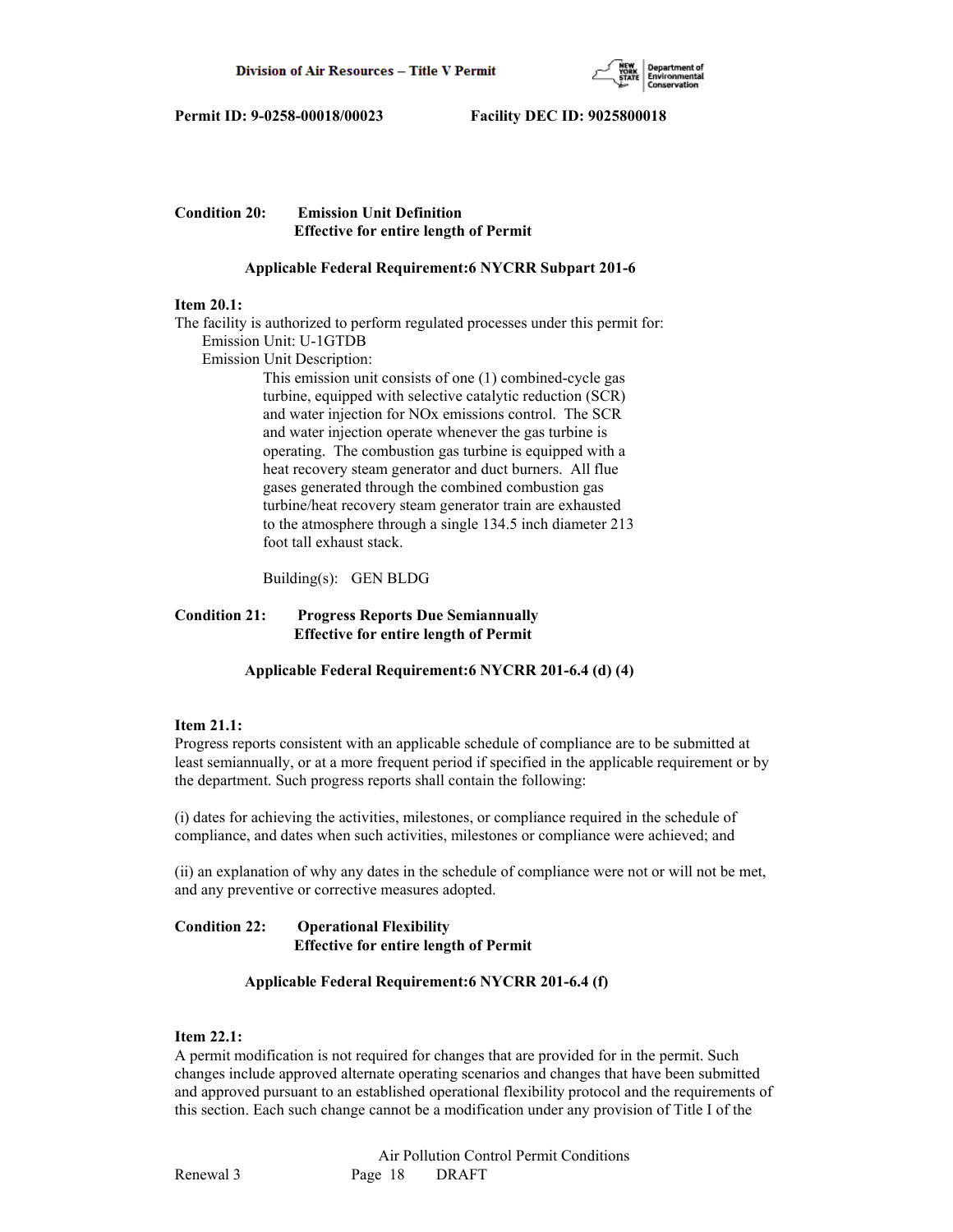**Condition 20: Emission Unit Definition**
**Effective for entire length of Permit**

**Applicable Federal Requirement:6 NYCRR Subpart 201-6**

**Item 20.1:**
The facility is authorized to perform regulated processes under this permit for:
Emission Unit: U-1GTDB
Emission Unit Description:

This emission unit consists of one (1) combined-cycle gas turbine, equipped with selective catalytic reduction (SCR) and water injection for NOx emissions control. The SCR and water injection operate whenever the gas turbine is operating. The combustion gas turbine is equipped with a heat recovery steam generator and duct burners. All flue gases generated through the combined combustion gas turbine/heat recovery steam generator train are exhausted to the atmosphere through a single 134.5 inch diameter 213 foot tall exhaust stack.

Building(s): GEN BLDG

**Condition 21: Progress Reports Due Semiannually**
**Effective for entire length of Permit**

**Applicable Federal Requirement:6 NYCRR 201-6.4 (d) (4)**

**Item 21.1:**
Progress reports consistent with an applicable schedule of compliance are to be submitted at least semiannually, or at a more frequent period if specified in the applicable requirement or by the department. Such progress reports shall contain the following:

(i) dates for achieving the activities, milestones, or compliance required in the schedule of compliance, and dates when such activities, milestones or compliance were achieved; and

(ii) an explanation of why any dates in the schedule of compliance were not or will not be met, and any preventive or corrective measures adopted.

**Condition 22: Operational Flexibility**
**Effective for entire length of Permit**

**Applicable Federal Requirement:6 NYCRR 201-6.4 (f)**

**Item 22.1:**
A permit modification is not required for changes that are provided for in the permit. Such changes include approved alternate operating scenarios and changes that have been submitted and approved pursuant to an established operational flexibility protocol and the requirements of this section. Each such change cannot be a modification under any provision of Title I of the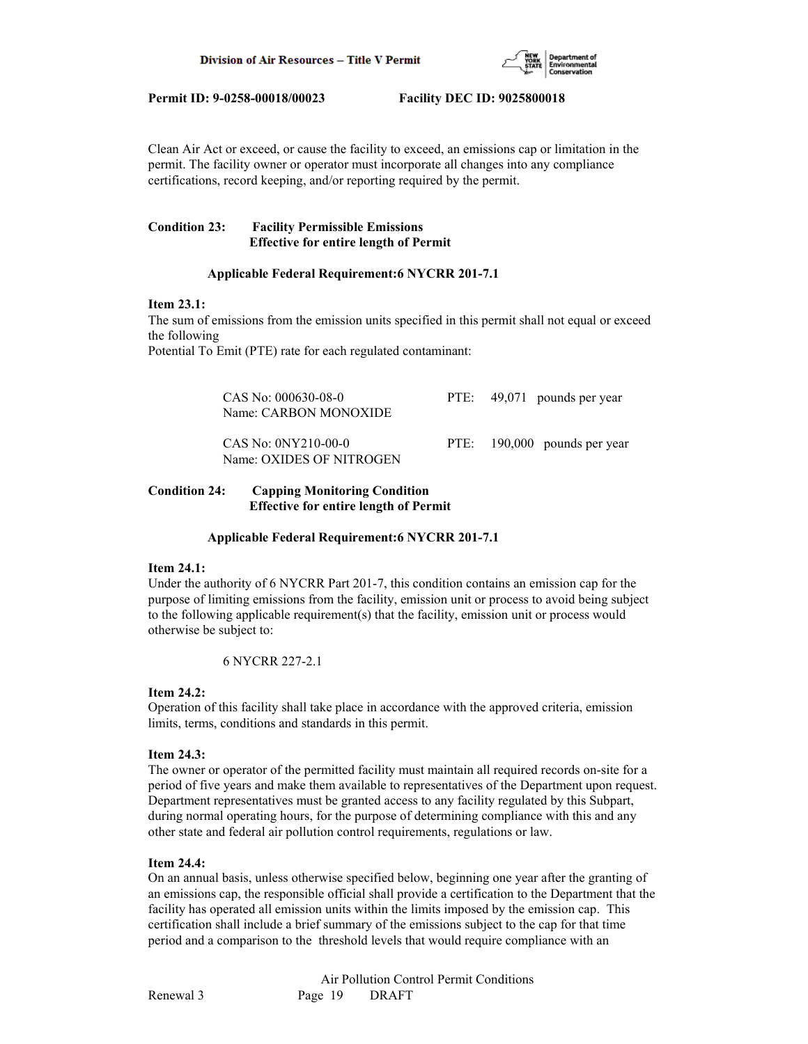Clean Air Act or exceed, or cause the facility to exceed, an emissions cap or limitation in the permit. The facility owner or operator must incorporate all changes into any compliance certifications, record keeping, and/or reporting required by the permit.

**Condition 23: Facility Permissible Emissions**
**Effective for entire length of Permit**

**Applicable Federal Requirement:6 NYCRR 201-7.1**

**Item 23.1:**
The sum of emissions from the emission units specified in this permit shall not equal or exceed the following
Potential To Emit (PTE) rate for each regulated contaminant:

CAS No: 000630-08-0 PTE: 49,071 pounds per year
Name: CARBON MONOXIDE

CAS No: 0NY210-00-0 PTE: 190,000 pounds per year
Name: OXIDES OF NITROGEN

**Condition 24: Capping Monitoring Condition**
**Effective for entire length of Permit**

**Applicable Federal Requirement:6 NYCRR 201-7.1**

**Item 24.1:**
Under the authority of 6 NYCRR Part 201-7, this condition contains an emission cap for the purpose of limiting emissions from the facility, emission unit or process to avoid being subject to the following applicable requirement(s) that the facility, emission unit or process would otherwise be subject to:

6 NYCRR 227-2.1

**Item 24.2:**
Operation of this facility shall take place in accordance with the approved criteria, emission limits, terms, conditions and standards in this permit.

**Item 24.3:**
The owner or operator of the permitted facility must maintain all required records on-site for a period of five years and make them available to representatives of the Department upon request. Department representatives must be granted access to any facility regulated by this Subpart, during normal operating hours, for the purpose of determining compliance with this and any other state and federal air pollution control requirements, regulations or law.

**Item 24.4:**
On an annual basis, unless otherwise specified below, beginning one year after the granting of an emissions cap, the responsible official shall provide a certification to the Department that the facility has operated all emission units within the limits imposed by the emission cap. This certification shall include a brief summary of the emissions subject to the cap for that time period and a comparison to the threshold levels that would require compliance with an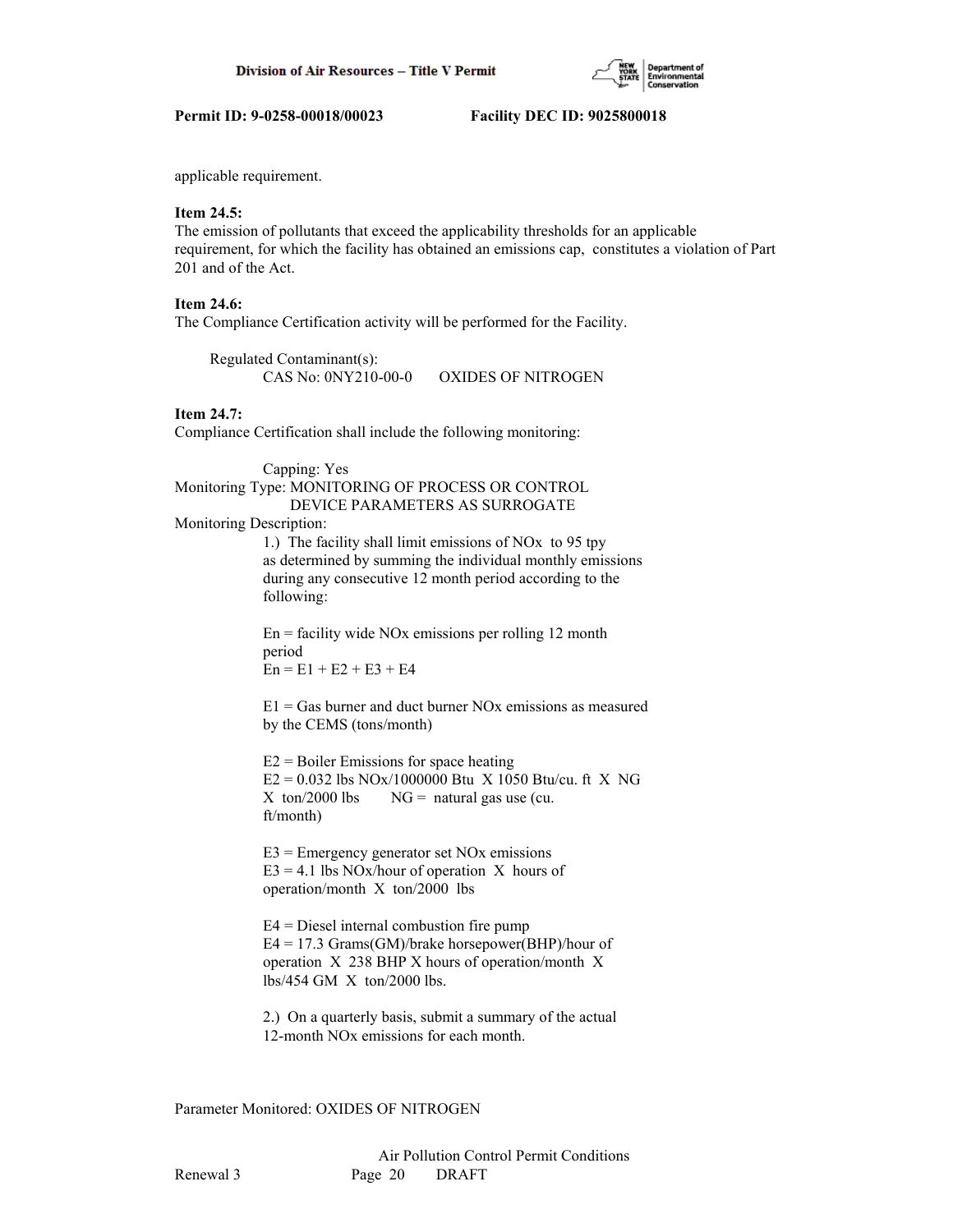applicable requirement.

**Item 24.5:**
The emission of pollutants that exceed the applicability thresholds for an applicable requirement, for which the facility has obtained an emissions cap, constitutes a violation of Part 201 and of the Act.

**Item 24.6:**
The Compliance Certification activity will be performed for the Facility.

Regulated Contaminant(s):
CAS No: 0NY210-00-0 OXIDES OF NITROGEN

**Item 24.7:**
Compliance Certification shall include the following monitoring:

Capping: Yes
Monitoring Type: MONITORING OF PROCESS OR CONTROL DEVICE PARAMETERS AS SURROGATE
Monitoring Description:

1.) The facility shall limit emissions of NOx to 95 tpy as determined by summing the individual monthly emissions during any consecutive 12 month period according to the following:

En = facility wide NOx emissions per rolling 12 month period
En = E1 + E2 + E3 + E4

E1 = Gas burner and duct burner NOx emissions as measured by the CEMS (tons/month)

E2 = Boiler Emissions for space heating
E2 = 0.032 lbs NOx/1000000 Btu X 1050 Btu/cu. ft X NG X ton/2000 lbs NG = natural gas use (cu. ft/month)

E3 = Emergency generator set NOx emissions
E3 = 4.1 lbs NOx/hour of operation X hours of operation/month X ton/2000 lbs

E4 = Diesel internal combustion fire pump
E4 = 17.3 Grams(GM)/brake horsepower(BHP)/hour of operation X 238 BHP X hours of operation/month X lbs/454 GM X ton/2000 lbs.

2.) On a quarterly basis, submit a summary of the actual 12-month NOx emissions for each month.

Parameter Monitored: OXIDES OF NITROGEN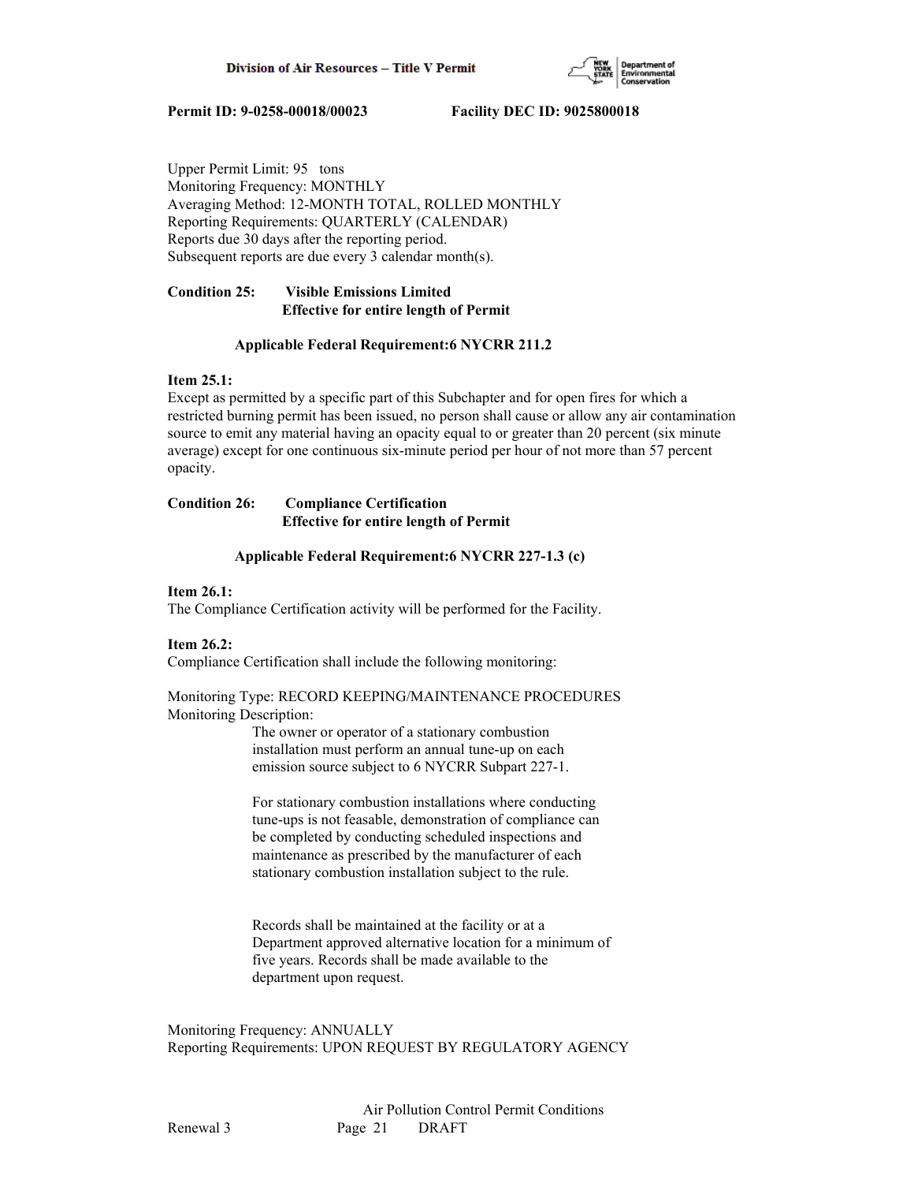Upper Permit Limit: 95 tons
Monitoring Frequency: MONTHLY
Averaging Method: 12-MONTH TOTAL, ROLLED MONTHLY
Reporting Requirements: QUARTERLY (CALENDAR)
Reports due 30 days after the reporting period.
Subsequent reports are due every 3 calendar month(s).

**Condition 25: Visible Emissions Limited**
**Effective for entire length of Permit**

**Applicable Federal Requirement:6 NYCRR 211.2**

**Item 25.1:**
Except as permitted by a specific part of this Subchapter and for open fires for which a restricted burning permit has been issued, no person shall cause or allow any air contamination source to emit any material having an opacity equal to or greater than 20 percent (six minute average) except for one continuous six-minute period per hour of not more than 57 percent opacity.

**Condition 26: Compliance Certification**
**Effective for entire length of Permit**

**Applicable Federal Requirement:6 NYCRR 227-1.3 (c)**

**Item 26.1:**
The Compliance Certification activity will be performed for the Facility.

**Item 26.2:**
Compliance Certification shall include the following monitoring:

Monitoring Type: RECORD KEEPING/MAINTENANCE PROCEDURES
Monitoring Description:

The owner or operator of a stationary combustion installation must perform an annual tune-up on each emission source subject to 6 NYCRR Subpart 227-1.

For stationary combustion installations where conducting tune-ups is not feasable, demonstration of compliance can be completed by conducting scheduled inspections and maintenance as prescribed by the manufacturer of each stationary combustion installation subject to the rule.

Records shall be maintained at the facility or at a Department approved alternative location for a minimum of five years. Records shall be made available to the department upon request.

Monitoring Frequency: ANNUALLY
Reporting Requirements: UPON REQUEST BY REGULATORY AGENCY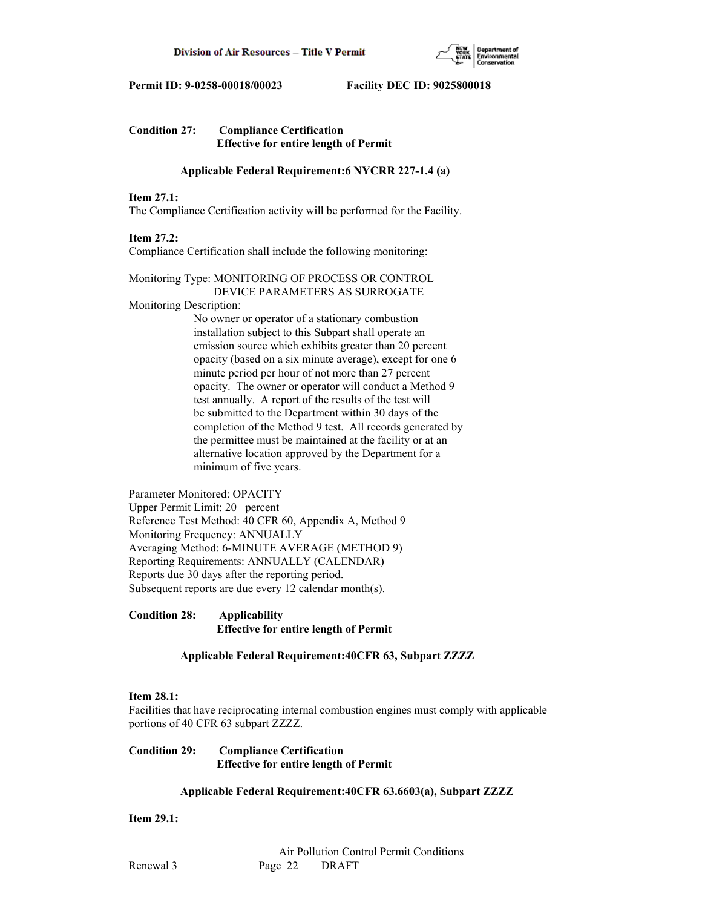**Condition 27: Compliance Certification**
**Effective for entire length of Permit**

**Applicable Federal Requirement:6 NYCRR 227-1.4 (a)**

**Item 27.1:**
The Compliance Certification activity will be performed for the Facility.

**Item 27.2:**
Compliance Certification shall include the following monitoring:

Monitoring Type: MONITORING OF PROCESS OR CONTROL DEVICE PARAMETERS AS SURROGATE
Monitoring Description:
No owner or operator of a stationary combustion installation subject to this Subpart shall operate an emission source which exhibits greater than 20 percent opacity (based on a six minute average), except for one 6 minute period per hour of not more than 27 percent opacity. The owner or operator will conduct a Method 9 test annually. A report of the results of the test will be submitted to the Department within 30 days of the completion of the Method 9 test. All records generated by the permittee must be maintained at the facility or at an alternative location approved by the Department for a minimum of five years.

Parameter Monitored: OPACITY
Upper Permit Limit: 20 percent
Reference Test Method: 40 CFR 60, Appendix A, Method 9
Monitoring Frequency: ANNUALLY
Averaging Method: 6-MINUTE AVERAGE (METHOD 9)
Reporting Requirements: ANNUALLY (CALENDAR)
Reports due 30 days after the reporting period.
Subsequent reports are due every 12 calendar month(s).

**Condition 28: Applicability**
**Effective for entire length of Permit**

**Applicable Federal Requirement:40CFR 63, Subpart ZZZZ**

**Item 28.1:**
Facilities that have reciprocating internal combustion engines must comply with applicable portions of 40 CFR 63 subpart ZZZZ.

**Condition 29: Compliance Certification**
**Effective for entire length of Permit**

**Applicable Federal Requirement:40CFR 63.6603(a), Subpart ZZZZ**

**Item 29.1:**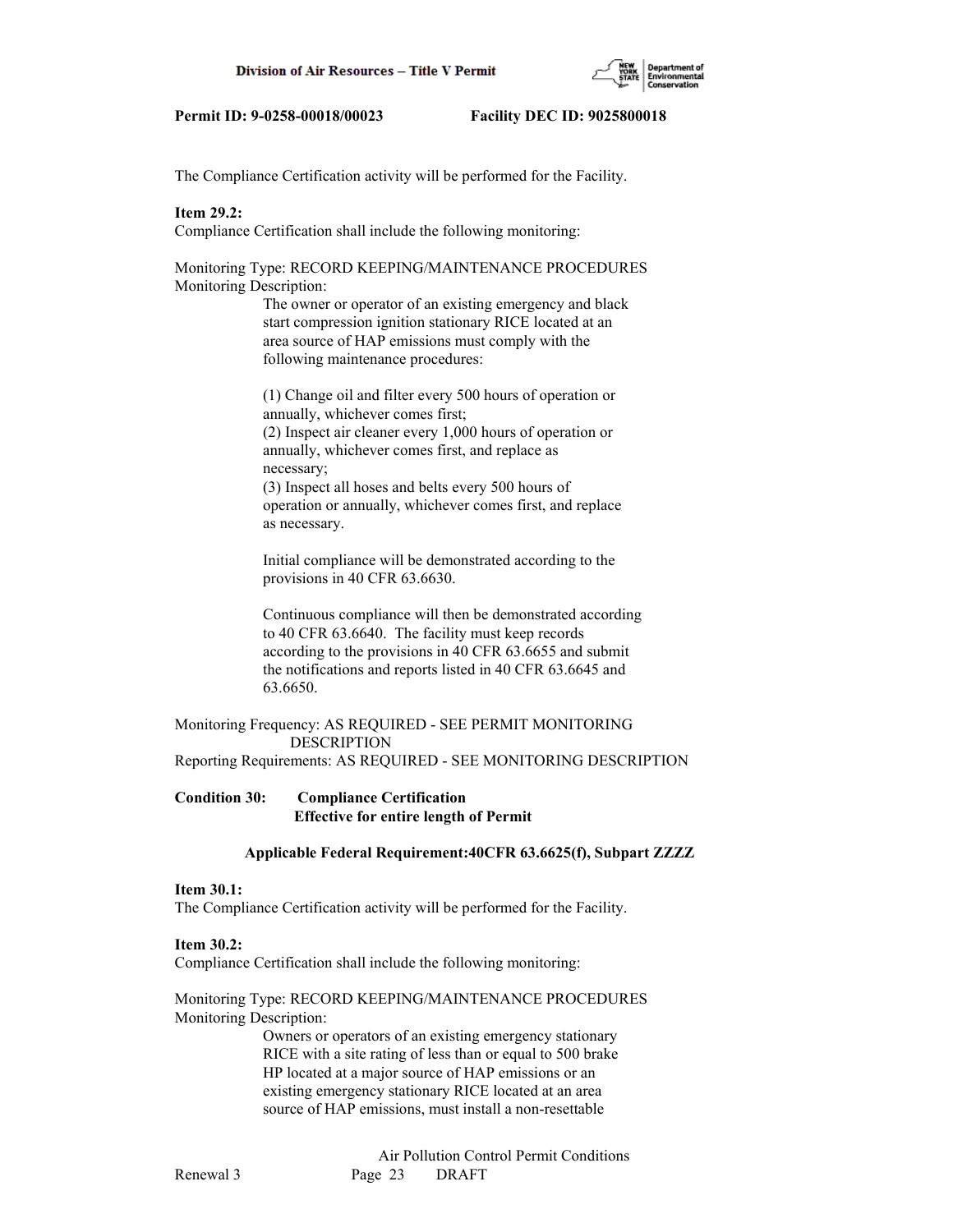The Compliance Certification activity will be performed for the Facility.

**Item 29.2:**
Compliance Certification shall include the following monitoring:

Monitoring Type: RECORD KEEPING/MAINTENANCE PROCEDURES
Monitoring Description:

The owner or operator of an existing emergency and black start compression ignition stationary RICE located at an area source of HAP emissions must comply with the following maintenance procedures:

(1) Change oil and filter every 500 hours of operation or annually, whichever comes first;
(2) Inspect air cleaner every 1,000 hours of operation or annually, whichever comes first, and replace as necessary;
(3) Inspect all hoses and belts every 500 hours of operation or annually, whichever comes first, and replace as necessary.

Initial compliance will be demonstrated according to the provisions in 40 CFR 63.6630.

Continuous compliance will then be demonstrated according to 40 CFR 63.6640. The facility must keep records according to the provisions in 40 CFR 63.6655 and submit the notifications and reports listed in 40 CFR 63.6645 and 63.6650.

Monitoring Frequency: AS REQUIRED - SEE PERMIT MONITORING DESCRIPTION
Reporting Requirements: AS REQUIRED - SEE MONITORING DESCRIPTION

**Condition 30: Compliance Certification**
**Effective for entire length of Permit**

**Applicable Federal Requirement:40CFR 63.6625(f), Subpart ZZZZ**

**Item 30.1:**
The Compliance Certification activity will be performed for the Facility.

**Item 30.2:**
Compliance Certification shall include the following monitoring:

Monitoring Type: RECORD KEEPING/MAINTENANCE PROCEDURES
Monitoring Description:

Owners or operators of an existing emergency stationary RICE with a site rating of less than or equal to 500 brake HP located at a major source of HAP emissions or an existing emergency stationary RICE located at an area source of HAP emissions, must install a non-resettable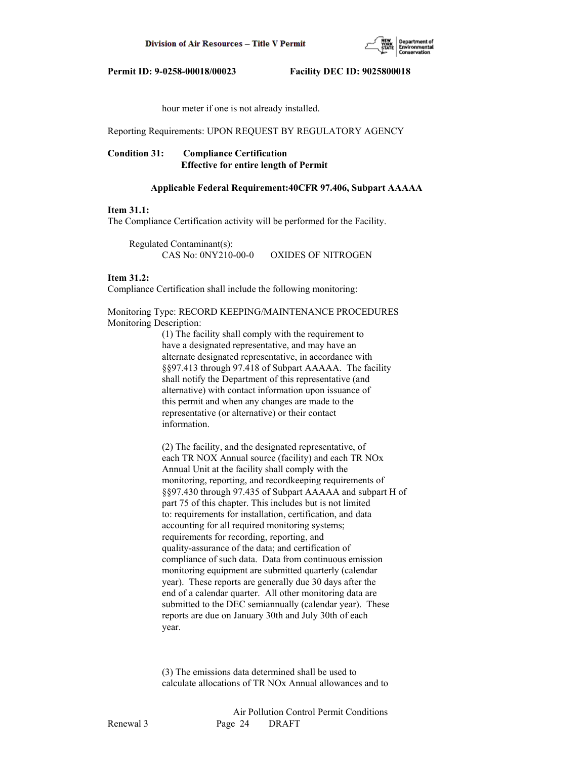hour meter if one is not already installed.

Reporting Requirements: UPON REQUEST BY REGULATORY AGENCY

**Condition 31: Compliance Certification**
**Effective for entire length of Permit**

**Applicable Federal Requirement:40CFR 97.406, Subpart AAAAA**

**Item 31.1:**
The Compliance Certification activity will be performed for the Facility.

Regulated Contaminant(s):
CAS No: 0NY210-00-0 OXIDES OF NITROGEN

**Item 31.2:**
Compliance Certification shall include the following monitoring:

Monitoring Type: RECORD KEEPING/MAINTENANCE PROCEDURES
Monitoring Description:

(1) The facility shall comply with the requirement to have a designated representative, and may have an alternate designated representative, in accordance with §§97.413 through 97.418 of Subpart AAAAA. The facility shall notify the Department of this representative (and alternative) with contact information upon issuance of this permit and when any changes are made to the representative (or alternative) or their contact information.

(2) The facility, and the designated representative, of each TR NOX Annual source (facility) and each TR NOx Annual Unit at the facility shall comply with the monitoring, reporting, and recordkeeping requirements of §§97.430 through 97.435 of Subpart AAAAA and subpart H of part 75 of this chapter. This includes but is not limited to: requirements for installation, certification, and data accounting for all required monitoring systems; requirements for recording, reporting, and quality-assurance of the data; and certification of compliance of such data. Data from continuous emission monitoring equipment are submitted quarterly (calendar year). These reports are generally due 30 days after the end of a calendar quarter. All other monitoring data are submitted to the DEC semiannually (calendar year). These reports are due on January 30th and July 30th of each year.

(3) The emissions data determined shall be used to calculate allocations of TR NOx Annual allowances and to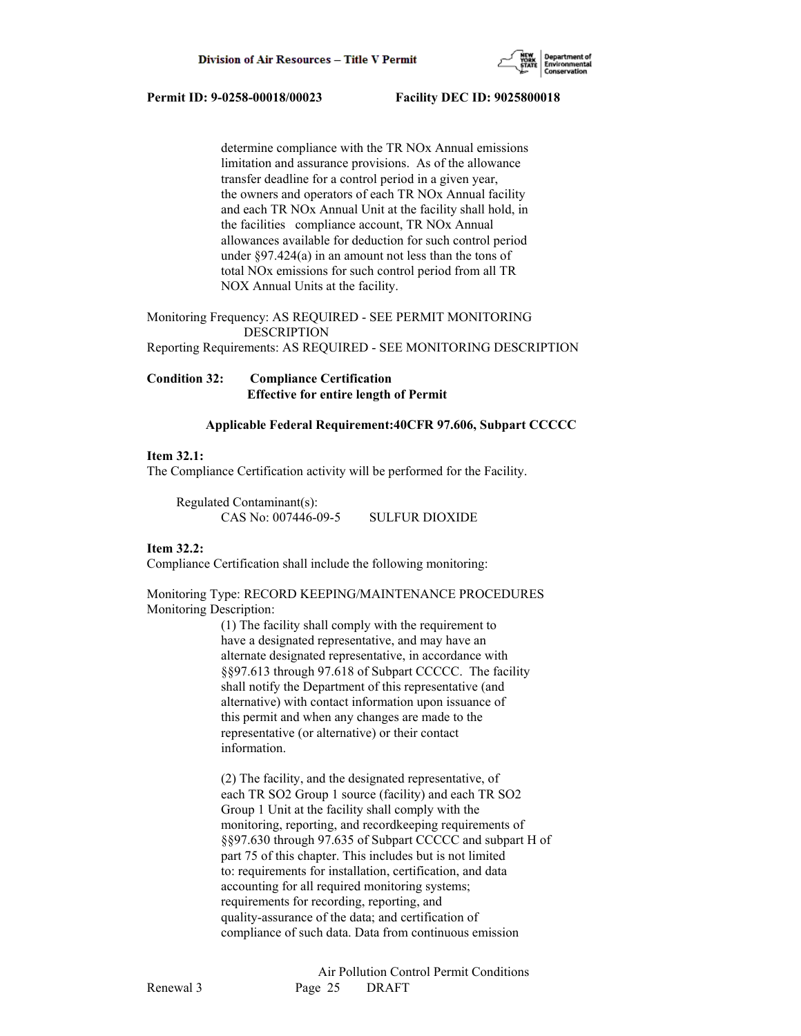determine compliance with the TR NOx Annual emissions limitation and assurance provisions. As of the allowance transfer deadline for a control period in a given year, the owners and operators of each TR NOx Annual facility and each TR NOx Annual Unit at the facility shall hold, in the facilities compliance account, TR NOx Annual allowances available for deduction for such control period under §97.424(a) in an amount not less than the tons of total NOx emissions for such control period from all TR NOX Annual Units at the facility.

Monitoring Frequency: AS REQUIRED - SEE PERMIT MONITORING DESCRIPTION
Reporting Requirements: AS REQUIRED - SEE MONITORING DESCRIPTION

**Condition 32: Compliance Certification**
**Effective for entire length of Permit**

**Applicable Federal Requirement:40CFR 97.606, Subpart CCCCC**

**Item 32.1:**
The Compliance Certification activity will be performed for the Facility.

Regulated Contaminant(s):
CAS No: 007446-09-5 SULFUR DIOXIDE

**Item 32.2:**
Compliance Certification shall include the following monitoring:

Monitoring Type: RECORD KEEPING/MAINTENANCE PROCEDURES
Monitoring Description:

(1) The facility shall comply with the requirement to have a designated representative, and may have an alternate designated representative, in accordance with §§97.613 through 97.618 of Subpart CCCCC. The facility shall notify the Department of this representative (and alternative) with contact information upon issuance of this permit and when any changes are made to the representative (or alternative) or their contact information.

(2) The facility, and the designated representative, of each TR SO2 Group 1 source (facility) and each TR SO2 Group 1 Unit at the facility shall comply with the monitoring, reporting, and recordkeeping requirements of §§97.630 through 97.635 of Subpart CCCCC and subpart H of part 75 of this chapter. This includes but is not limited to: requirements for installation, certification, and data accounting for all required monitoring systems; requirements for recording, reporting, and quality-assurance of the data; and certification of compliance of such data. Data from continuous emission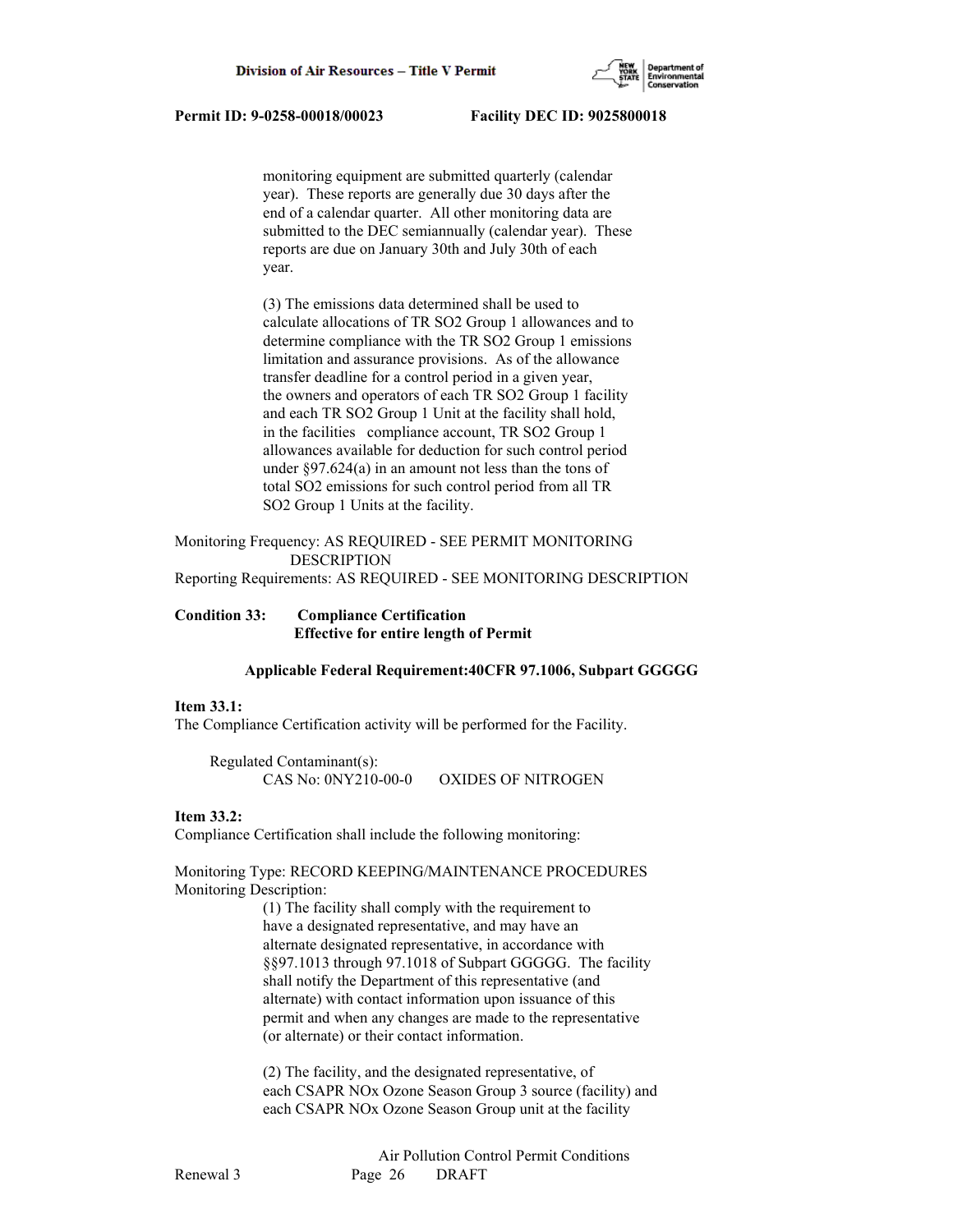monitoring equipment are submitted quarterly (calendar year). These reports are generally due 30 days after the end of a calendar quarter. All other monitoring data are submitted to the DEC semiannually (calendar year). These reports are due on January 30th and July 30th of each year.

(3) The emissions data determined shall be used to calculate allocations of TR SO2 Group 1 allowances and to determine compliance with the TR SO2 Group 1 emissions limitation and assurance provisions. As of the allowance transfer deadline for a control period in a given year, the owners and operators of each TR SO2 Group 1 facility and each TR SO2 Group 1 Unit at the facility shall hold, in the facilities compliance account, TR SO2 Group 1 allowances available for deduction for such control period under §97.624(a) in an amount not less than the tons of total SO2 emissions for such control period from all TR SO2 Group 1 Units at the facility.

Monitoring Frequency: AS REQUIRED - SEE PERMIT MONITORING DESCRIPTION

Reporting Requirements: AS REQUIRED - SEE MONITORING DESCRIPTION

**Condition 33: Compliance Certification**
**Effective for entire length of Permit**

**Applicable Federal Requirement:40CFR 97.1006, Subpart GGGGG**

**Item 33.1:**

The Compliance Certification activity will be performed for the Facility.

Regulated Contaminant(s):
CAS No: 0NY210-00-0 OXIDES OF NITROGEN

**Item 33.2:**

Compliance Certification shall include the following monitoring:

Monitoring Type: RECORD KEEPING/MAINTENANCE PROCEDURES
Monitoring Description:

(1) The facility shall comply with the requirement to have a designated representative, and may have an alternate designated representative, in accordance with §§97.1013 through 97.1018 of Subpart GGGGG. The facility shall notify the Department of this representative (and alternate) with contact information upon issuance of this permit and when any changes are made to the representative (or alternate) or their contact information.

(2) The facility, and the designated representative, of each CSAPR NOx Ozone Season Group 3 source (facility) and each CSAPR NOx Ozone Season Group unit at the facility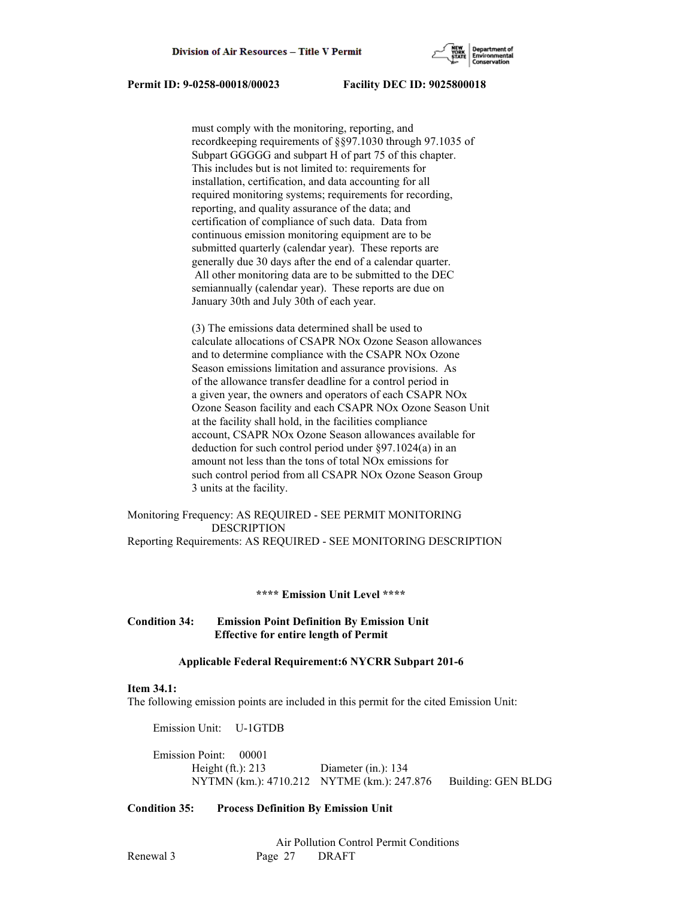must comply with the monitoring, reporting, and recordkeeping requirements of §§97.1030 through 97.1035 of Subpart GGGGG and subpart H of part 75 of this chapter. This includes but is not limited to: requirements for installation, certification, and data accounting for all required monitoring systems; requirements for recording, reporting, and quality assurance of the data; and certification of compliance of such data. Data from continuous emission monitoring equipment are to be submitted quarterly (calendar year). These reports are generally due 30 days after the end of a calendar quarter. All other monitoring data are to be submitted to the DEC semiannually (calendar year). These reports are due on January 30th and July 30th of each year.

(3) The emissions data determined shall be used to calculate allocations of CSAPR NOx Ozone Season allowances and to determine compliance with the CSAPR NOx Ozone Season emissions limitation and assurance provisions. As of the allowance transfer deadline for a control period in a given year, the owners and operators of each CSAPR NOx Ozone Season facility and each CSAPR NOx Ozone Season Unit at the facility shall hold, in the facilities compliance account, CSAPR NOx Ozone Season allowances available for deduction for such control period under §97.1024(a) in an amount not less than the tons of total NOx emissions for such control period from all CSAPR NOx Ozone Season Group 3 units at the facility.

Monitoring Frequency: AS REQUIRED - SEE PERMIT MONITORING DESCRIPTION
Reporting Requirements: AS REQUIRED - SEE MONITORING DESCRIPTION

**\*\*\*\* Emission Unit Level \*\*\*\***

**Condition 34: Emission Point Definition By Emission Unit**
**Effective for entire length of Permit**

**Applicable Federal Requirement:6 NYCRR Subpart 201-6**

**Item 34.1:**
The following emission points are included in this permit for the cited Emission Unit:

Emission Unit: U-1GTDB

Emission Point: 00001
Height (ft.): 213 Diameter (in.): 134
NYTMN (km.): 4710.212 NYTME (km.): 247.876 Building: GEN BLDG

**Condition 35: Process Definition By Emission Unit**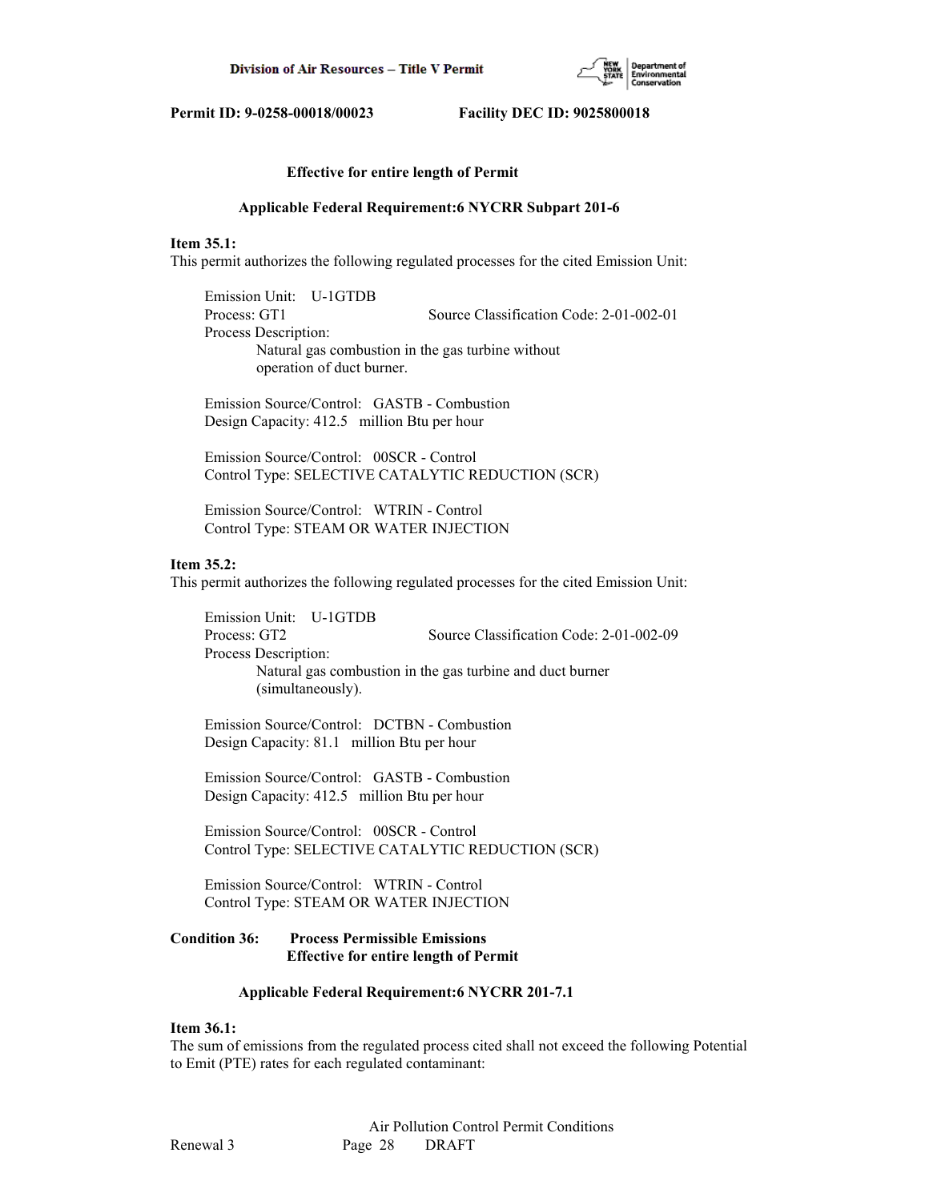**Effective for entire length of Permit**

**Applicable Federal Requirement:6 NYCRR Subpart 201-6**

**Item 35.1:**
This permit authorizes the following regulated processes for the cited Emission Unit:

Emission Unit: U-1GTDB
Process: GT1 Source Classification Code: 2-01-002-01
Process Description:
Natural gas combustion in the gas turbine without operation of duct burner.

Emission Source/Control: GASTB - Combustion
Design Capacity: 412.5 million Btu per hour

Emission Source/Control: 00SCR - Control
Control Type: SELECTIVE CATALYTIC REDUCTION (SCR)

Emission Source/Control: WTRIN - Control
Control Type: STEAM OR WATER INJECTION

**Item 35.2:**
This permit authorizes the following regulated processes for the cited Emission Unit:

Emission Unit: U-1GTDB
Process: GT2 Source Classification Code: 2-01-002-09
Process Description:
Natural gas combustion in the gas turbine and duct burner (simultaneously).

Emission Source/Control: DCTBN - Combustion
Design Capacity: 81.1 million Btu per hour

Emission Source/Control: GASTB - Combustion
Design Capacity: 412.5 million Btu per hour

Emission Source/Control: 00SCR - Control
Control Type: SELECTIVE CATALYTIC REDUCTION (SCR)

Emission Source/Control: WTRIN - Control
Control Type: STEAM OR WATER INJECTION

**Condition 36: Process Permissible Emissions**
**Effective for entire length of Permit**

**Applicable Federal Requirement:6 NYCRR 201-7.1**

**Item 36.1:**
The sum of emissions from the regulated process cited shall not exceed the following Potential to Emit (PTE) rates for each regulated contaminant: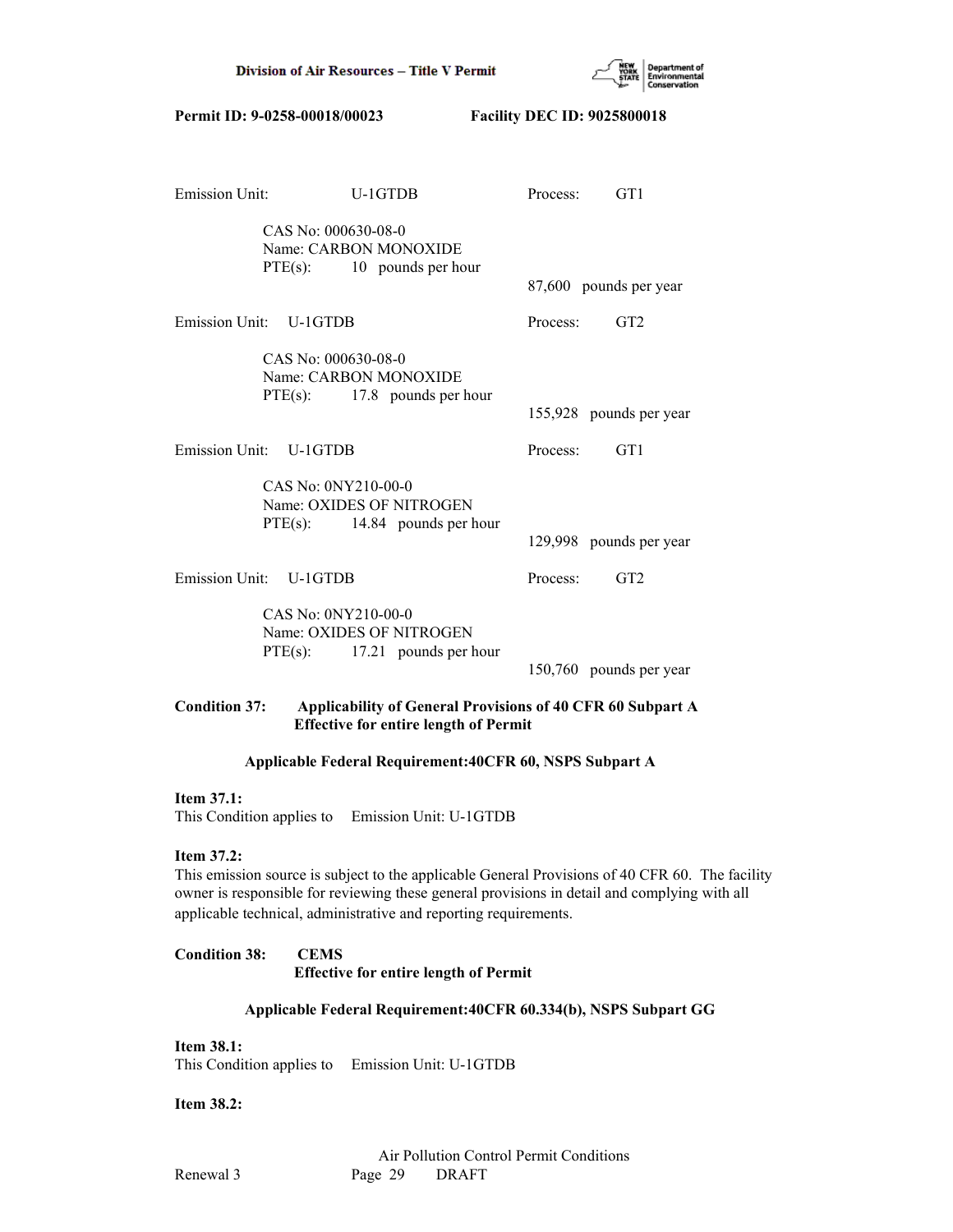Emission Unit: U-1GTDB Process: GT1

CAS No: 000630-08-0
Name: CARBON MONOXIDE
PTE(s): 10 pounds per hour

87,600 pounds per year

Emission Unit: U-1GTDB Process: GT2

CAS No: 000630-08-0
Name: CARBON MONOXIDE
PTE(s): 17.8 pounds per hour

155,928 pounds per year

Emission Unit: U-1GTDB Process: GT1

CAS No: 0NY210-00-0
Name: OXIDES OF NITROGEN
PTE(s): 14.84 pounds per hour

129,998 pounds per year

Emission Unit: U-1GTDB Process: GT2

CAS No: 0NY210-00-0
Name: OXIDES OF NITROGEN
PTE(s): 17.21 pounds per hour

150,760 pounds per year

**Condition 37: Applicability of General Provisions of 40 CFR 60 Subpart A**
**Effective for entire length of Permit**

**Applicable Federal Requirement:40CFR 60, NSPS Subpart A**

**Item 37.1:**
This Condition applies to Emission Unit: U-1GTDB

**Item 37.2:**
This emission source is subject to the applicable General Provisions of 40 CFR 60. The facility owner is responsible for reviewing these general provisions in detail and complying with all applicable technical, administrative and reporting requirements.

**Condition 38: CEMS**
**Effective for entire length of Permit**

**Applicable Federal Requirement:40CFR 60.334(b), NSPS Subpart GG**

**Item 38.1:**
This Condition applies to Emission Unit: U-1GTDB

**Item 38.2:**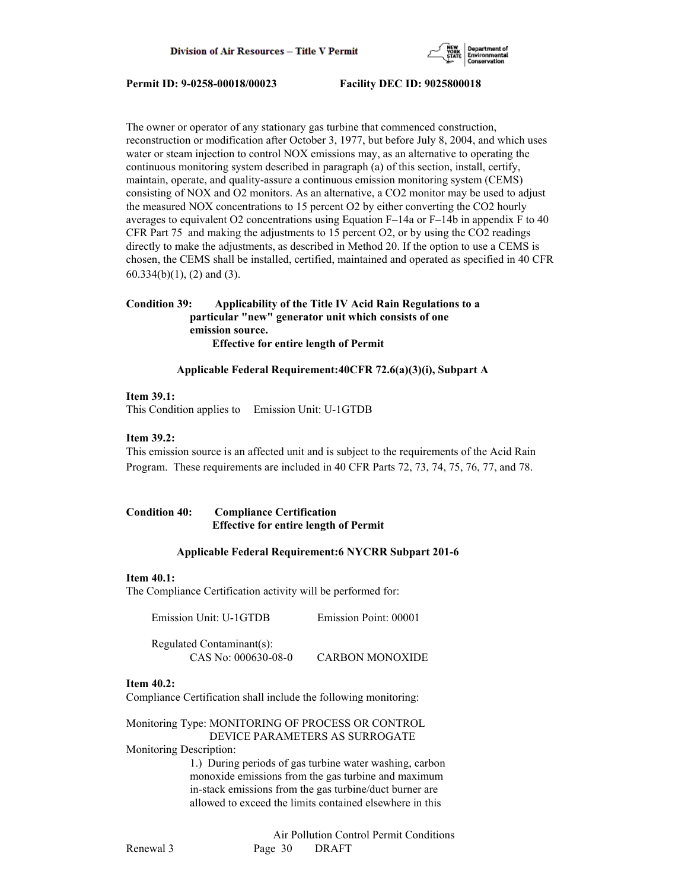The owner or operator of any stationary gas turbine that commenced construction, reconstruction or modification after October 3, 1977, but before July 8, 2004, and which uses water or steam injection to control NOX emissions may, as an alternative to operating the continuous monitoring system described in paragraph (a) of this section, install, certify, maintain, operate, and quality-assure a continuous emission monitoring system (CEMS) consisting of NOX and O2 monitors. As an alternative, a CO2 monitor may be used to adjust the measured NOX concentrations to 15 percent O2 by either converting the CO2 hourly averages to equivalent O2 concentrations using Equation F–14a or F–14b in appendix F to 40 CFR Part 75 and making the adjustments to 15 percent O2, or by using the CO2 readings directly to make the adjustments, as described in Method 20. If the option to use a CEMS is chosen, the CEMS shall be installed, certified, maintained and operated as specified in 40 CFR 60.334(b)(1), (2) and (3).

**Condition 39: Applicability of the Title IV Acid Rain Regulations to a particular "new" generator unit which consists of one emission source.**
**Effective for entire length of Permit**

**Applicable Federal Requirement:40CFR 72.6(a)(3)(i), Subpart A**

**Item 39.1:**
This Condition applies to Emission Unit: U-1GTDB

**Item 39.2:**
This emission source is an affected unit and is subject to the requirements of the Acid Rain Program. These requirements are included in 40 CFR Parts 72, 73, 74, 75, 76, 77, and 78.

**Condition 40: Compliance Certification**
**Effective for entire length of Permit**

**Applicable Federal Requirement:6 NYCRR Subpart 201-6**

**Item 40.1:**
The Compliance Certification activity will be performed for:

Emission Unit: U-1GTDB Emission Point: 00001

Regulated Contaminant(s):
CAS No: 000630-08-0 CARBON MONOXIDE

**Item 40.2:**
Compliance Certification shall include the following monitoring:

Monitoring Type: MONITORING OF PROCESS OR CONTROL DEVICE PARAMETERS AS SURROGATE
Monitoring Description:
1.) During periods of gas turbine water washing, carbon monoxide emissions from the gas turbine and maximum in-stack emissions from the gas turbine/duct burner are allowed to exceed the limits contained elsewhere in this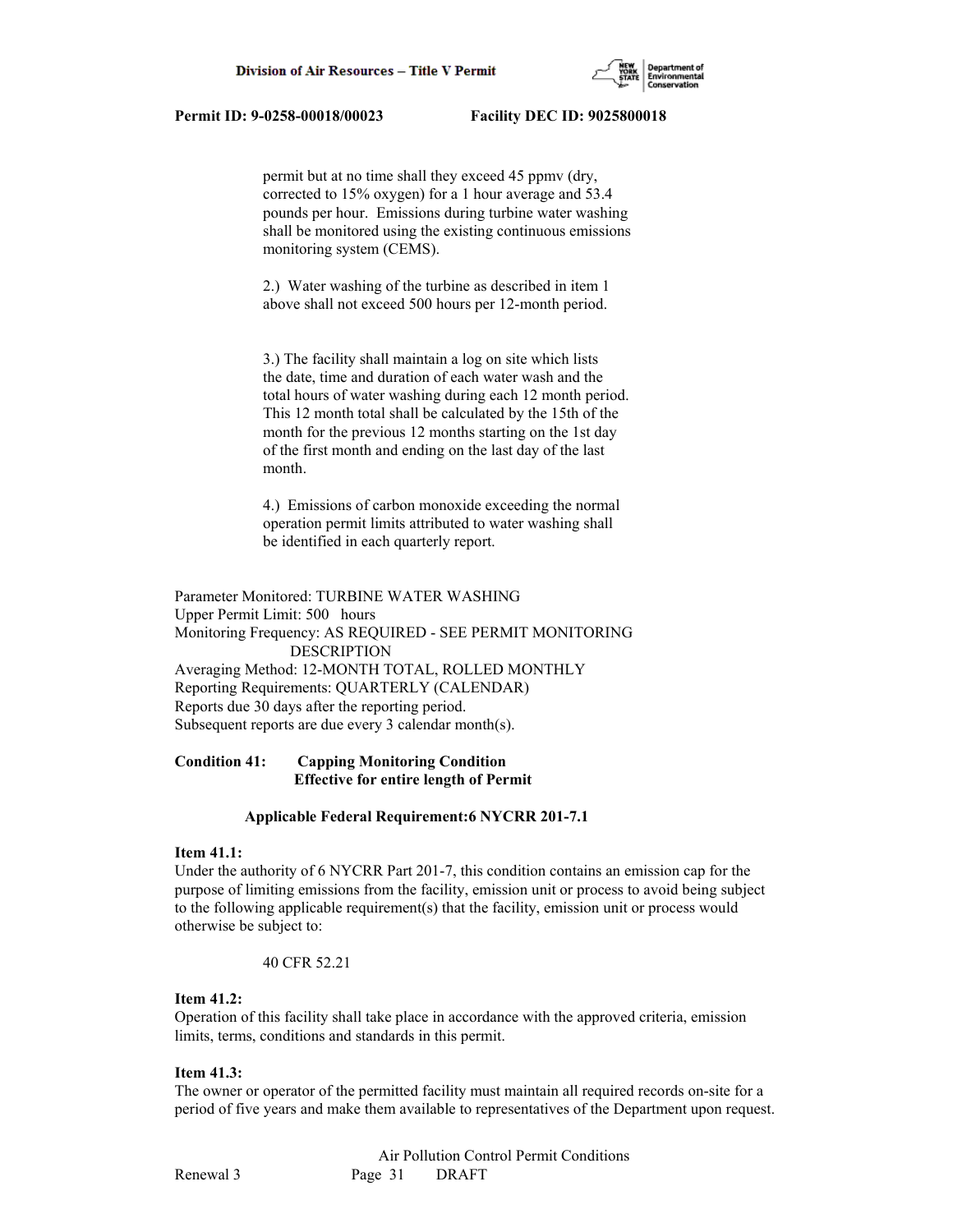permit but at no time shall they exceed 45 ppmv (dry, corrected to 15% oxygen) for a 1 hour average and 53.4 pounds per hour. Emissions during turbine water washing shall be monitored using the existing continuous emissions monitoring system (CEMS).

2.) Water washing of the turbine as described in item 1 above shall not exceed 500 hours per 12-month period.

3.) The facility shall maintain a log on site which lists the date, time and duration of each water wash and the total hours of water washing during each 12 month period. This 12 month total shall be calculated by the 15th of the month for the previous 12 months starting on the 1st day of the first month and ending on the last day of the last month.

4.) Emissions of carbon monoxide exceeding the normal operation permit limits attributed to water washing shall be identified in each quarterly report.

Parameter Monitored: TURBINE WATER WASHING
Upper Permit Limit: 500 hours
Monitoring Frequency: AS REQUIRED - SEE PERMIT MONITORING DESCRIPTION
Averaging Method: 12-MONTH TOTAL, ROLLED MONTHLY
Reporting Requirements: QUARTERLY (CALENDAR)
Reports due 30 days after the reporting period.
Subsequent reports are due every 3 calendar month(s).

**Condition 41: Capping Monitoring Condition**
**Effective for entire length of Permit**

**Applicable Federal Requirement:6 NYCRR 201-7.1**

**Item 41.1:**
Under the authority of 6 NYCRR Part 201-7, this condition contains an emission cap for the purpose of limiting emissions from the facility, emission unit or process to avoid being subject to the following applicable requirement(s) that the facility, emission unit or process would otherwise be subject to:

40 CFR 52.21

**Item 41.2:**
Operation of this facility shall take place in accordance with the approved criteria, emission limits, terms, conditions and standards in this permit.

**Item 41.3:**
The owner or operator of the permitted facility must maintain all required records on-site for a period of five years and make them available to representatives of the Department upon request.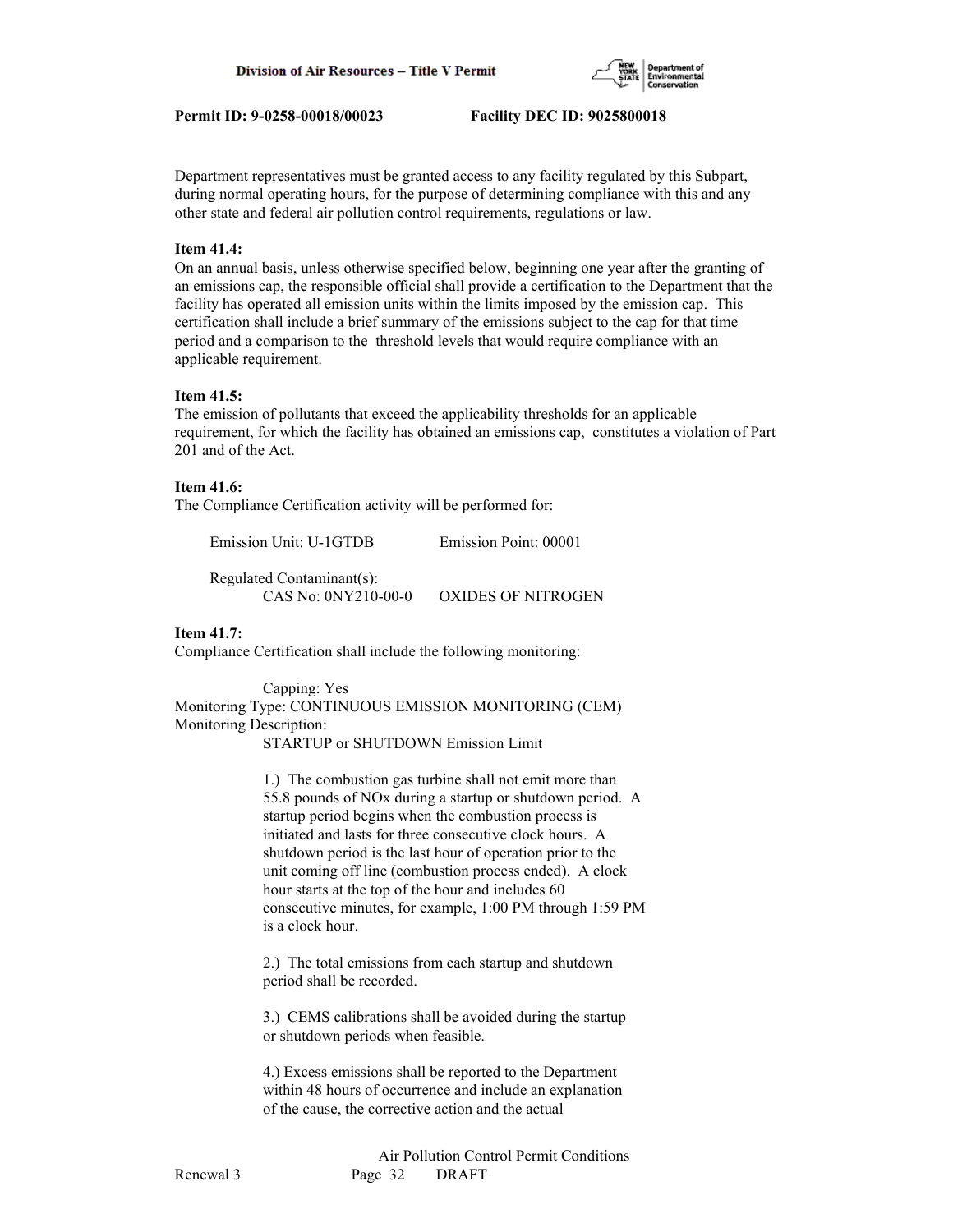Department representatives must be granted access to any facility regulated by this Subpart, during normal operating hours, for the purpose of determining compliance with this and any other state and federal air pollution control requirements, regulations or law.

**Item 41.4:**
On an annual basis, unless otherwise specified below, beginning one year after the granting of an emissions cap, the responsible official shall provide a certification to the Department that the facility has operated all emission units within the limits imposed by the emission cap. This certification shall include a brief summary of the emissions subject to the cap for that time period and a comparison to the threshold levels that would require compliance with an applicable requirement.

**Item 41.5:**
The emission of pollutants that exceed the applicability thresholds for an applicable requirement, for which the facility has obtained an emissions cap, constitutes a violation of Part 201 and of the Act.

**Item 41.6:**
The Compliance Certification activity will be performed for:

Emission Unit: U-1GTDB　　　Emission Point: 00001

Regulated Contaminant(s):
CAS No: 0NY210-00-0　　OXIDES OF NITROGEN

**Item 41.7:**
Compliance Certification shall include the following monitoring:

Capping: Yes
Monitoring Type: CONTINUOUS EMISSION MONITORING (CEM)
Monitoring Description:
STARTUP or SHUTDOWN Emission Limit

1.) The combustion gas turbine shall not emit more than 55.8 pounds of NOx during a startup or shutdown period. A startup period begins when the combustion process is initiated and lasts for three consecutive clock hours. A shutdown period is the last hour of operation prior to the unit coming off line (combustion process ended). A clock hour starts at the top of the hour and includes 60 consecutive minutes, for example, 1:00 PM through 1:59 PM is a clock hour.

2.) The total emissions from each startup and shutdown period shall be recorded.

3.) CEMS calibrations shall be avoided during the startup or shutdown periods when feasible.

4.) Excess emissions shall be reported to the Department within 48 hours of occurrence and include an explanation of the cause, the corrective action and the actual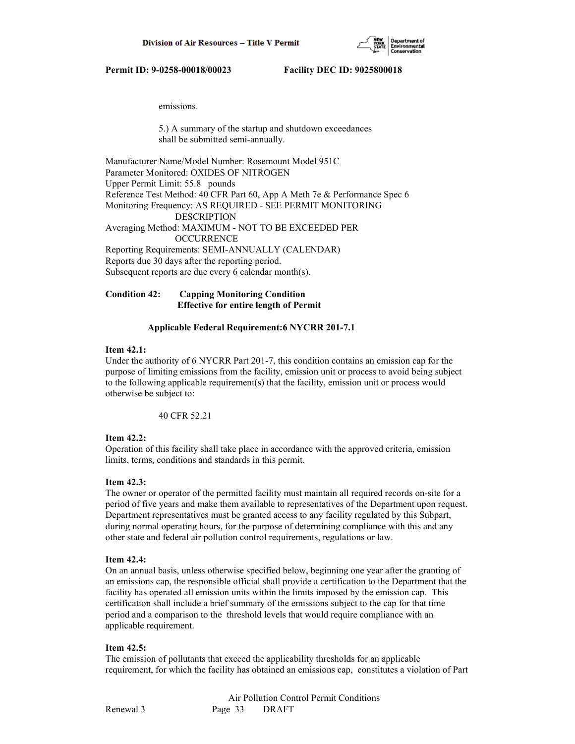emissions.

5.) A summary of the startup and shutdown exceedances shall be submitted semi-annually.

Manufacturer Name/Model Number: Rosemount Model 951C
Parameter Monitored: OXIDES OF NITROGEN
Upper Permit Limit: 55.8 pounds
Reference Test Method: 40 CFR Part 60, App A Meth 7e & Performance Spec 6
Monitoring Frequency: AS REQUIRED - SEE PERMIT MONITORING DESCRIPTION
Averaging Method: MAXIMUM - NOT TO BE EXCEEDED PER OCCURRENCE
Reporting Requirements: SEMI-ANNUALLY (CALENDAR)
Reports due 30 days after the reporting period.
Subsequent reports are due every 6 calendar month(s).

**Condition 42: Capping Monitoring Condition**
**Effective for entire length of Permit**

**Applicable Federal Requirement:6 NYCRR 201-7.1**

**Item 42.1:**
Under the authority of 6 NYCRR Part 201-7, this condition contains an emission cap for the purpose of limiting emissions from the facility, emission unit or process to avoid being subject to the following applicable requirement(s) that the facility, emission unit or process would otherwise be subject to:

40 CFR 52.21

**Item 42.2:**
Operation of this facility shall take place in accordance with the approved criteria, emission limits, terms, conditions and standards in this permit.

**Item 42.3:**
The owner or operator of the permitted facility must maintain all required records on-site for a period of five years and make them available to representatives of the Department upon request. Department representatives must be granted access to any facility regulated by this Subpart, during normal operating hours, for the purpose of determining compliance with this and any other state and federal air pollution control requirements, regulations or law.

**Item 42.4:**
On an annual basis, unless otherwise specified below, beginning one year after the granting of an emissions cap, the responsible official shall provide a certification to the Department that the facility has operated all emission units within the limits imposed by the emission cap. This certification shall include a brief summary of the emissions subject to the cap for that time period and a comparison to the threshold levels that would require compliance with an applicable requirement.

**Item 42.5:**
The emission of pollutants that exceed the applicability thresholds for an applicable requirement, for which the facility has obtained an emissions cap, constitutes a violation of Part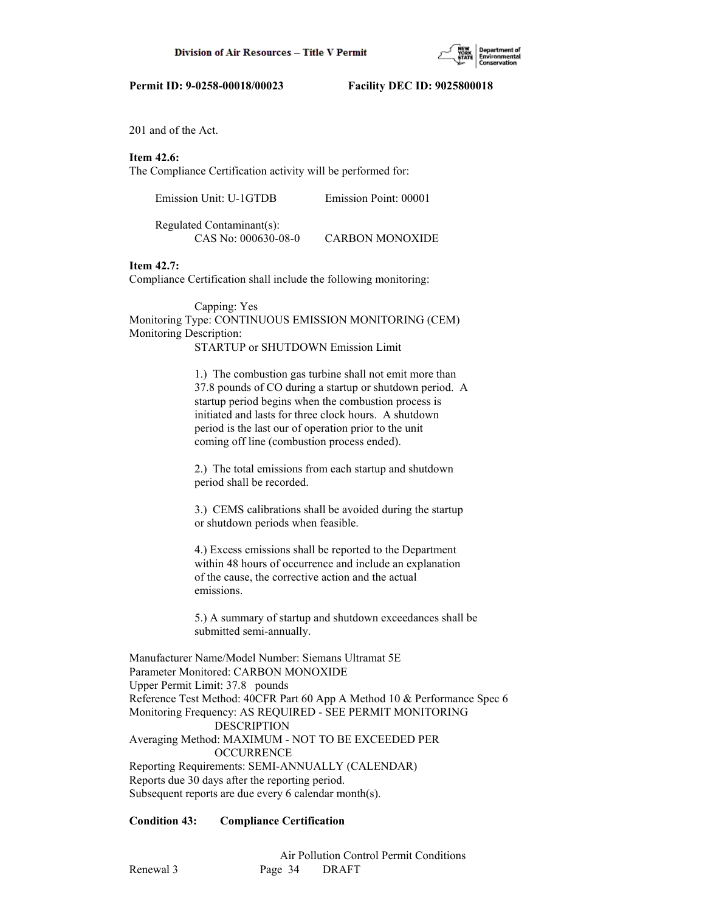201 and of the Act.

**Item 42.6:**
The Compliance Certification activity will be performed for:

Emission Unit: U-1GTDB Emission Point: 00001

Regulated Contaminant(s):
CAS No: 000630-08-0 CARBON MONOXIDE

**Item 42.7:**
Compliance Certification shall include the following monitoring:

Capping: Yes
Monitoring Type: CONTINUOUS EMISSION MONITORING (CEM)
Monitoring Description:
STARTUP or SHUTDOWN Emission Limit

1.) The combustion gas turbine shall not emit more than 37.8 pounds of CO during a startup or shutdown period. A startup period begins when the combustion process is initiated and lasts for three clock hours. A shutdown period is the last our of operation prior to the unit coming off line (combustion process ended).

2.) The total emissions from each startup and shutdown period shall be recorded.

3.) CEMS calibrations shall be avoided during the startup or shutdown periods when feasible.

4.) Excess emissions shall be reported to the Department within 48 hours of occurrence and include an explanation of the cause, the corrective action and the actual emissions.

5.) A summary of startup and shutdown exceedances shall be submitted semi-annually.

Manufacturer Name/Model Number: Siemans Ultramat 5E
Parameter Monitored: CARBON MONOXIDE
Upper Permit Limit: 37.8 pounds
Reference Test Method: 40CFR Part 60 App A Method 10 & Performance Spec 6
Monitoring Frequency: AS REQUIRED - SEE PERMIT MONITORING DESCRIPTION
Averaging Method: MAXIMUM - NOT TO BE EXCEEDED PER OCCURRENCE
Reporting Requirements: SEMI-ANNUALLY (CALENDAR)
Reports due 30 days after the reporting period.
Subsequent reports are due every 6 calendar month(s).

**Condition 43: Compliance Certification**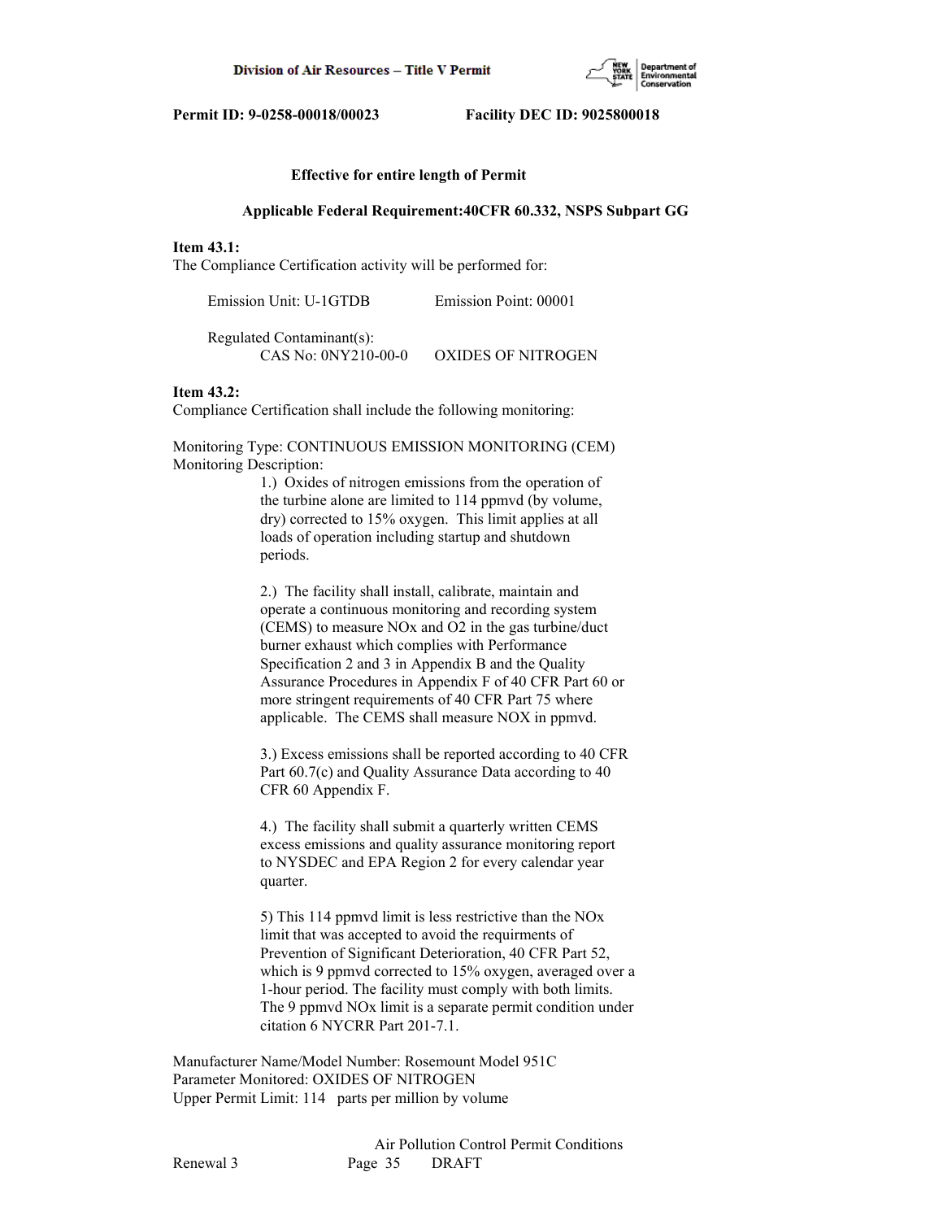**Effective for entire length of Permit**

**Applicable Federal Requirement:40CFR 60.332, NSPS Subpart GG**

**Item 43.1:**
The Compliance Certification activity will be performed for:

Emission Unit: U-1GTDB Emission Point: 00001

Regulated Contaminant(s):
CAS No: 0NY210-00-0 OXIDES OF NITROGEN

**Item 43.2:**
Compliance Certification shall include the following monitoring:

Monitoring Type: CONTINUOUS EMISSION MONITORING (CEM)
Monitoring Description:

1.) Oxides of nitrogen emissions from the operation of the turbine alone are limited to 114 ppmvd (by volume, dry) corrected to 15% oxygen. This limit applies at all loads of operation including startup and shutdown periods.

2.) The facility shall install, calibrate, maintain and operate a continuous monitoring and recording system (CEMS) to measure NOx and O2 in the gas turbine/duct burner exhaust which complies with Performance Specification 2 and 3 in Appendix B and the Quality Assurance Procedures in Appendix F of 40 CFR Part 60 or more stringent requirements of 40 CFR Part 75 where applicable. The CEMS shall measure NOX in ppmvd.

3.) Excess emissions shall be reported according to 40 CFR Part 60.7(c) and Quality Assurance Data according to 40 CFR 60 Appendix F.

4.) The facility shall submit a quarterly written CEMS excess emissions and quality assurance monitoring report to NYSDEC and EPA Region 2 for every calendar year quarter.

5) This 114 ppmvd limit is less restrictive than the NOx limit that was accepted to avoid the requirments of Prevention of Significant Deterioration, 40 CFR Part 52, which is 9 ppmvd corrected to 15% oxygen, averaged over a 1-hour period. The facility must comply with both limits. The 9 ppmvd NOx limit is a separate permit condition under citation 6 NYCRR Part 201-7.1.

Manufacturer Name/Model Number: Rosemount Model 951C
Parameter Monitored: OXIDES OF NITROGEN
Upper Permit Limit: 114 parts per million by volume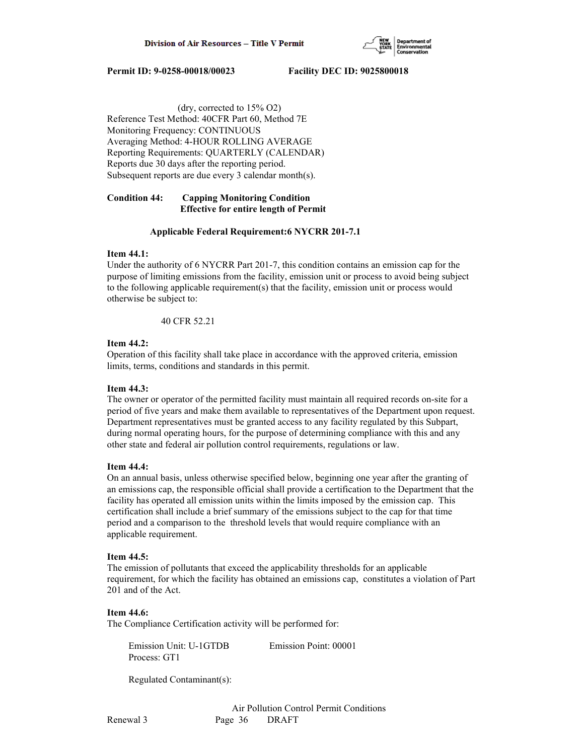(dry, corrected to 15% O2)
Reference Test Method: 40CFR Part 60, Method 7E
Monitoring Frequency: CONTINUOUS
Averaging Method: 4-HOUR ROLLING AVERAGE
Reporting Requirements: QUARTERLY (CALENDAR)
Reports due 30 days after the reporting period.
Subsequent reports are due every 3 calendar month(s).

**Condition 44: Capping Monitoring Condition**
**Effective for entire length of Permit**

**Applicable Federal Requirement:6 NYCRR 201-7.1**

**Item 44.1:**
Under the authority of 6 NYCRR Part 201-7, this condition contains an emission cap for the purpose of limiting emissions from the facility, emission unit or process to avoid being subject to the following applicable requirement(s) that the facility, emission unit or process would otherwise be subject to:

40 CFR 52.21

**Item 44.2:**
Operation of this facility shall take place in accordance with the approved criteria, emission limits, terms, conditions and standards in this permit.

**Item 44.3:**
The owner or operator of the permitted facility must maintain all required records on-site for a period of five years and make them available to representatives of the Department upon request. Department representatives must be granted access to any facility regulated by this Subpart, during normal operating hours, for the purpose of determining compliance with this and any other state and federal air pollution control requirements, regulations or law.

**Item 44.4:**
On an annual basis, unless otherwise specified below, beginning one year after the granting of an emissions cap, the responsible official shall provide a certification to the Department that the facility has operated all emission units within the limits imposed by the emission cap. This certification shall include a brief summary of the emissions subject to the cap for that time period and a comparison to the threshold levels that would require compliance with an applicable requirement.

**Item 44.5:**
The emission of pollutants that exceed the applicability thresholds for an applicable requirement, for which the facility has obtained an emissions cap, constitutes a violation of Part 201 and of the Act.

**Item 44.6:**
The Compliance Certification activity will be performed for:

Emission Unit: U-1GTDB Emission Point: 00001
Process: GT1

Regulated Contaminant(s):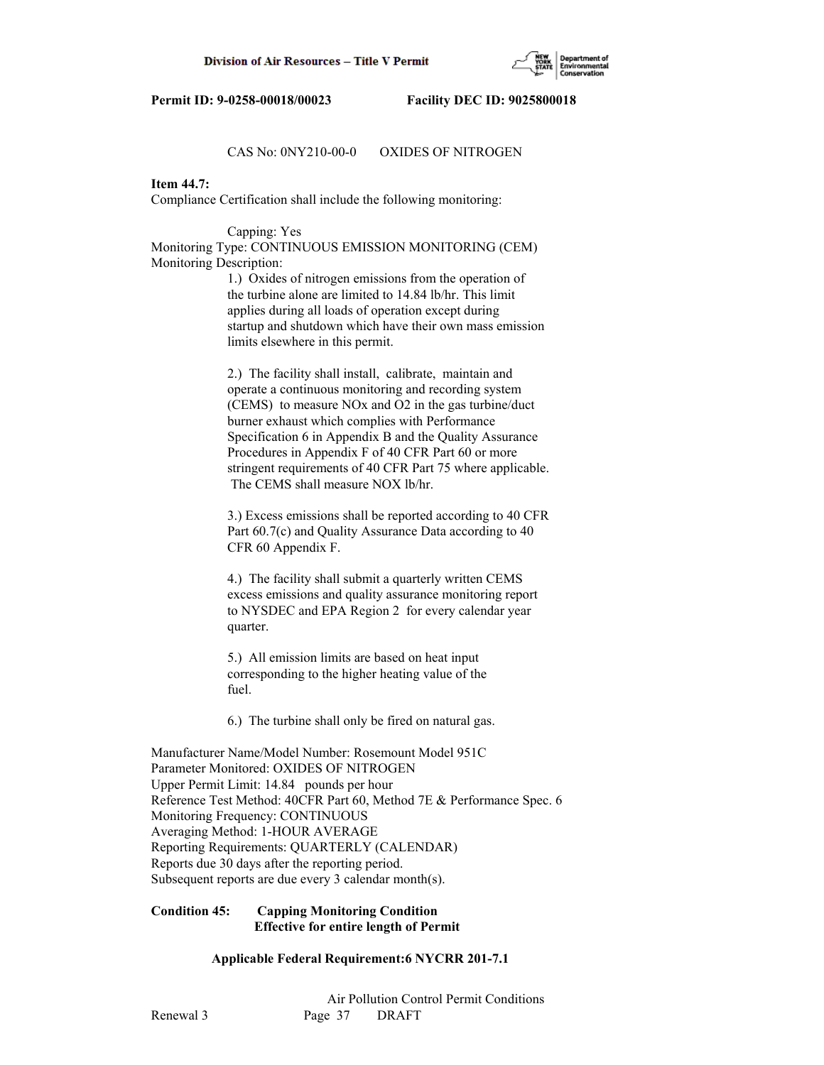CAS No: 0NY210-00-0 OXIDES OF NITROGEN

**Item 44.7:**
Compliance Certification shall include the following monitoring:

Capping: Yes
Monitoring Type: CONTINUOUS EMISSION MONITORING (CEM)
Monitoring Description:

1.) Oxides of nitrogen emissions from the operation of the turbine alone are limited to 14.84 lb/hr. This limit applies during all loads of operation except during startup and shutdown which have their own mass emission limits elsewhere in this permit.

2.) The facility shall install, calibrate, maintain and operate a continuous monitoring and recording system (CEMS) to measure NOx and O2 in the gas turbine/duct burner exhaust which complies with Performance Specification 6 in Appendix B and the Quality Assurance Procedures in Appendix F of 40 CFR Part 60 or more stringent requirements of 40 CFR Part 75 where applicable. The CEMS shall measure NOX lb/hr.

3.) Excess emissions shall be reported according to 40 CFR Part 60.7(c) and Quality Assurance Data according to 40 CFR 60 Appendix F.

4.) The facility shall submit a quarterly written CEMS excess emissions and quality assurance monitoring report to NYSDEC and EPA Region 2 for every calendar year quarter.

5.) All emission limits are based on heat input corresponding to the higher heating value of the fuel.

6.) The turbine shall only be fired on natural gas.

Manufacturer Name/Model Number: Rosemount Model 951C
Parameter Monitored: OXIDES OF NITROGEN
Upper Permit Limit: 14.84 pounds per hour
Reference Test Method: 40CFR Part 60, Method 7E & Performance Spec. 6
Monitoring Frequency: CONTINUOUS
Averaging Method: 1-HOUR AVERAGE
Reporting Requirements: QUARTERLY (CALENDAR)
Reports due 30 days after the reporting period.
Subsequent reports are due every 3 calendar month(s).

**Condition 45: Capping Monitoring Condition**
**Effective for entire length of Permit**

**Applicable Federal Requirement:6 NYCRR 201-7.1**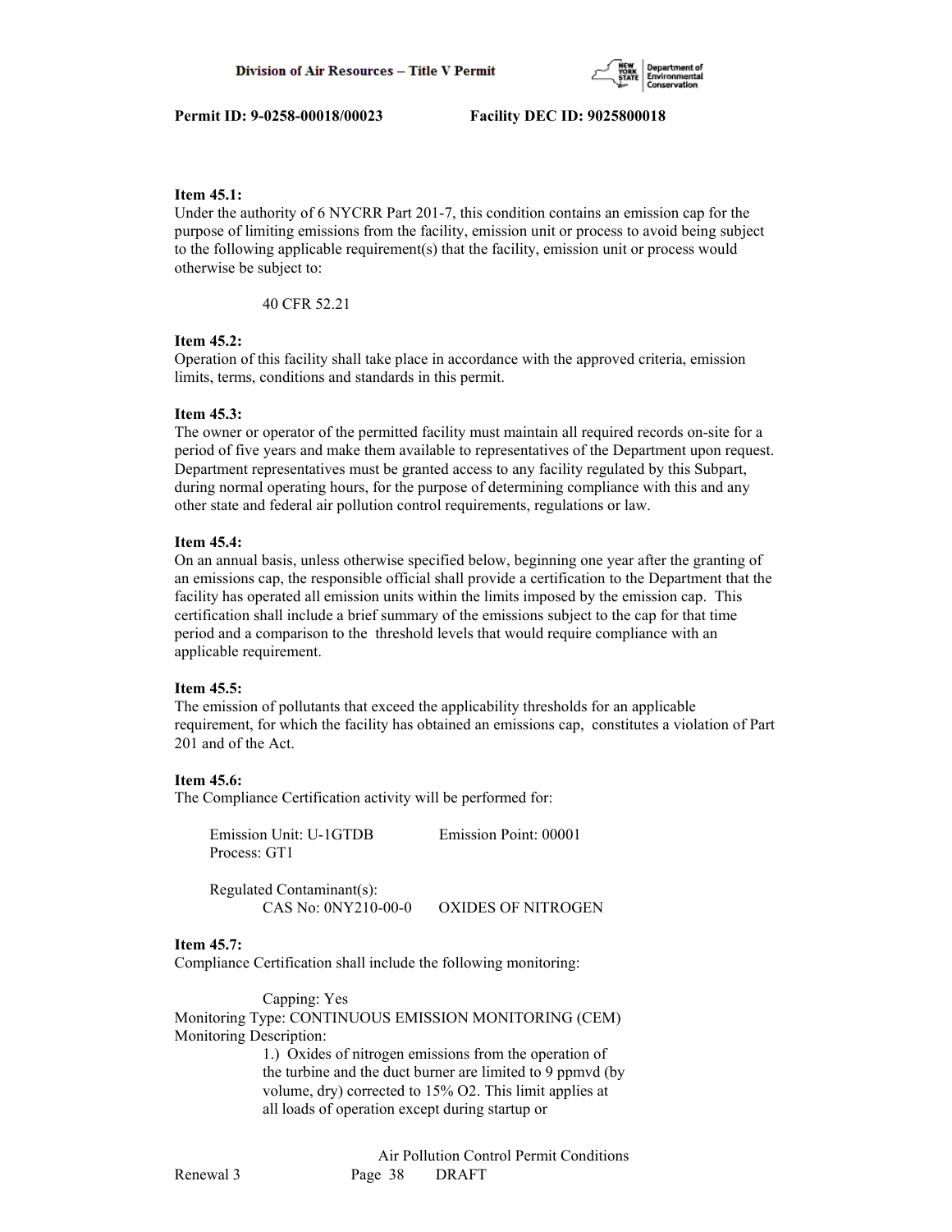**Item 45.1:**
Under the authority of 6 NYCRR Part 201-7, this condition contains an emission cap for the purpose of limiting emissions from the facility, emission unit or process to avoid being subject to the following applicable requirement(s) that the facility, emission unit or process would otherwise be subject to:

40 CFR 52.21

**Item 45.2:**
Operation of this facility shall take place in accordance with the approved criteria, emission limits, terms, conditions and standards in this permit.

**Item 45.3:**
The owner or operator of the permitted facility must maintain all required records on-site for a period of five years and make them available to representatives of the Department upon request. Department representatives must be granted access to any facility regulated by this Subpart, during normal operating hours, for the purpose of determining compliance with this and any other state and federal air pollution control requirements, regulations or law.

**Item 45.4:**
On an annual basis, unless otherwise specified below, beginning one year after the granting of an emissions cap, the responsible official shall provide a certification to the Department that the facility has operated all emission units within the limits imposed by the emission cap. This certification shall include a brief summary of the emissions subject to the cap for that time period and a comparison to the threshold levels that would require compliance with an applicable requirement.

**Item 45.5:**
The emission of pollutants that exceed the applicability thresholds for an applicable requirement, for which the facility has obtained an emissions cap, constitutes a violation of Part 201 and of the Act.

**Item 45.6:**
The Compliance Certification activity will be performed for:

Emission Unit: U-1GTDB Emission Point: 00001
Process: GT1

Regulated Contaminant(s):
CAS No: 0NY210-00-0 OXIDES OF NITROGEN

**Item 45.7:**
Compliance Certification shall include the following monitoring:

Capping: Yes
Monitoring Type: CONTINUOUS EMISSION MONITORING (CEM)
Monitoring Description:
1.) Oxides of nitrogen emissions from the operation of the turbine and the duct burner are limited to 9 ppmvd (by volume, dry) corrected to 15% O2. This limit applies at all loads of operation except during startup or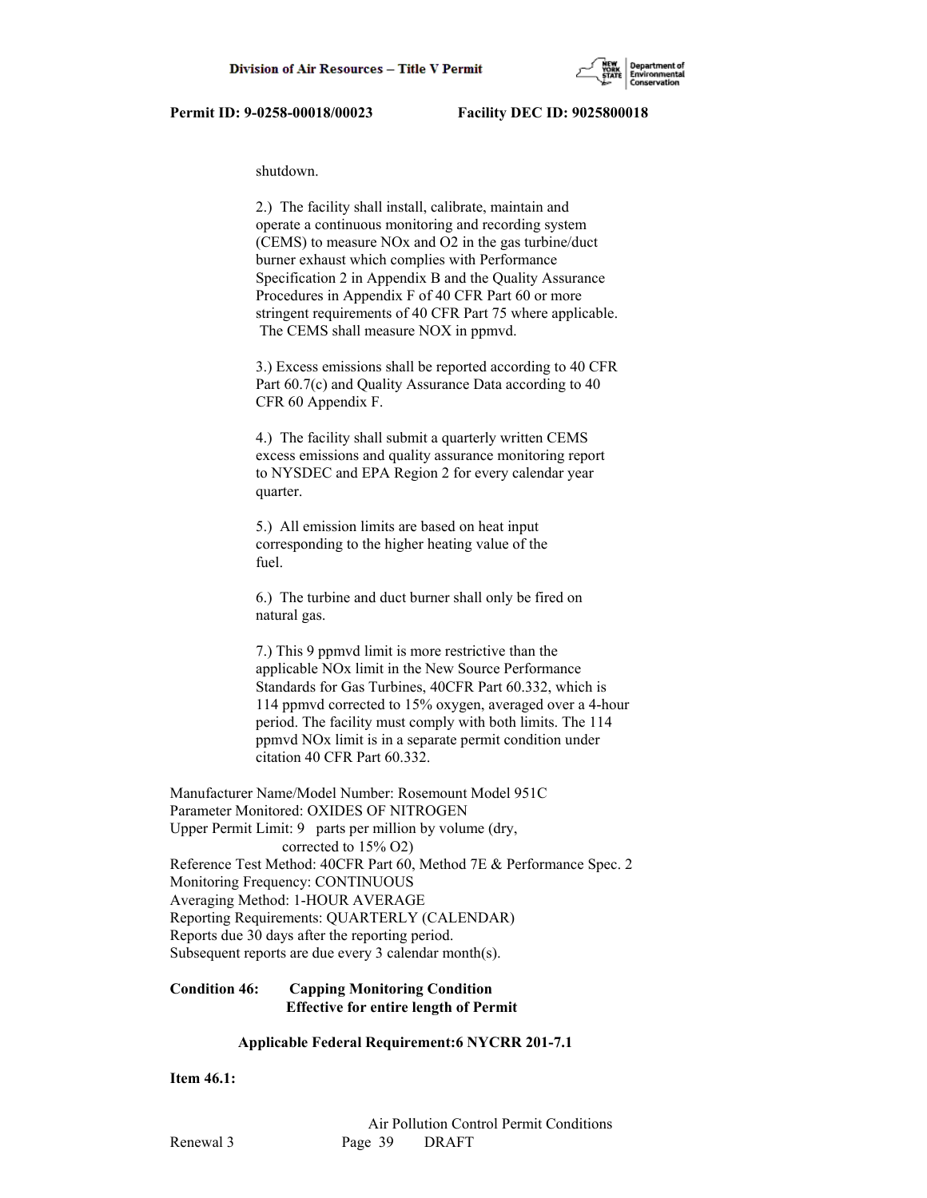shutdown.

2.) The facility shall install, calibrate, maintain and operate a continuous monitoring and recording system (CEMS) to measure NOx and O2 in the gas turbine/duct burner exhaust which complies with Performance Specification 2 in Appendix B and the Quality Assurance Procedures in Appendix F of 40 CFR Part 60 or more stringent requirements of 40 CFR Part 75 where applicable. The CEMS shall measure NOX in ppmvd.

3.) Excess emissions shall be reported according to 40 CFR Part 60.7(c) and Quality Assurance Data according to 40 CFR 60 Appendix F.

4.) The facility shall submit a quarterly written CEMS excess emissions and quality assurance monitoring report to NYSDEC and EPA Region 2 for every calendar year quarter.

5.) All emission limits are based on heat input corresponding to the higher heating value of the fuel.

6.) The turbine and duct burner shall only be fired on natural gas.

7.) This 9 ppmvd limit is more restrictive than the applicable NOx limit in the New Source Performance Standards for Gas Turbines, 40CFR Part 60.332, which is 114 ppmvd corrected to 15% oxygen, averaged over a 4-hour period. The facility must comply with both limits. The 114 ppmvd NOx limit is in a separate permit condition under citation 40 CFR Part 60.332.

Manufacturer Name/Model Number: Rosemount Model 951C
Parameter Monitored: OXIDES OF NITROGEN
Upper Permit Limit: 9 parts per million by volume (dry, corrected to 15% O2)
Reference Test Method: 40CFR Part 60, Method 7E & Performance Spec. 2
Monitoring Frequency: CONTINUOUS
Averaging Method: 1-HOUR AVERAGE
Reporting Requirements: QUARTERLY (CALENDAR)
Reports due 30 days after the reporting period.
Subsequent reports are due every 3 calendar month(s).

**Condition 46: Capping Monitoring Condition**
**Effective for entire length of Permit**

**Applicable Federal Requirement:6 NYCRR 201-7.1**

**Item 46.1:**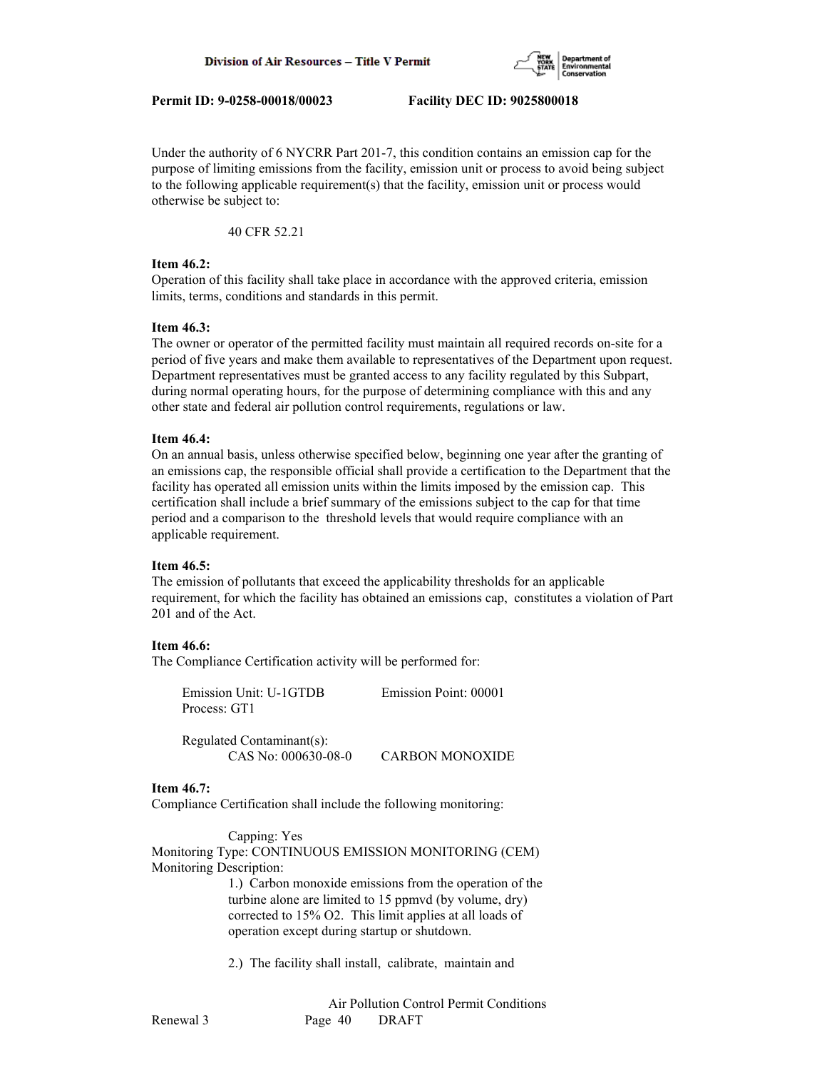Under the authority of 6 NYCRR Part 201-7, this condition contains an emission cap for the purpose of limiting emissions from the facility, emission unit or process to avoid being subject to the following applicable requirement(s) that the facility, emission unit or process would otherwise be subject to:

40 CFR 52.21

**Item 46.2:**
Operation of this facility shall take place in accordance with the approved criteria, emission limits, terms, conditions and standards in this permit.

**Item 46.3:**
The owner or operator of the permitted facility must maintain all required records on-site for a period of five years and make them available to representatives of the Department upon request. Department representatives must be granted access to any facility regulated by this Subpart, during normal operating hours, for the purpose of determining compliance with this and any other state and federal air pollution control requirements, regulations or law.

**Item 46.4:**
On an annual basis, unless otherwise specified below, beginning one year after the granting of an emissions cap, the responsible official shall provide a certification to the Department that the facility has operated all emission units within the limits imposed by the emission cap. This certification shall include a brief summary of the emissions subject to the cap for that time period and a comparison to the threshold levels that would require compliance with an applicable requirement.

**Item 46.5:**
The emission of pollutants that exceed the applicability thresholds for an applicable requirement, for which the facility has obtained an emissions cap, constitutes a violation of Part 201 and of the Act.

**Item 46.6:**
The Compliance Certification activity will be performed for:

Emission Unit: U-1GTDB    Emission Point: 00001
Process: GT1

Regulated Contaminant(s):
CAS No: 000630-08-0    CARBON MONOXIDE

**Item 46.7:**
Compliance Certification shall include the following monitoring:

Capping: Yes
Monitoring Type: CONTINUOUS EMISSION MONITORING (CEM)
Monitoring Description:

1.) Carbon monoxide emissions from the operation of the turbine alone are limited to 15 ppmvd (by volume, dry) corrected to 15% $O_2$. This limit applies at all loads of operation except during startup or shutdown.

2.) The facility shall install, calibrate, maintain and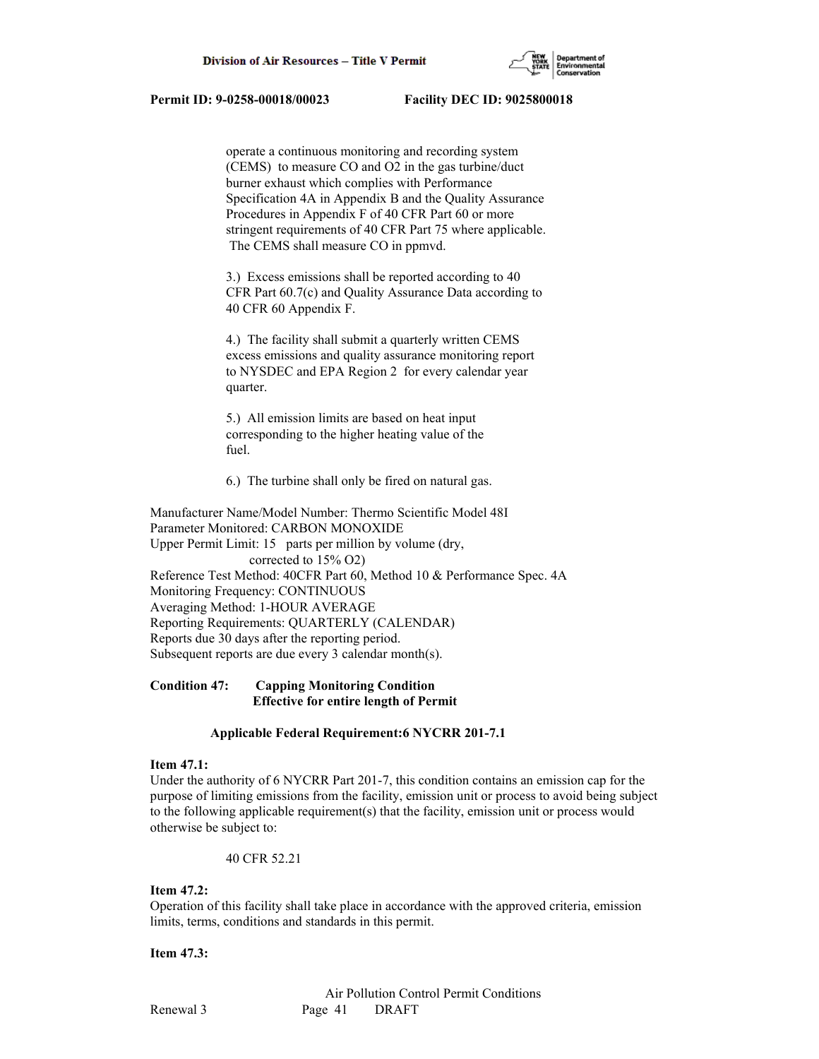operate a continuous monitoring and recording system (CEMS) to measure CO and O2 in the gas turbine/duct burner exhaust which complies with Performance Specification 4A in Appendix B and the Quality Assurance Procedures in Appendix F of 40 CFR Part 60 or more stringent requirements of 40 CFR Part 75 where applicable. The CEMS shall measure CO in ppmvd.

3.) Excess emissions shall be reported according to 40 CFR Part 60.7(c) and Quality Assurance Data according to 40 CFR 60 Appendix F.

4.) The facility shall submit a quarterly written CEMS excess emissions and quality assurance monitoring report to NYSDEC and EPA Region 2 for every calendar year quarter.

5.) All emission limits are based on heat input corresponding to the higher heating value of the fuel.

6.) The turbine shall only be fired on natural gas.

Manufacturer Name/Model Number: Thermo Scientific Model 48I
Parameter Monitored: CARBON MONOXIDE
Upper Permit Limit: 15 parts per million by volume (dry, corrected to 15% O2)
Reference Test Method: 40CFR Part 60, Method 10 & Performance Spec. 4A
Monitoring Frequency: CONTINUOUS
Averaging Method: 1-HOUR AVERAGE
Reporting Requirements: QUARTERLY (CALENDAR)
Reports due 30 days after the reporting period.
Subsequent reports are due every 3 calendar month(s).

**Condition 47: Capping Monitoring Condition**
**Effective for entire length of Permit**

**Applicable Federal Requirement:6 NYCRR 201-7.1**

**Item 47.1:**
Under the authority of 6 NYCRR Part 201-7, this condition contains an emission cap for the purpose of limiting emissions from the facility, emission unit or process to avoid being subject to the following applicable requirement(s) that the facility, emission unit or process would otherwise be subject to:

40 CFR 52.21

**Item 47.2:**
Operation of this facility shall take place in accordance with the approved criteria, emission limits, terms, conditions and standards in this permit.

**Item 47.3:**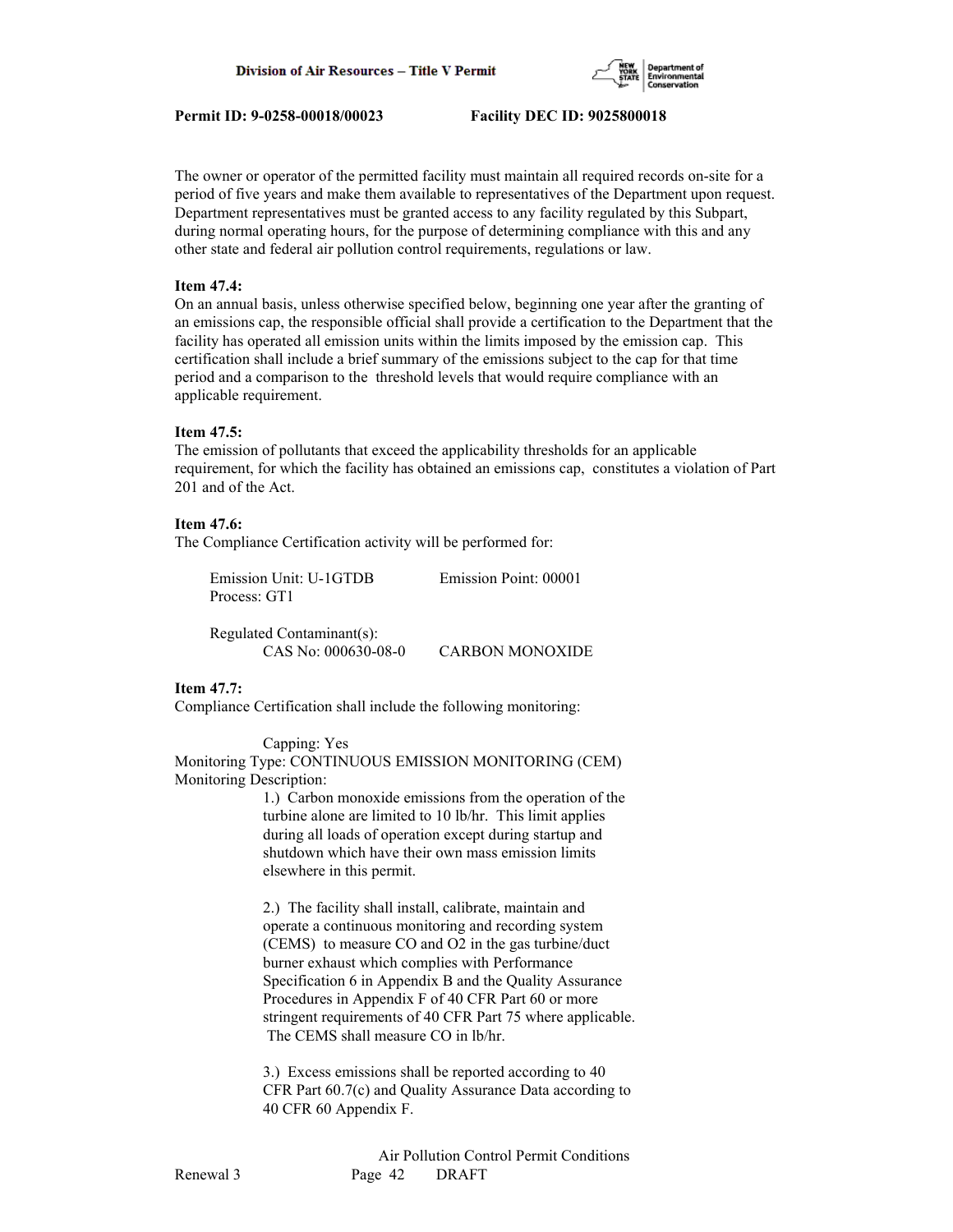The owner or operator of the permitted facility must maintain all required records on-site for a period of five years and make them available to representatives of the Department upon request. Department representatives must be granted access to any facility regulated by this Subpart, during normal operating hours, for the purpose of determining compliance with this and any other state and federal air pollution control requirements, regulations or law.

**Item 47.4:**
On an annual basis, unless otherwise specified below, beginning one year after the granting of an emissions cap, the responsible official shall provide a certification to the Department that the facility has operated all emission units within the limits imposed by the emission cap. This certification shall include a brief summary of the emissions subject to the cap for that time period and a comparison to the threshold levels that would require compliance with an applicable requirement.

**Item 47.5:**
The emission of pollutants that exceed the applicability thresholds for an applicable requirement, for which the facility has obtained an emissions cap, constitutes a violation of Part 201 and of the Act.

**Item 47.6:**
The Compliance Certification activity will be performed for:

Emission Unit: U-1GTDB Emission Point: 00001
Process: GT1

Regulated Contaminant(s):
CAS No: 000630-08-0 CARBON MONOXIDE

**Item 47.7:**
Compliance Certification shall include the following monitoring:

Capping: Yes
Monitoring Type: CONTINUOUS EMISSION MONITORING (CEM)
Monitoring Description:

1.) Carbon monoxide emissions from the operation of the turbine alone are limited to 10 lb/hr. This limit applies during all loads of operation except during startup and shutdown which have their own mass emission limits elsewhere in this permit.

2.) The facility shall install, calibrate, maintain and operate a continuous monitoring and recording system (CEMS) to measure CO and $O_2$ in the gas turbine/duct burner exhaust which complies with Performance Specification 6 in Appendix B and the Quality Assurance Procedures in Appendix F of 40 CFR Part 60 or more stringent requirements of 40 CFR Part 75 where applicable. The CEMS shall measure CO in lb/hr.

3.) Excess emissions shall be reported according to 40 CFR Part 60.7(c) and Quality Assurance Data according to 40 CFR 60 Appendix F.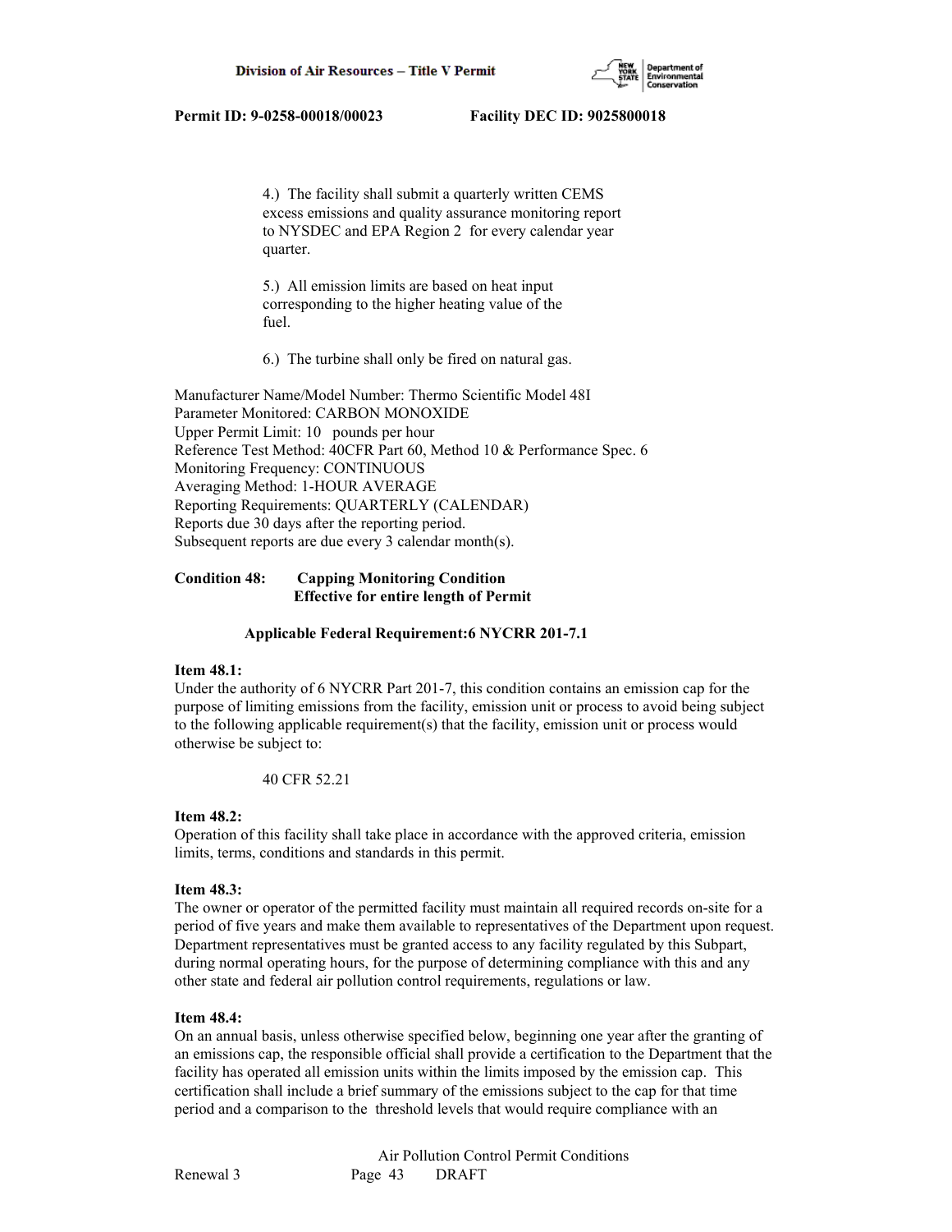4.) The facility shall submit a quarterly written CEMS excess emissions and quality assurance monitoring report to NYSDEC and EPA Region 2 for every calendar year quarter.

5.) All emission limits are based on heat input corresponding to the higher heating value of the fuel.

6.) The turbine shall only be fired on natural gas.

Manufacturer Name/Model Number: Thermo Scientific Model 48I
Parameter Monitored: CARBON MONOXIDE
Upper Permit Limit: 10 pounds per hour
Reference Test Method: 40CFR Part 60, Method 10 & Performance Spec. 6
Monitoring Frequency: CONTINUOUS
Averaging Method: 1-HOUR AVERAGE
Reporting Requirements: QUARTERLY (CALENDAR)
Reports due 30 days after the reporting period.
Subsequent reports are due every 3 calendar month(s).

**Condition 48: Capping Monitoring Condition**
**Effective for entire length of Permit**

**Applicable Federal Requirement:6 NYCRR 201-7.1**

**Item 48.1:**
Under the authority of 6 NYCRR Part 201-7, this condition contains an emission cap for the purpose of limiting emissions from the facility, emission unit or process to avoid being subject to the following applicable requirement(s) that the facility, emission unit or process would otherwise be subject to:

40 CFR 52.21

**Item 48.2:**
Operation of this facility shall take place in accordance with the approved criteria, emission limits, terms, conditions and standards in this permit.

**Item 48.3:**
The owner or operator of the permitted facility must maintain all required records on-site for a period of five years and make them available to representatives of the Department upon request. Department representatives must be granted access to any facility regulated by this Subpart, during normal operating hours, for the purpose of determining compliance with this and any other state and federal air pollution control requirements, regulations or law.

**Item 48.4:**
On an annual basis, unless otherwise specified below, beginning one year after the granting of an emissions cap, the responsible official shall provide a certification to the Department that the facility has operated all emission units within the limits imposed by the emission cap. This certification shall include a brief summary of the emissions subject to the cap for that time period and a comparison to the threshold levels that would require compliance with an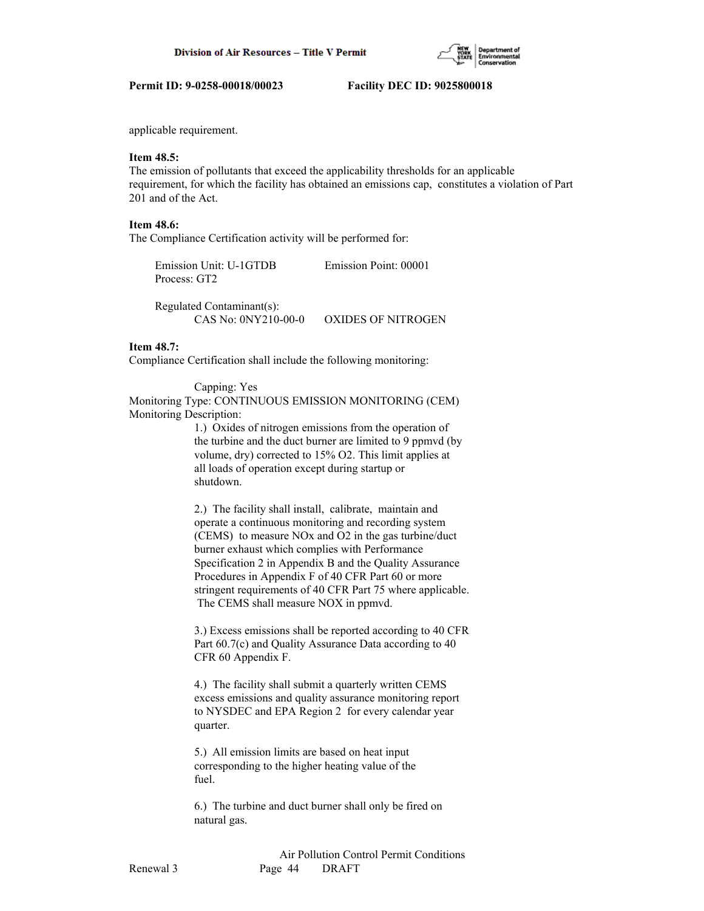applicable requirement.

**Item 48.5:**
The emission of pollutants that exceed the applicability thresholds for an applicable requirement, for which the facility has obtained an emissions cap, constitutes a violation of Part 201 and of the Act.

**Item 48.6:**
The Compliance Certification activity will be performed for:

Emission Unit: U-1GTDB Emission Point: 00001
Process: GT2

Regulated Contaminant(s):
CAS No: 0NY210-00-0 OXIDES OF NITROGEN

**Item 48.7:**
Compliance Certification shall include the following monitoring:

Capping: Yes
Monitoring Type: CONTINUOUS EMISSION MONITORING (CEM)
Monitoring Description:

1.) Oxides of nitrogen emissions from the operation of the turbine and the duct burner are limited to 9 ppmvd (by volume, dry) corrected to 15% O2. This limit applies at all loads of operation except during startup or shutdown.

2.) The facility shall install, calibrate, maintain and operate a continuous monitoring and recording system (CEMS) to measure NOx and O2 in the gas turbine/duct burner exhaust which complies with Performance Specification 2 in Appendix B and the Quality Assurance Procedures in Appendix F of 40 CFR Part 60 or more stringent requirements of 40 CFR Part 75 where applicable. The CEMS shall measure NOX in ppmvd.

3.) Excess emissions shall be reported according to 40 CFR Part 60.7(c) and Quality Assurance Data according to 40 CFR 60 Appendix F.

4.) The facility shall submit a quarterly written CEMS excess emissions and quality assurance monitoring report to NYSDEC and EPA Region 2 for every calendar year quarter.

5.) All emission limits are based on heat input corresponding to the higher heating value of the fuel.

6.) The turbine and duct burner shall only be fired on natural gas.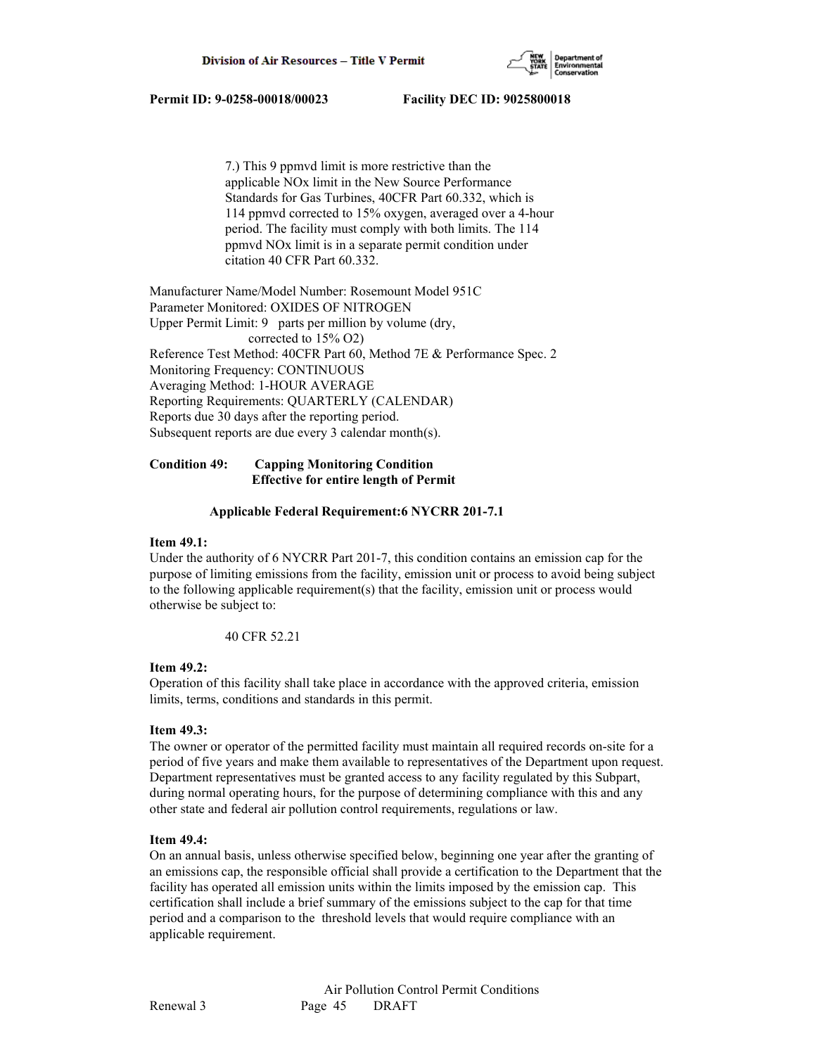7.) This 9 ppmvd limit is more restrictive than the applicable NOx limit in the New Source Performance Standards for Gas Turbines, 40CFR Part 60.332, which is 114 ppmvd corrected to 15% oxygen, averaged over a 4-hour period. The facility must comply with both limits. The 114 ppmvd NOx limit is in a separate permit condition under citation 40 CFR Part 60.332.

Manufacturer Name/Model Number: Rosemount Model 951C
Parameter Monitored: OXIDES OF NITROGEN
Upper Permit Limit: 9 parts per million by volume (dry, corrected to 15% O2)
Reference Test Method: 40CFR Part 60, Method 7E & Performance Spec. 2
Monitoring Frequency: CONTINUOUS
Averaging Method: 1-HOUR AVERAGE
Reporting Requirements: QUARTERLY (CALENDAR)
Reports due 30 days after the reporting period.
Subsequent reports are due every 3 calendar month(s).

**Condition 49: Capping Monitoring Condition**
**Effective for entire length of Permit**

**Applicable Federal Requirement:6 NYCRR 201-7.1**

**Item 49.1:**
Under the authority of 6 NYCRR Part 201-7, this condition contains an emission cap for the purpose of limiting emissions from the facility, emission unit or process to avoid being subject to the following applicable requirement(s) that the facility, emission unit or process would otherwise be subject to:

40 CFR 52.21

**Item 49.2:**
Operation of this facility shall take place in accordance with the approved criteria, emission limits, terms, conditions and standards in this permit.

**Item 49.3:**
The owner or operator of the permitted facility must maintain all required records on-site for a period of five years and make them available to representatives of the Department upon request. Department representatives must be granted access to any facility regulated by this Subpart, during normal operating hours, for the purpose of determining compliance with this and any other state and federal air pollution control requirements, regulations or law.

**Item 49.4:**
On an annual basis, unless otherwise specified below, beginning one year after the granting of an emissions cap, the responsible official shall provide a certification to the Department that the facility has operated all emission units within the limits imposed by the emission cap. This certification shall include a brief summary of the emissions subject to the cap for that time period and a comparison to the threshold levels that would require compliance with an applicable requirement.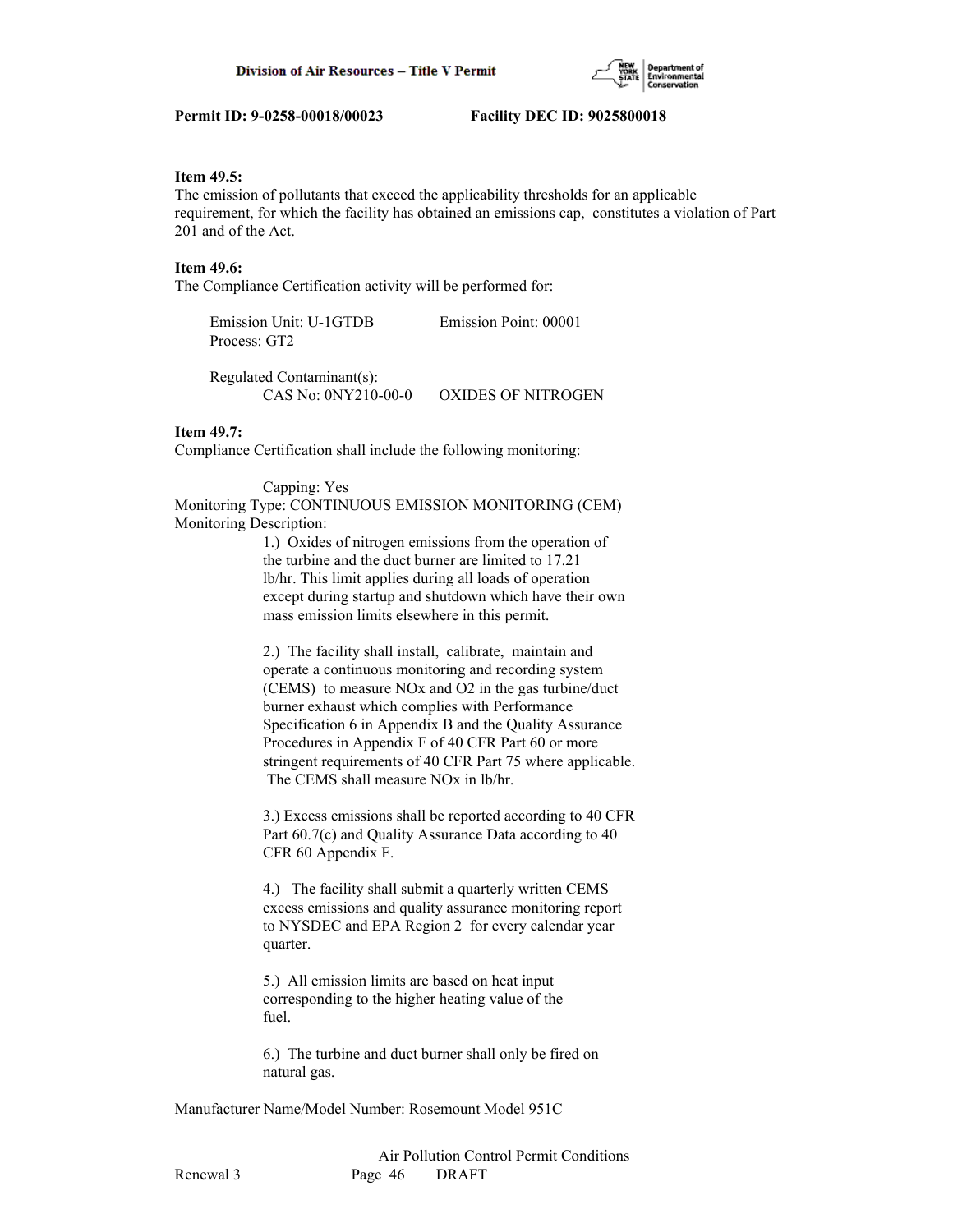**Item 49.5:**
The emission of pollutants that exceed the applicability thresholds for an applicable requirement, for which the facility has obtained an emissions cap, constitutes a violation of Part 201 and of the Act.

**Item 49.6:**
The Compliance Certification activity will be performed for:

Emission Unit: U-1GTDB Emission Point: 00001
Process: GT2

Regulated Contaminant(s):
CAS No: 0NY210-00-0 OXIDES OF NITROGEN

**Item 49.7:**
Compliance Certification shall include the following monitoring:

Capping: Yes
Monitoring Type: CONTINUOUS EMISSION MONITORING (CEM)
Monitoring Description:

1.) Oxides of nitrogen emissions from the operation of the turbine and the duct burner are limited to 17.21 lb/hr. This limit applies during all loads of operation except during startup and shutdown which have their own mass emission limits elsewhere in this permit.

2.) The facility shall install, calibrate, maintain and operate a continuous monitoring and recording system (CEMS) to measure NOx and O2 in the gas turbine/duct burner exhaust which complies with Performance Specification 6 in Appendix B and the Quality Assurance Procedures in Appendix F of 40 CFR Part 60 or more stringent requirements of 40 CFR Part 75 where applicable. The CEMS shall measure NOx in lb/hr.

3.) Excess emissions shall be reported according to 40 CFR Part 60.7(c) and Quality Assurance Data according to 40 CFR 60 Appendix F.

4.) The facility shall submit a quarterly written CEMS excess emissions and quality assurance monitoring report to NYSDEC and EPA Region 2 for every calendar year quarter.

5.) All emission limits are based on heat input corresponding to the higher heating value of the fuel.

6.) The turbine and duct burner shall only be fired on natural gas.

Manufacturer Name/Model Number: Rosemount Model 951C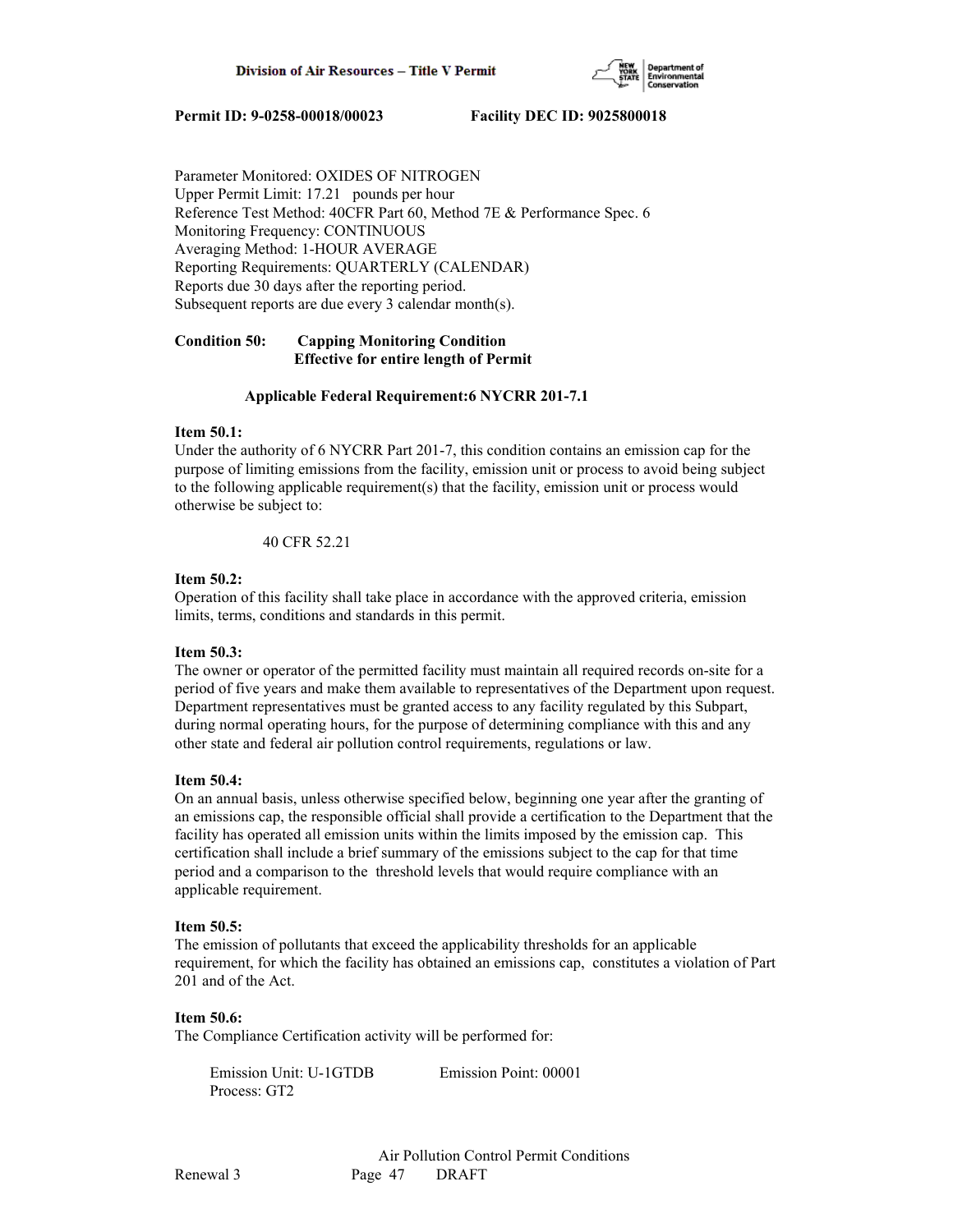Parameter Monitored: OXIDES OF NITROGEN
Upper Permit Limit: 17.21 pounds per hour
Reference Test Method: 40CFR Part 60, Method 7E & Performance Spec. 6
Monitoring Frequency: CONTINUOUS
Averaging Method: 1-HOUR AVERAGE
Reporting Requirements: QUARTERLY (CALENDAR)
Reports due 30 days after the reporting period.
Subsequent reports are due every 3 calendar month(s).

**Condition 50: Capping Monitoring Condition**
**Effective for entire length of Permit**

**Applicable Federal Requirement:6 NYCRR 201-7.1**

**Item 50.1:**
Under the authority of 6 NYCRR Part 201-7, this condition contains an emission cap for the purpose of limiting emissions from the facility, emission unit or process to avoid being subject to the following applicable requirement(s) that the facility, emission unit or process would otherwise be subject to:

40 CFR 52.21

**Item 50.2:**
Operation of this facility shall take place in accordance with the approved criteria, emission limits, terms, conditions and standards in this permit.

**Item 50.3:**
The owner or operator of the permitted facility must maintain all required records on-site for a period of five years and make them available to representatives of the Department upon request. Department representatives must be granted access to any facility regulated by this Subpart, during normal operating hours, for the purpose of determining compliance with this and any other state and federal air pollution control requirements, regulations or law.

**Item 50.4:**
On an annual basis, unless otherwise specified below, beginning one year after the granting of an emissions cap, the responsible official shall provide a certification to the Department that the facility has operated all emission units within the limits imposed by the emission cap. This certification shall include a brief summary of the emissions subject to the cap for that time period and a comparison to the threshold levels that would require compliance with an applicable requirement.

**Item 50.5:**
The emission of pollutants that exceed the applicability thresholds for an applicable requirement, for which the facility has obtained an emissions cap, constitutes a violation of Part 201 and of the Act.

**Item 50.6:**
The Compliance Certification activity will be performed for:

Emission Unit: U-1GTDB Emission Point: 00001
Process: GT2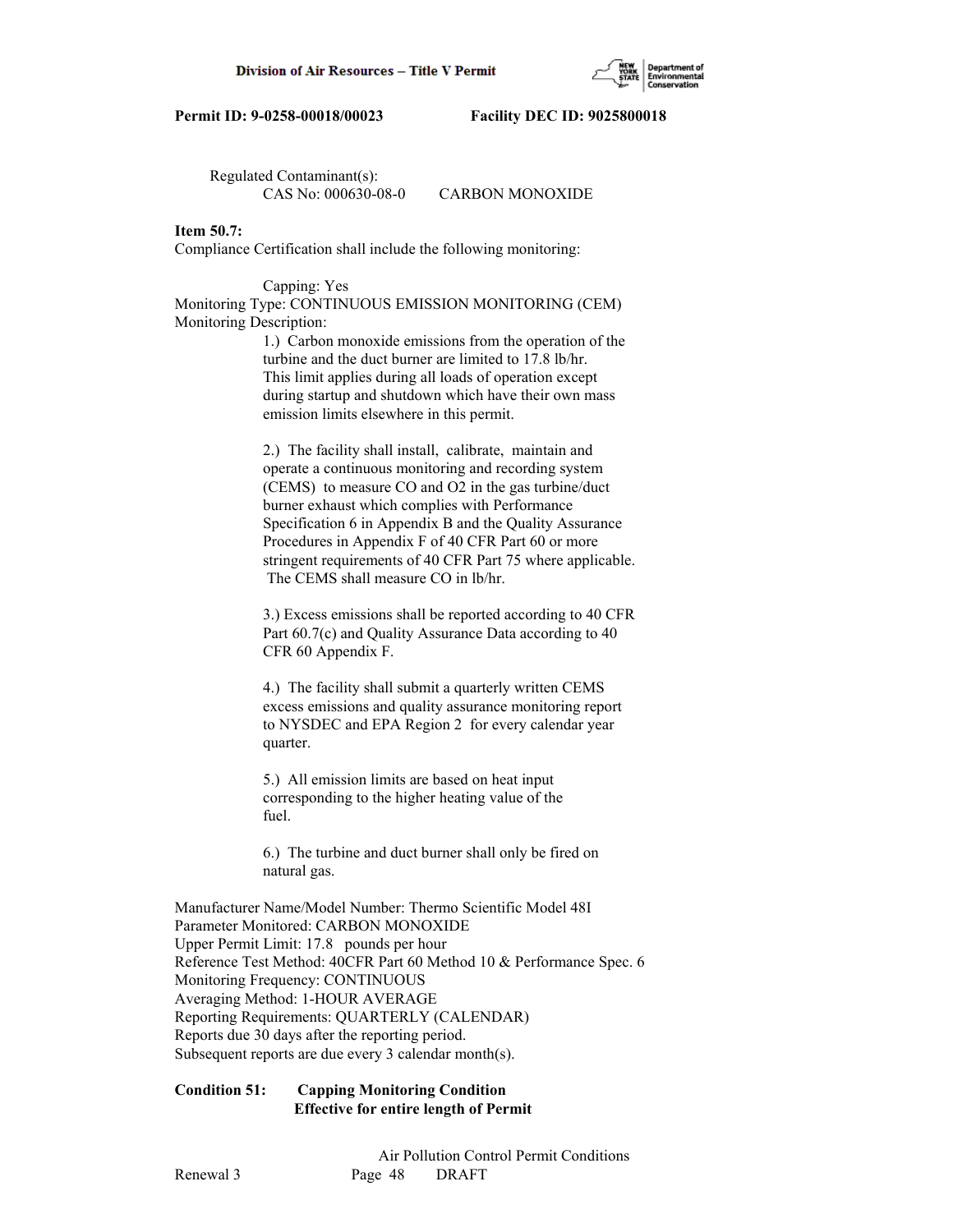Regulated Contaminant(s):
CAS No: 000630-08-0 CARBON MONOXIDE

**Item 50.7:**
Compliance Certification shall include the following monitoring:

Capping: Yes
Monitoring Type: CONTINUOUS EMISSION MONITORING (CEM)
Monitoring Description:

1.) Carbon monoxide emissions from the operation of the turbine and the duct burner are limited to 17.8 lb/hr. This limit applies during all loads of operation except during startup and shutdown which have their own mass emission limits elsewhere in this permit.

2.) The facility shall install, calibrate, maintain and operate a continuous monitoring and recording system (CEMS) to measure CO and O2 in the gas turbine/duct burner exhaust which complies with Performance Specification 6 in Appendix B and the Quality Assurance Procedures in Appendix F of 40 CFR Part 60 or more stringent requirements of 40 CFR Part 75 where applicable. The CEMS shall measure CO in lb/hr.

3.) Excess emissions shall be reported according to 40 CFR Part 60.7(c) and Quality Assurance Data according to 40 CFR 60 Appendix F.

4.) The facility shall submit a quarterly written CEMS excess emissions and quality assurance monitoring report to NYSDEC and EPA Region 2 for every calendar year quarter.

5.) All emission limits are based on heat input corresponding to the higher heating value of the fuel.

6.) The turbine and duct burner shall only be fired on natural gas.

Manufacturer Name/Model Number: Thermo Scientific Model 48I
Parameter Monitored: CARBON MONOXIDE
Upper Permit Limit: 17.8 pounds per hour
Reference Test Method: 40CFR Part 60 Method 10 & Performance Spec. 6
Monitoring Frequency: CONTINUOUS
Averaging Method: 1-HOUR AVERAGE
Reporting Requirements: QUARTERLY (CALENDAR)
Reports due 30 days after the reporting period.
Subsequent reports are due every 3 calendar month(s).

**Condition 51: Capping Monitoring Condition**
**Effective for entire length of Permit**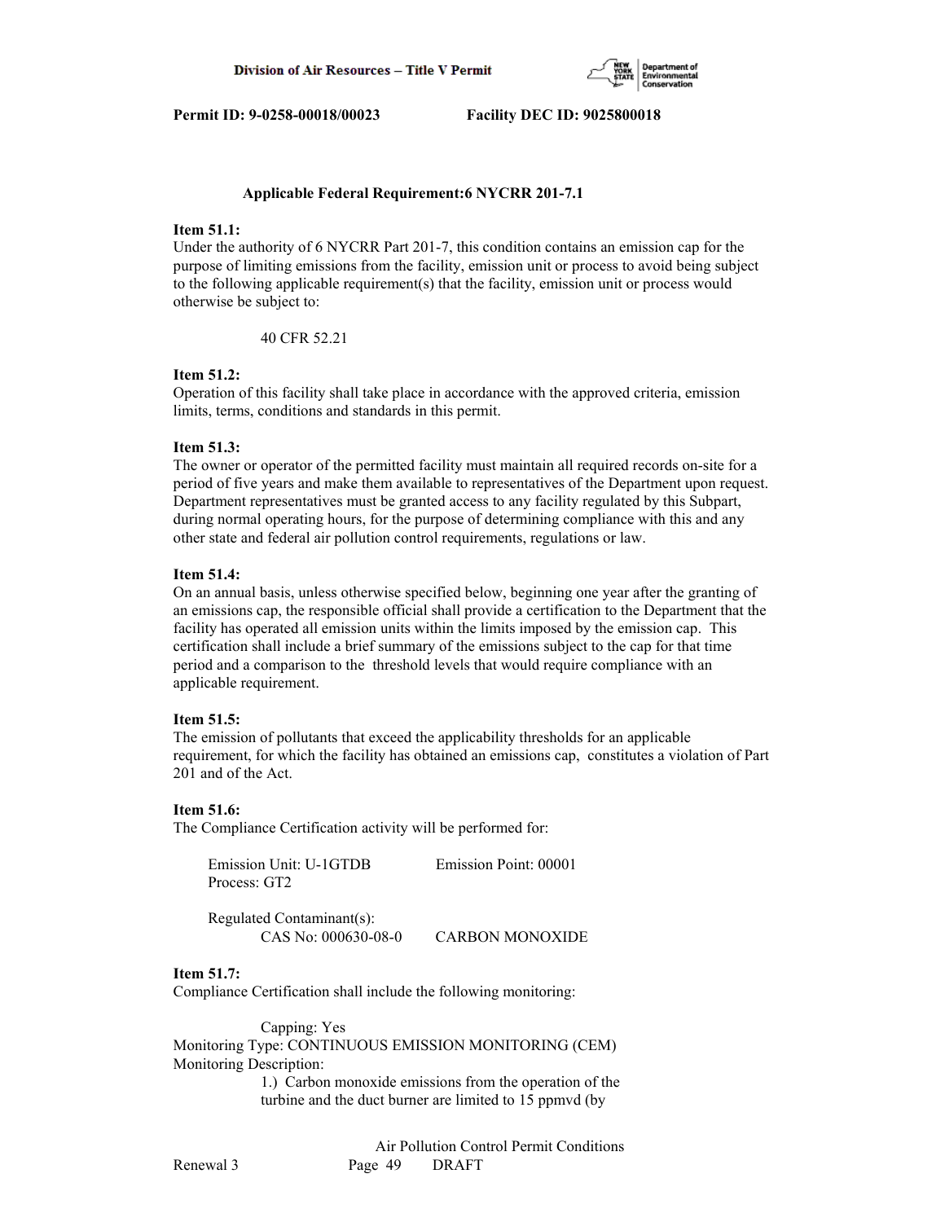**Applicable Federal Requirement:6 NYCRR 201-7.1**

**Item 51.1:**
Under the authority of 6 NYCRR Part 201-7, this condition contains an emission cap for the purpose of limiting emissions from the facility, emission unit or process to avoid being subject to the following applicable requirement(s) that the facility, emission unit or process would otherwise be subject to:

40 CFR 52.21

**Item 51.2:**
Operation of this facility shall take place in accordance with the approved criteria, emission limits, terms, conditions and standards in this permit.

**Item 51.3:**
The owner or operator of the permitted facility must maintain all required records on-site for a period of five years and make them available to representatives of the Department upon request. Department representatives must be granted access to any facility regulated by this Subpart, during normal operating hours, for the purpose of determining compliance with this and any other state and federal air pollution control requirements, regulations or law.

**Item 51.4:**
On an annual basis, unless otherwise specified below, beginning one year after the granting of an emissions cap, the responsible official shall provide a certification to the Department that the facility has operated all emission units within the limits imposed by the emission cap. This certification shall include a brief summary of the emissions subject to the cap for that time period and a comparison to the threshold levels that would require compliance with an applicable requirement.

**Item 51.5:**
The emission of pollutants that exceed the applicability thresholds for an applicable requirement, for which the facility has obtained an emissions cap, constitutes a violation of Part 201 and of the Act.

**Item 51.6:**
The Compliance Certification activity will be performed for:

Emission Unit: U-1GTDB Emission Point: 00001
Process: GT2

Regulated Contaminant(s):
CAS No: 000630-08-0 CARBON MONOXIDE

**Item 51.7:**
Compliance Certification shall include the following monitoring:

Capping: Yes
Monitoring Type: CONTINUOUS EMISSION MONITORING (CEM)
Monitoring Description:
1.) Carbon monoxide emissions from the operation of the turbine and the duct burner are limited to 15 ppmvd (by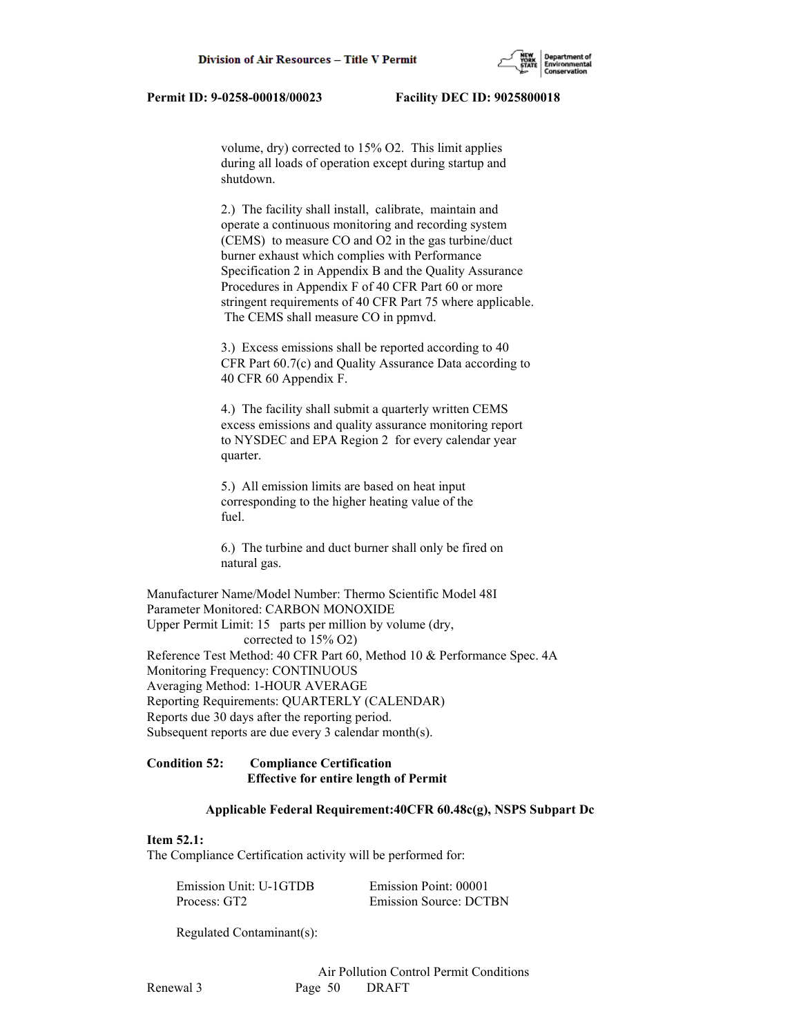volume, dry) corrected to 15% O2. This limit applies during all loads of operation except during startup and shutdown.

2.) The facility shall install, calibrate, maintain and operate a continuous monitoring and recording system (CEMS) to measure CO and O2 in the gas turbine/duct burner exhaust which complies with Performance Specification 2 in Appendix B and the Quality Assurance Procedures in Appendix F of 40 CFR Part 60 or more stringent requirements of 40 CFR Part 75 where applicable. The CEMS shall measure CO in ppmvd.

3.) Excess emissions shall be reported according to 40 CFR Part 60.7(c) and Quality Assurance Data according to 40 CFR 60 Appendix F.

4.) The facility shall submit a quarterly written CEMS excess emissions and quality assurance monitoring report to NYSDEC and EPA Region 2 for every calendar year quarter.

5.) All emission limits are based on heat input corresponding to the higher heating value of the fuel.

6.) The turbine and duct burner shall only be fired on natural gas.

Manufacturer Name/Model Number: Thermo Scientific Model 48I
Parameter Monitored: CARBON MONOXIDE
Upper Permit Limit: 15 parts per million by volume (dry, corrected to 15% O2)
Reference Test Method: 40 CFR Part 60, Method 10 & Performance Spec. 4A
Monitoring Frequency: CONTINUOUS
Averaging Method: 1-HOUR AVERAGE
Reporting Requirements: QUARTERLY (CALENDAR)
Reports due 30 days after the reporting period.
Subsequent reports are due every 3 calendar month(s).

**Condition 52: Compliance Certification**
**Effective for entire length of Permit**

**Applicable Federal Requirement:40CFR 60.48c(g), NSPS Subpart Dc**

**Item 52.1:**
The Compliance Certification activity will be performed for:

Emission Unit: U-1GTDB Emission Point: 00001
Process: GT2 Emission Source: DCTBN

Regulated Contaminant(s):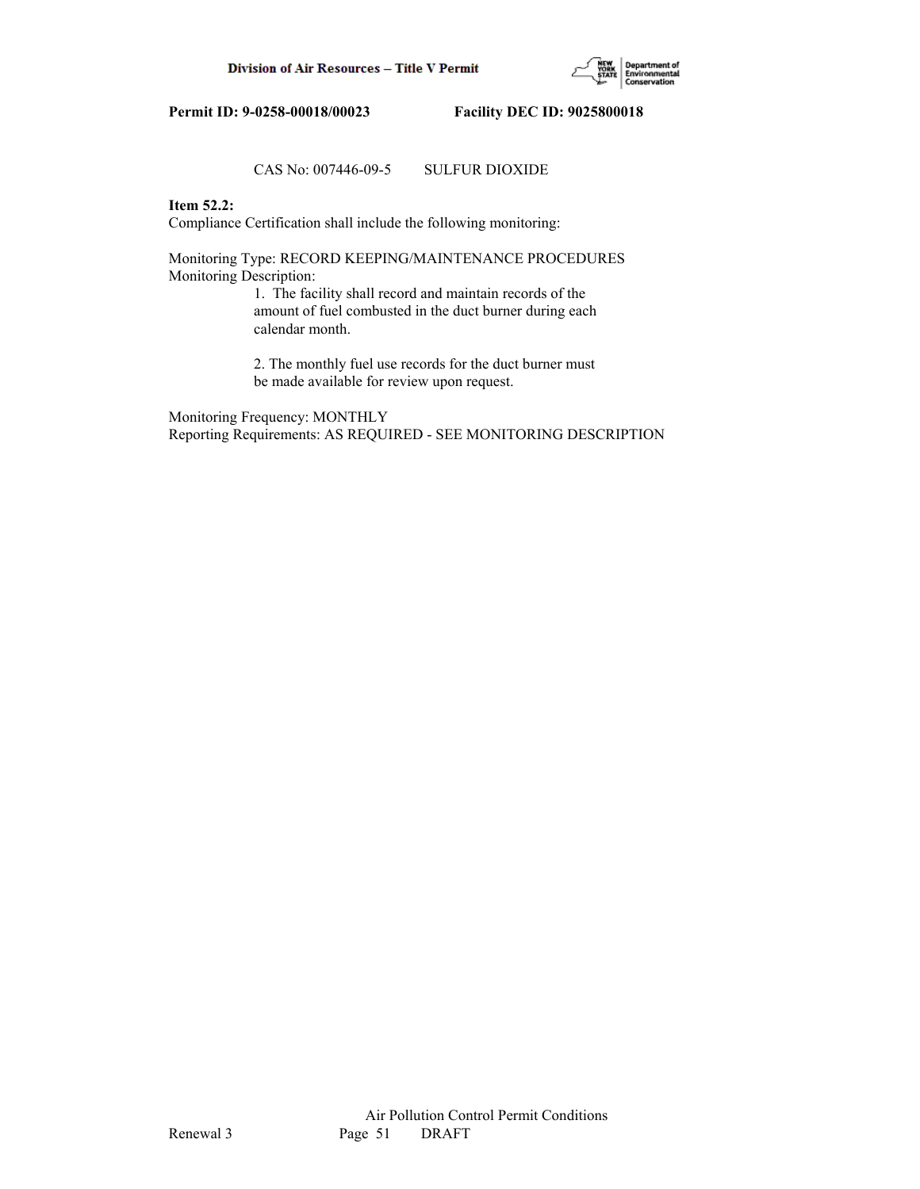CAS No: 007446-09-5 SULFUR DIOXIDE

**Item 52.2:**
Compliance Certification shall include the following monitoring:

Monitoring Type: RECORD KEEPING/MAINTENANCE PROCEDURES
Monitoring Description:

1. The facility shall record and maintain records of the amount of fuel combusted in the duct burner during each calendar month.

2. The monthly fuel use records for the duct burner must be made available for review upon request.

Monitoring Frequency: MONTHLY
Reporting Requirements: AS REQUIRED - SEE MONITORING DESCRIPTION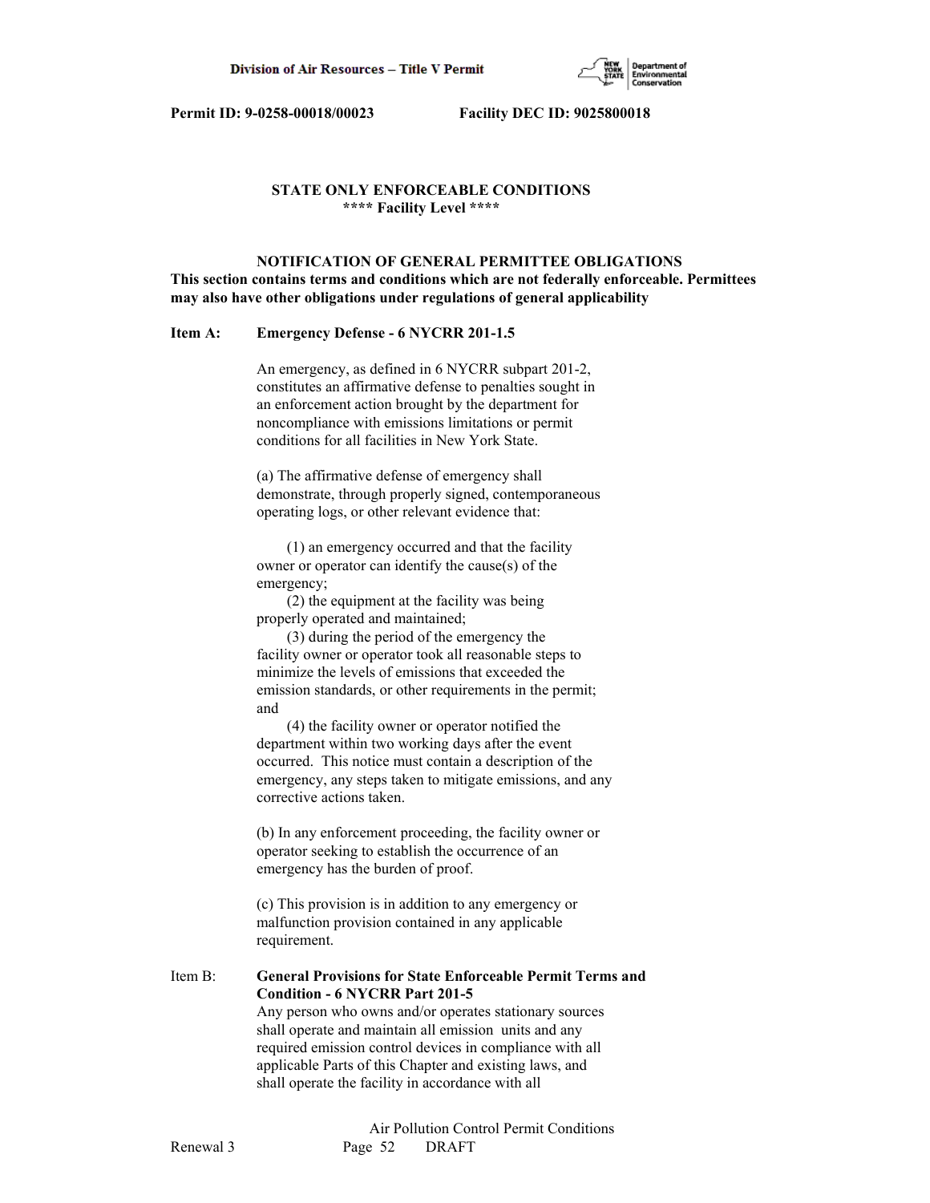Permit ID: 9-0258-00018/00023 Facility DEC ID: 9025800018

## STATE ONLY ENFORCEABLE CONDITIONS
**\*\*\*\* Facility Level \*\*\*\***

### NOTIFICATION OF GENERAL PERMITTEE OBLIGATIONS

**This section contains terms and conditions which are not federally enforceable. Permittees may also have other obligations under regulations of general applicability**

**Item A: Emergency Defense - 6 NYCRR 201-1.5**

An emergency, as defined in 6 NYCRR subpart 201-2, constitutes an affirmative defense to penalties sought in an enforcement action brought by the department for noncompliance with emissions limitations or permit conditions for all facilities in New York State.

(a) The affirmative defense of emergency shall demonstrate, through properly signed, contemporaneous operating logs, or other relevant evidence that:

(1) an emergency occurred and that the facility owner or operator can identify the cause(s) of the emergency;
(2) the equipment at the facility was being properly operated and maintained;
(3) during the period of the emergency the facility owner or operator took all reasonable steps to minimize the levels of emissions that exceeded the emission standards, or other requirements in the permit; and
(4) the facility owner or operator notified the department within two working days after the event occurred. This notice must contain a description of the emergency, any steps taken to mitigate emissions, and any corrective actions taken.

(b) In any enforcement proceeding, the facility owner or operator seeking to establish the occurrence of an emergency has the burden of proof.

(c) This provision is in addition to any emergency or malfunction provision contained in any applicable requirement.

Item B: **General Provisions for State Enforceable Permit Terms and Condition - 6 NYCRR Part 201-5**
Any person who owns and/or operates stationary sources shall operate and maintain all emission units and any required emission control devices in compliance with all applicable Parts of this Chapter and existing laws, and shall operate the facility in accordance with all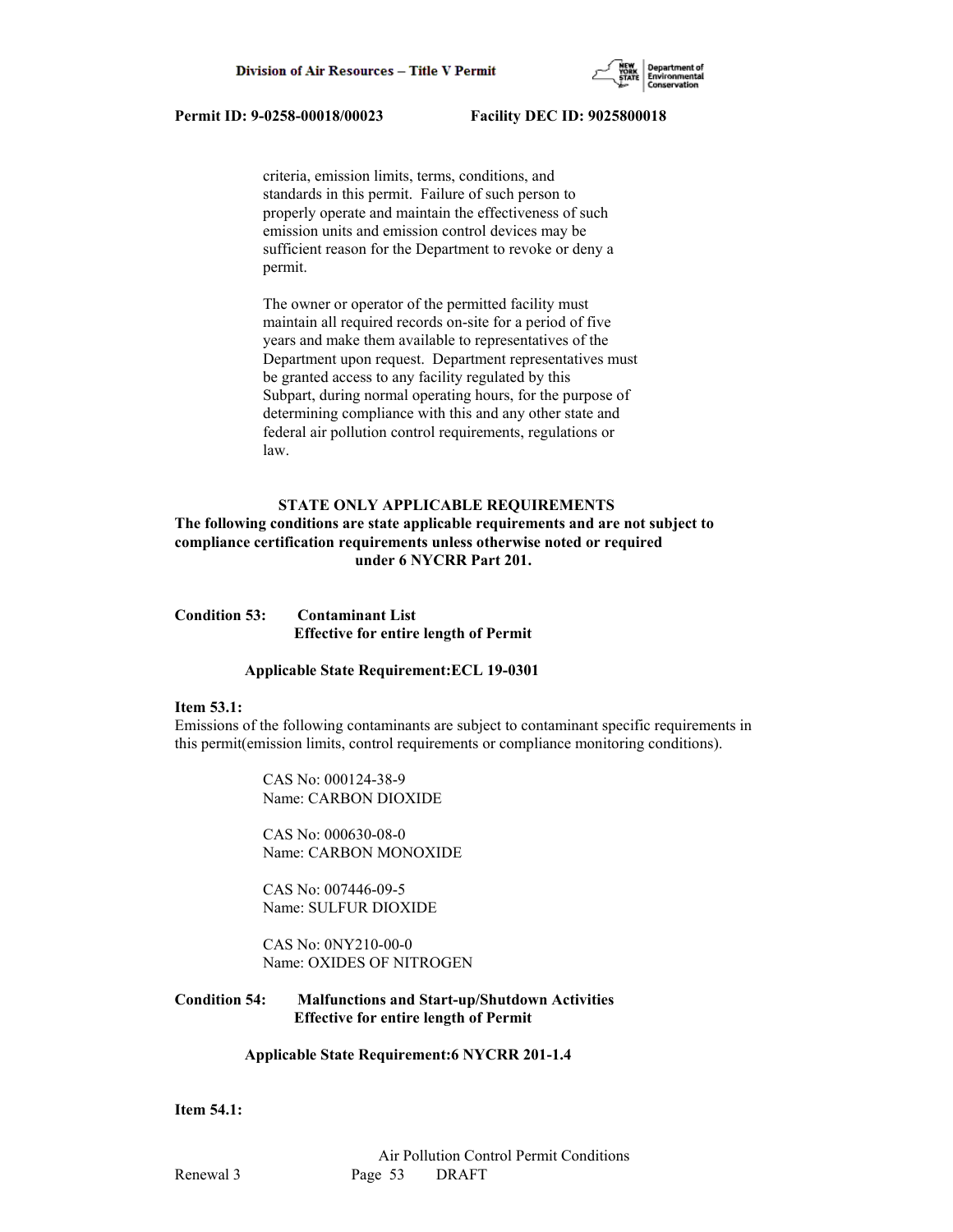criteria, emission limits, terms, conditions, and standards in this permit. Failure of such person to properly operate and maintain the effectiveness of such emission units and emission control devices may be sufficient reason for the Department to revoke or deny a permit.

The owner or operator of the permitted facility must maintain all required records on-site for a period of five years and make them available to representatives of the Department upon request. Department representatives must be granted access to any facility regulated by this Subpart, during normal operating hours, for the purpose of determining compliance with this and any other state and federal air pollution control requirements, regulations or law.

**STATE ONLY APPLICABLE REQUIREMENTS**

**The following conditions are state applicable requirements and are not subject to compliance certification requirements unless otherwise noted or required under 6 NYCRR Part 201.**

**Condition 53: Contaminant List**
**Effective for entire length of Permit**

**Applicable State Requirement:ECL 19-0301**

**Item 53.1:**
Emissions of the following contaminants are subject to contaminant specific requirements in this permit(emission limits, control requirements or compliance monitoring conditions).

CAS No: 000124-38-9
Name: CARBON DIOXIDE

CAS No: 000630-08-0
Name: CARBON MONOXIDE

CAS No: 007446-09-5
Name: SULFUR DIOXIDE

CAS No: 0NY210-00-0
Name: OXIDES OF NITROGEN

**Condition 54: Malfunctions and Start-up/Shutdown Activities**
**Effective for entire length of Permit**

**Applicable State Requirement:6 NYCRR 201-1.4**

**Item 54.1:**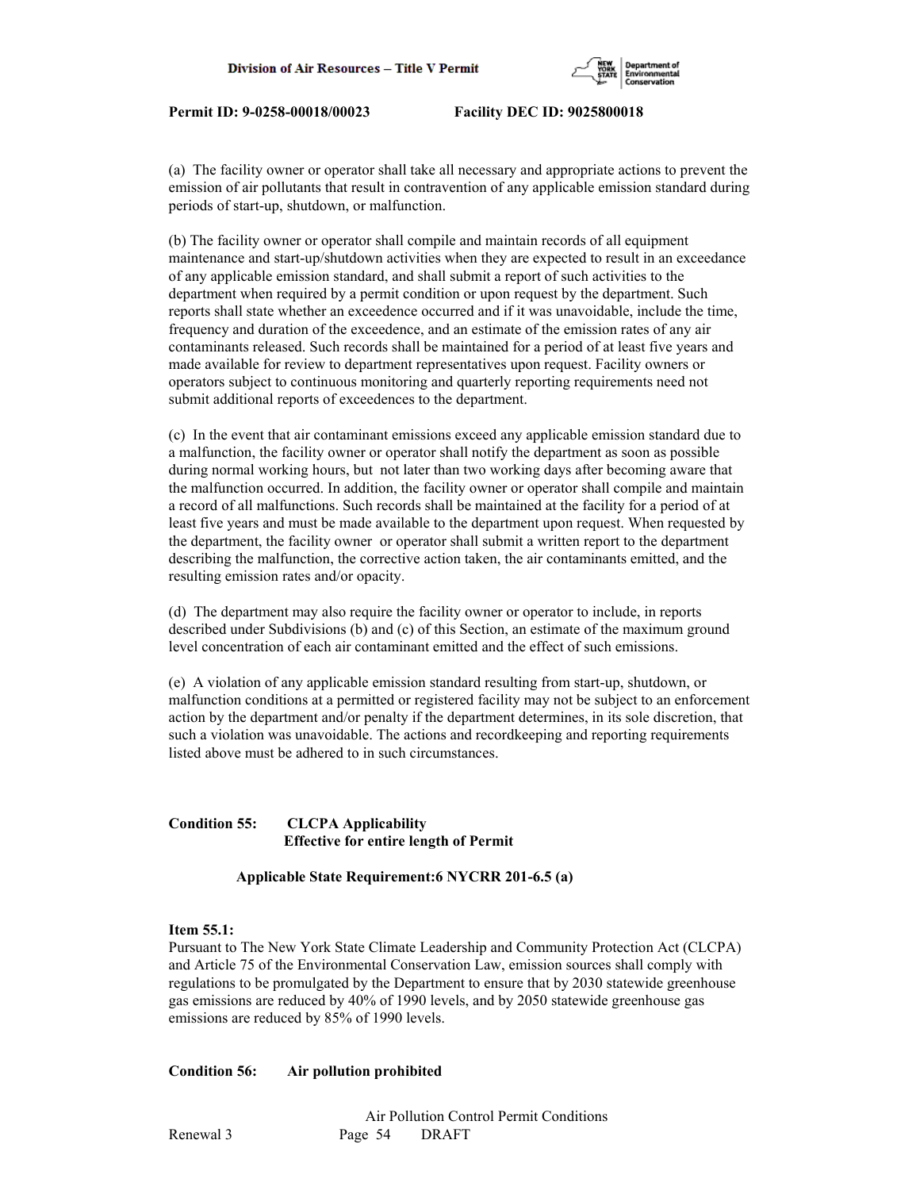(a) The facility owner or operator shall take all necessary and appropriate actions to prevent the emission of air pollutants that result in contravention of any applicable emission standard during periods of start-up, shutdown, or malfunction.

(b) The facility owner or operator shall compile and maintain records of all equipment maintenance and start-up/shutdown activities when they are expected to result in an exceedance of any applicable emission standard, and shall submit a report of such activities to the department when required by a permit condition or upon request by the department. Such reports shall state whether an exceedence occurred and if it was unavoidable, include the time, frequency and duration of the exceedence, and an estimate of the emission rates of any air contaminants released. Such records shall be maintained for a period of at least five years and made available for review to department representatives upon request. Facility owners or operators subject to continuous monitoring and quarterly reporting requirements need not submit additional reports of exceedences to the department.

(c) In the event that air contaminant emissions exceed any applicable emission standard due to a malfunction, the facility owner or operator shall notify the department as soon as possible during normal working hours, but not later than two working days after becoming aware that the malfunction occurred. In addition, the facility owner or operator shall compile and maintain a record of all malfunctions. Such records shall be maintained at the facility for a period of at least five years and must be made available to the department upon request. When requested by the department, the facility owner or operator shall submit a written report to the department describing the malfunction, the corrective action taken, the air contaminants emitted, and the resulting emission rates and/or opacity.

(d) The department may also require the facility owner or operator to include, in reports described under Subdivisions (b) and (c) of this Section, an estimate of the maximum ground level concentration of each air contaminant emitted and the effect of such emissions.

(e) A violation of any applicable emission standard resulting from start-up, shutdown, or malfunction conditions at a permitted or registered facility may not be subject to an enforcement action by the department and/or penalty if the department determines, in its sole discretion, that such a violation was unavoidable. The actions and recordkeeping and reporting requirements listed above must be adhered to in such circumstances.

**Condition 55: CLCPA Applicability**
**Effective for entire length of Permit**

**Applicable State Requirement:6 NYCRR 201-6.5 (a)**

**Item 55.1:**
Pursuant to The New York State Climate Leadership and Community Protection Act (CLCPA) and Article 75 of the Environmental Conservation Law, emission sources shall comply with regulations to be promulgated by the Department to ensure that by 2030 statewide greenhouse gas emissions are reduced by 40% of 1990 levels, and by 2050 statewide greenhouse gas emissions are reduced by 85% of 1990 levels.

**Condition 56: Air pollution prohibited**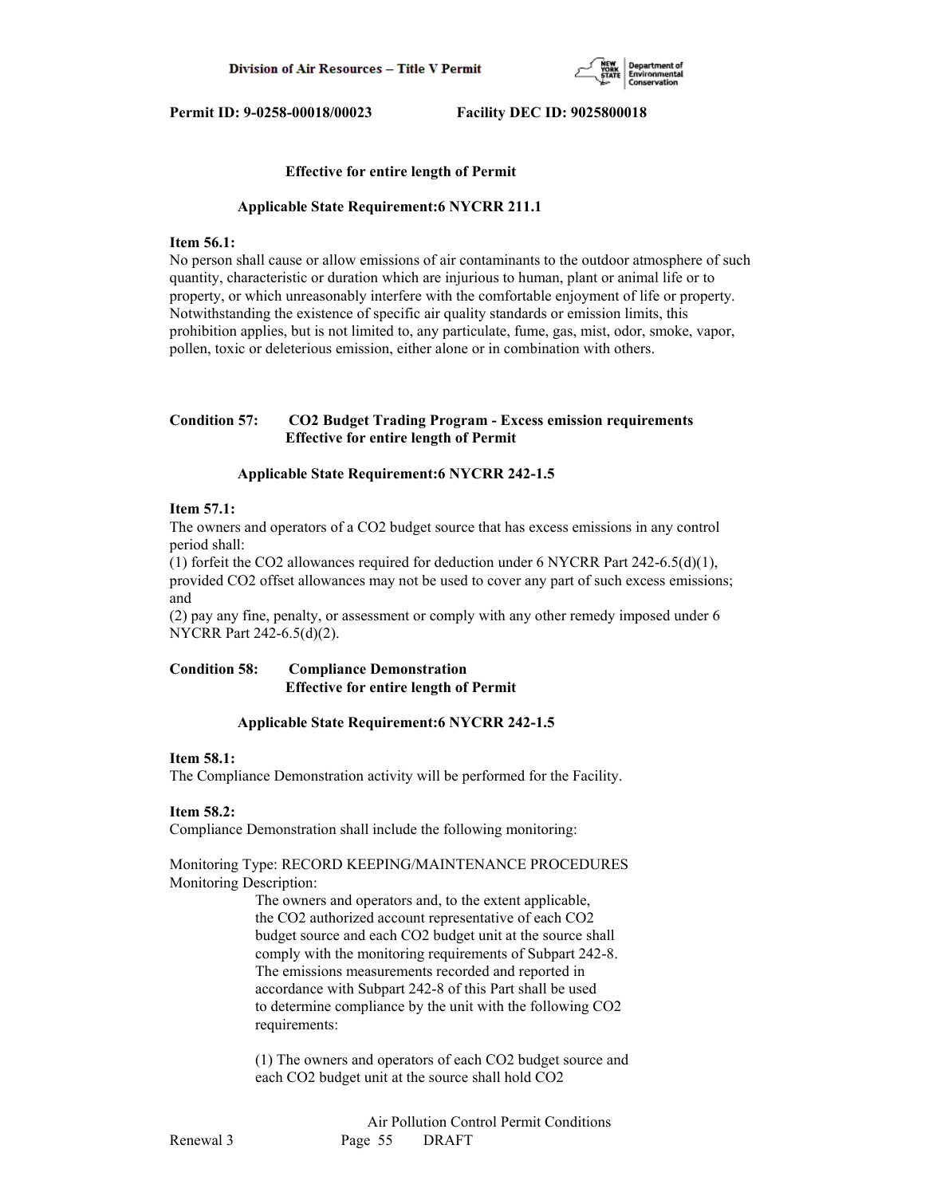**Effective for entire length of Permit**

**Applicable State Requirement:6 NYCRR 211.1**

**Item 56.1:**
No person shall cause or allow emissions of air contaminants to the outdoor atmosphere of such quantity, characteristic or duration which are injurious to human, plant or animal life or to property, or which unreasonably interfere with the comfortable enjoyment of life or property. Notwithstanding the existence of specific air quality standards or emission limits, this prohibition applies, but is not limited to, any particulate, fume, gas, mist, odor, smoke, vapor, pollen, toxic or deleterious emission, either alone or in combination with others.

**Condition 57: CO2 Budget Trading Program - Excess emission requirements**
**Effective for entire length of Permit**

**Applicable State Requirement:6 NYCRR 242-1.5**

**Item 57.1:**
The owners and operators of a CO2 budget source that has excess emissions in any control period shall:
(1) forfeit the CO2 allowances required for deduction under 6 NYCRR Part 242-6.5(d)(1), provided CO2 offset allowances may not be used to cover any part of such excess emissions; and
(2) pay any fine, penalty, or assessment or comply with any other remedy imposed under 6 NYCRR Part 242-6.5(d)(2).

**Condition 58: Compliance Demonstration**
**Effective for entire length of Permit**

**Applicable State Requirement:6 NYCRR 242-1.5**

**Item 58.1:**
The Compliance Demonstration activity will be performed for the Facility.

**Item 58.2:**
Compliance Demonstration shall include the following monitoring:

Monitoring Type: RECORD KEEPING/MAINTENANCE PROCEDURES
Monitoring Description:

The owners and operators and, to the extent applicable, the CO2 authorized account representative of each CO2 budget source and each CO2 budget unit at the source shall comply with the monitoring requirements of Subpart 242-8. The emissions measurements recorded and reported in accordance with Subpart 242-8 of this Part shall be used to determine compliance by the unit with the following CO2 requirements:

(1) The owners and operators of each CO2 budget source and each CO2 budget unit at the source shall hold CO2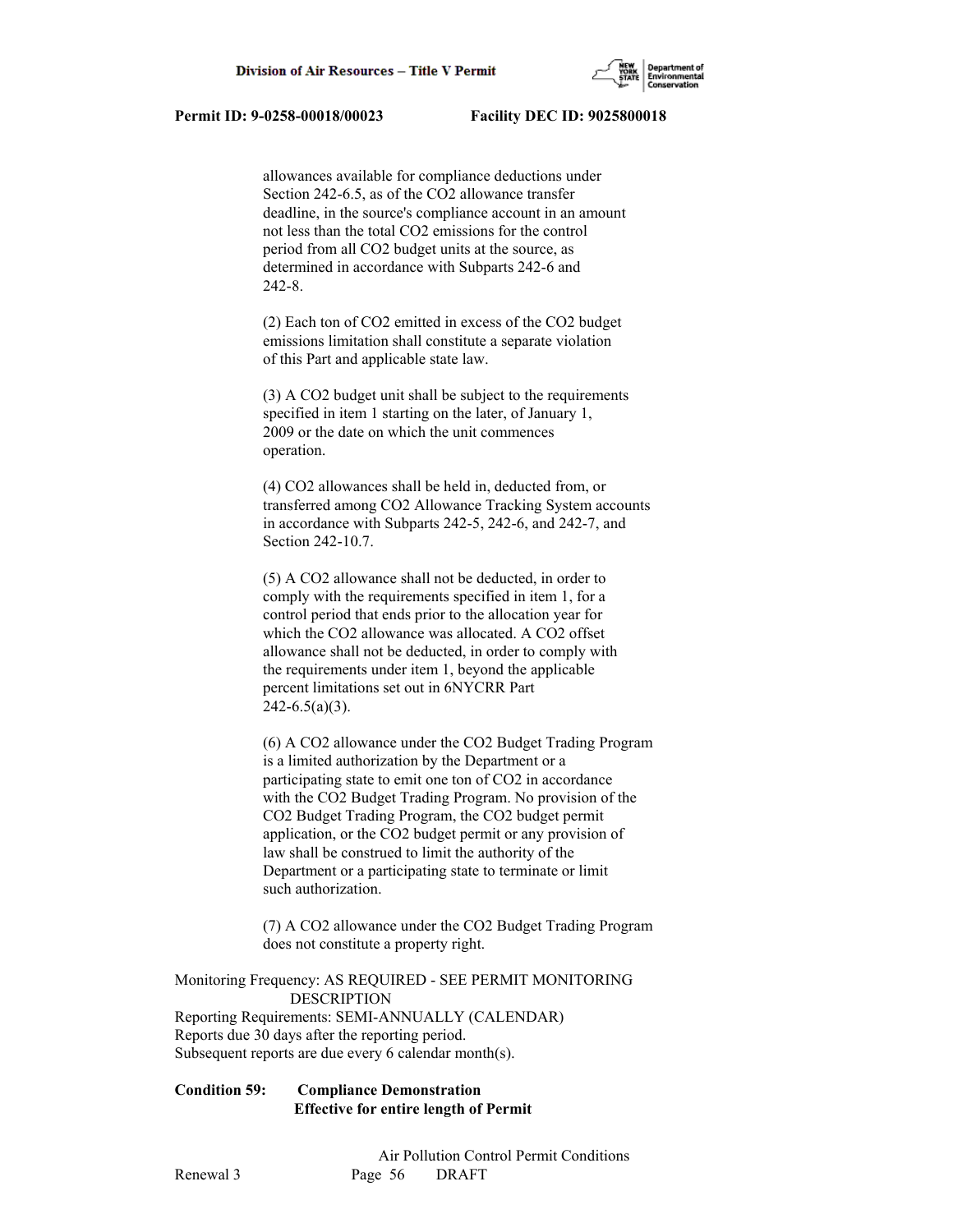allowances available for compliance deductions under Section 242-6.5, as of the CO2 allowance transfer deadline, in the source's compliance account in an amount not less than the total CO2 emissions for the control period from all CO2 budget units at the source, as determined in accordance with Subparts 242-6 and 242-8.

(2) Each ton of CO2 emitted in excess of the CO2 budget emissions limitation shall constitute a separate violation of this Part and applicable state law.

(3) A CO2 budget unit shall be subject to the requirements specified in item 1 starting on the later, of January 1, 2009 or the date on which the unit commences operation.

(4) CO2 allowances shall be held in, deducted from, or transferred among CO2 Allowance Tracking System accounts in accordance with Subparts 242-5, 242-6, and 242-7, and Section 242-10.7.

(5) A CO2 allowance shall not be deducted, in order to comply with the requirements specified in item 1, for a control period that ends prior to the allocation year for which the CO2 allowance was allocated. A CO2 offset allowance shall not be deducted, in order to comply with the requirements under item 1, beyond the applicable percent limitations set out in 6NYCRR Part 242-6.5(a)(3).

(6) A CO2 allowance under the CO2 Budget Trading Program is a limited authorization by the Department or a participating state to emit one ton of CO2 in accordance with the CO2 Budget Trading Program. No provision of the CO2 Budget Trading Program, the CO2 budget permit application, or the CO2 budget permit or any provision of law shall be construed to limit the authority of the Department or a participating state to terminate or limit such authorization.

(7) A CO2 allowance under the CO2 Budget Trading Program does not constitute a property right.

Monitoring Frequency: AS REQUIRED - SEE PERMIT MONITORING DESCRIPTION
Reporting Requirements: SEMI-ANNUALLY (CALENDAR)
Reports due 30 days after the reporting period.
Subsequent reports are due every 6 calendar month(s).

**Condition 59: Compliance Demonstration**
**Effective for entire length of Permit**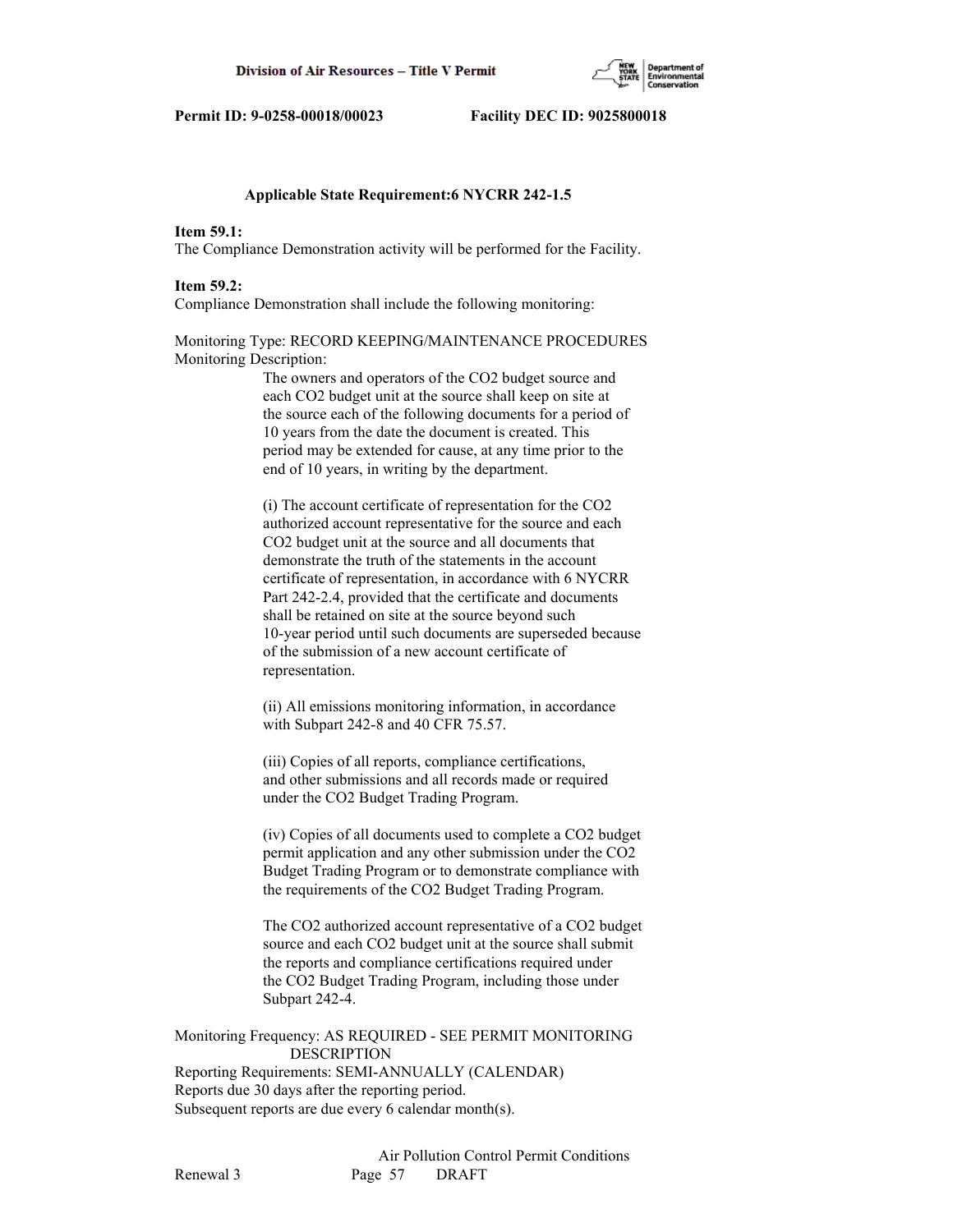**Applicable State Requirement:6 NYCRR 242-1.5**

**Item 59.1:**
The Compliance Demonstration activity will be performed for the Facility.

**Item 59.2:**
Compliance Demonstration shall include the following monitoring:

Monitoring Type: RECORD KEEPING/MAINTENANCE PROCEDURES
Monitoring Description:

The owners and operators of the $CO_2$ budget source and each $CO_2$ budget unit at the source shall keep on site at the source each of the following documents for a period of 10 years from the date the document is created. This period may be extended for cause, at any time prior to the end of 10 years, in writing by the department.

(i) The account certificate of representation for the $CO_2$ authorized account representative for the source and each $CO_2$ budget unit at the source and all documents that demonstrate the truth of the statements in the account certificate of representation, in accordance with 6 NYCRR Part 242-2.4, provided that the certificate and documents shall be retained on site at the source beyond such 10-year period until such documents are superseded because of the submission of a new account certificate of representation.

(ii) All emissions monitoring information, in accordance with Subpart 242-8 and 40 CFR 75.57.

(iii) Copies of all reports, compliance certifications, and other submissions and all records made or required under the $CO_2$ Budget Trading Program.

(iv) Copies of all documents used to complete a $CO_2$ budget permit application and any other submission under the $CO_2$ Budget Trading Program or to demonstrate compliance with the requirements of the $CO_2$ Budget Trading Program.

The $CO_2$ authorized account representative of a $CO_2$ budget source and each $CO_2$ budget unit at the source shall submit the reports and compliance certifications required under the $CO_2$ Budget Trading Program, including those under Subpart 242-4.

Monitoring Frequency: AS REQUIRED - SEE PERMIT MONITORING DESCRIPTION
Reporting Requirements: SEMI-ANNUALLY (CALENDAR)
Reports due 30 days after the reporting period.
Subsequent reports are due every 6 calendar month(s).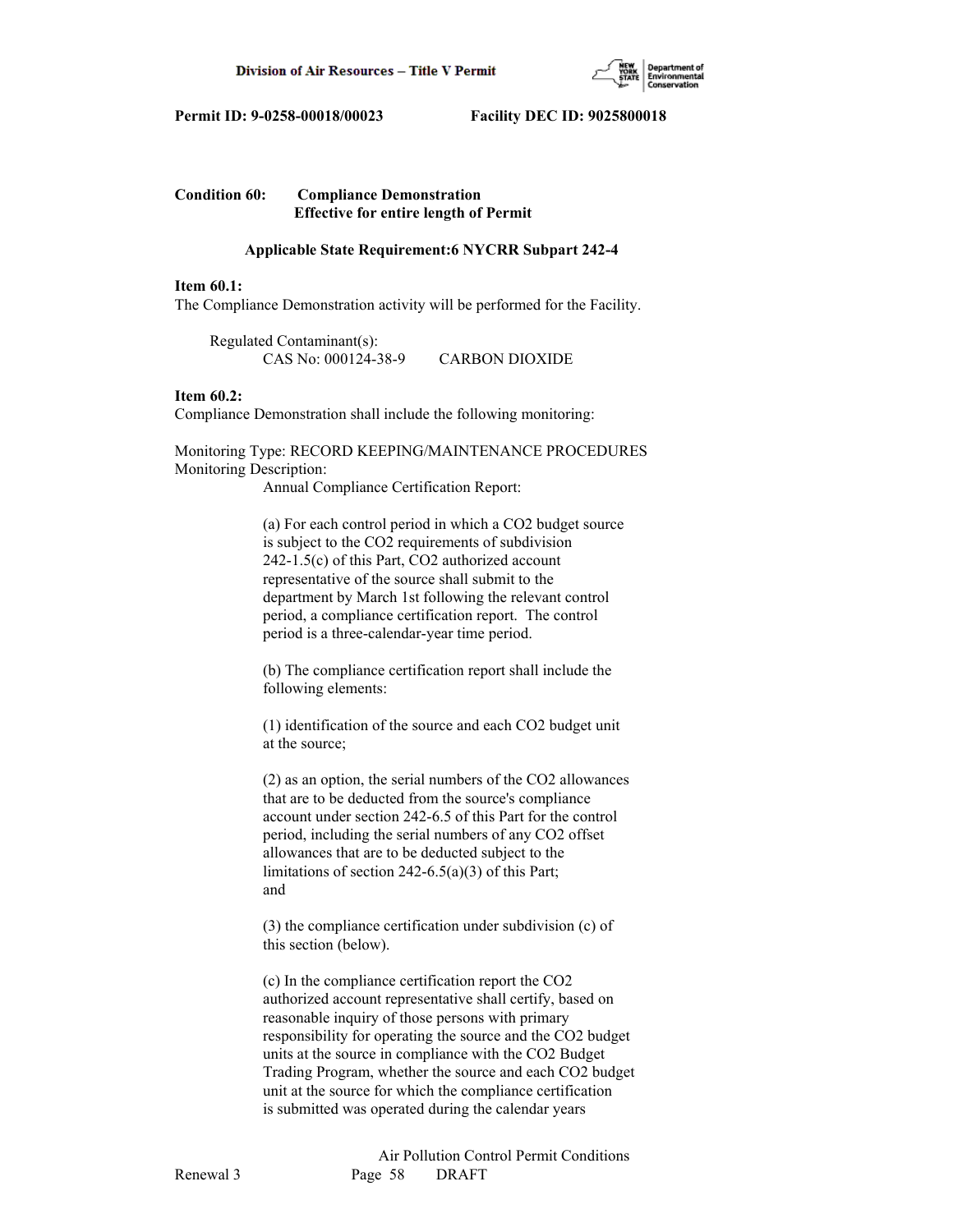**Condition 60: Compliance Demonstration**
**Effective for entire length of Permit**

**Applicable State Requirement:6 NYCRR Subpart 242-4**

**Item 60.1:**
The Compliance Demonstration activity will be performed for the Facility.

Regulated Contaminant(s):
CAS No: 000124-38-9 CARBON DIOXIDE

**Item 60.2:**
Compliance Demonstration shall include the following monitoring:

Monitoring Type: RECORD KEEPING/MAINTENANCE PROCEDURES
Monitoring Description:
Annual Compliance Certification Report:

(a) For each control period in which a $CO_2$ budget source is subject to the $CO_2$ requirements of subdivision 242-1.5(c) of this Part, $CO_2$ authorized account representative of the source shall submit to the department by March 1st following the relevant control period, a compliance certification report. The control period is a three-calendar-year time period.

(b) The compliance certification report shall include the following elements:

(1) identification of the source and each $CO_2$ budget unit at the source;

(2) as an option, the serial numbers of the $CO_2$ allowances that are to be deducted from the source's compliance account under section 242-6.5 of this Part for the control period, including the serial numbers of any $CO_2$ offset allowances that are to be deducted subject to the limitations of section 242-6.5(a)(3) of this Part; and

(3) the compliance certification under subdivision (c) of this section (below).

(c) In the compliance certification report the $CO_2$ authorized account representative shall certify, based on reasonable inquiry of those persons with primary responsibility for operating the source and the $CO_2$ budget units at the source in compliance with the $CO_2$ Budget Trading Program, whether the source and each $CO_2$ budget unit at the source for which the compliance certification is submitted was operated during the calendar years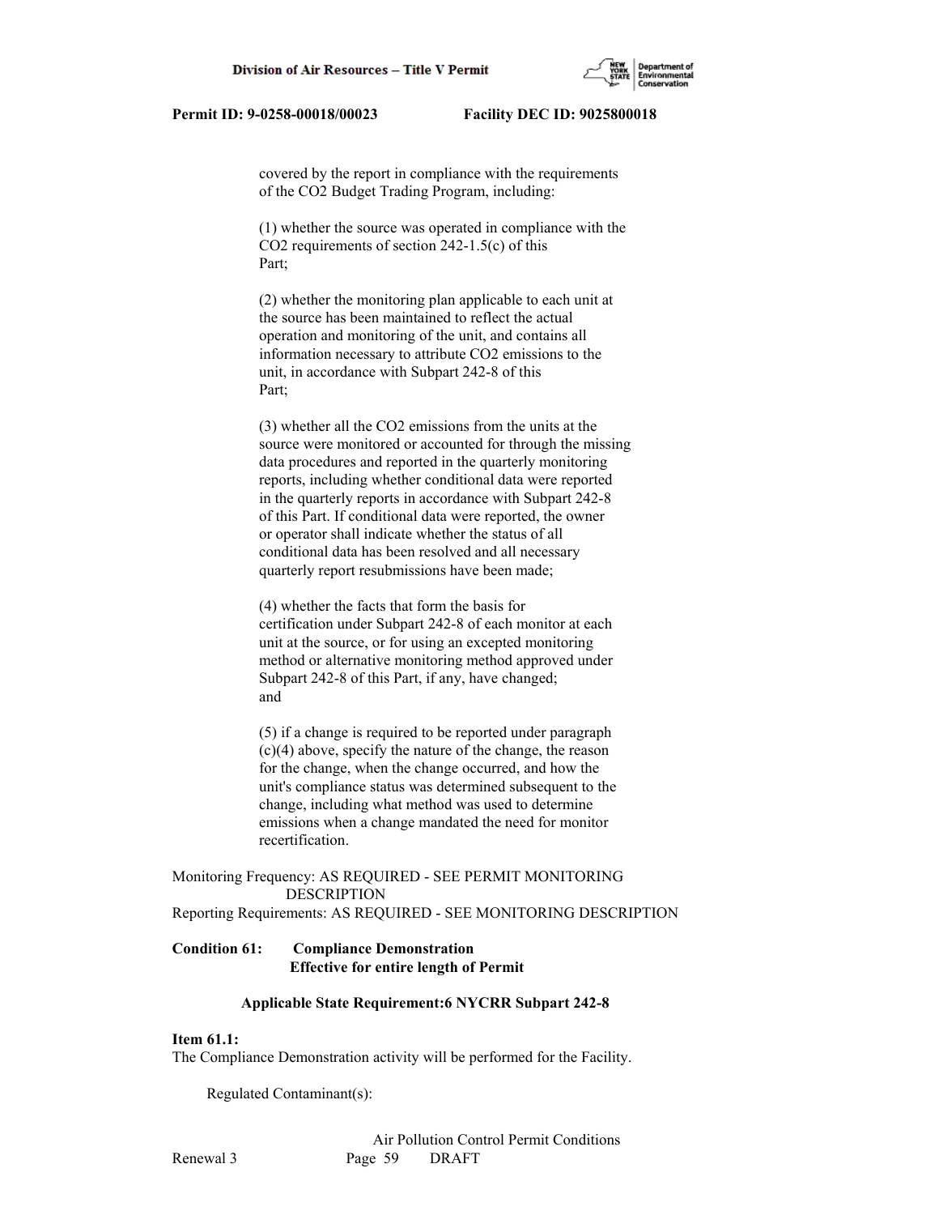covered by the report in compliance with the requirements of the CO2 Budget Trading Program, including:

(1) whether the source was operated in compliance with the CO2 requirements of section 242-1.5(c) of this Part;

(2) whether the monitoring plan applicable to each unit at the source has been maintained to reflect the actual operation and monitoring of the unit, and contains all information necessary to attribute CO2 emissions to the unit, in accordance with Subpart 242-8 of this Part;

(3) whether all the CO2 emissions from the units at the source were monitored or accounted for through the missing data procedures and reported in the quarterly monitoring reports, including whether conditional data were reported in the quarterly reports in accordance with Subpart 242-8 of this Part. If conditional data were reported, the owner or operator shall indicate whether the status of all conditional data has been resolved and all necessary quarterly report resubmissions have been made;

(4) whether the facts that form the basis for certification under Subpart 242-8 of each monitor at each unit at the source, or for using an excepted monitoring method or alternative monitoring method approved under Subpart 242-8 of this Part, if any, have changed; and

(5) if a change is required to be reported under paragraph (c)(4) above, specify the nature of the change, the reason for the change, when the change occurred, and how the unit's compliance status was determined subsequent to the change, including what method was used to determine emissions when a change mandated the need for monitor recertification.

Monitoring Frequency: AS REQUIRED - SEE PERMIT MONITORING DESCRIPTION
Reporting Requirements: AS REQUIRED - SEE MONITORING DESCRIPTION

**Condition 61: Compliance Demonstration**
**Effective for entire length of Permit**

**Applicable State Requirement:6 NYCRR Subpart 242-8**

**Item 61.1:**
The Compliance Demonstration activity will be performed for the Facility.

Regulated Contaminant(s):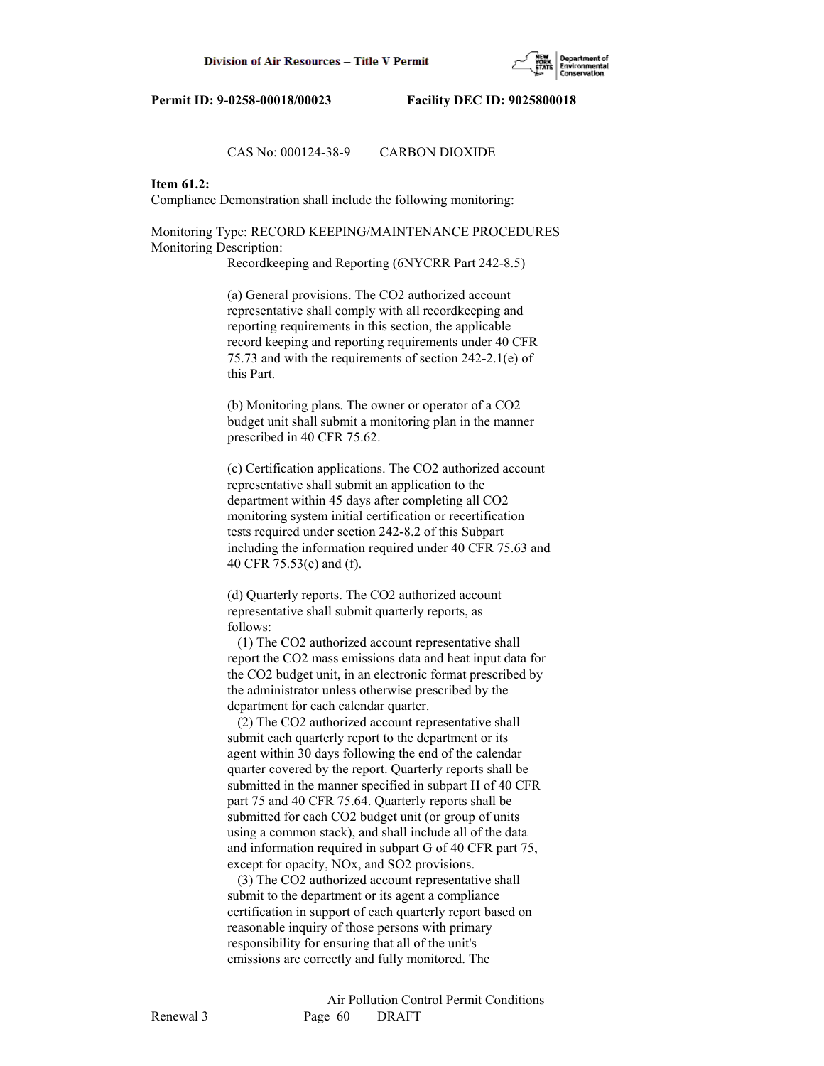CAS No: 000124-38-9 CARBON DIOXIDE

**Item 61.2:**
Compliance Demonstration shall include the following monitoring:

Monitoring Type: RECORD KEEPING/MAINTENANCE PROCEDURES
Monitoring Description:

Recordkeeping and Reporting (6NYCRR Part 242-8.5)

(a) General provisions. The $CO_2$ authorized account representative shall comply with all recordkeeping and reporting requirements in this section, the applicable record keeping and reporting requirements under 40 CFR 75.73 and with the requirements of section 242-2.1(e) of this Part.

(b) Monitoring plans. The owner or operator of a $CO_2$ budget unit shall submit a monitoring plan in the manner prescribed in 40 CFR 75.62.

(c) Certification applications. The $CO_2$ authorized account representative shall submit an application to the department within 45 days after completing all $CO_2$ monitoring system initial certification or recertification tests required under section 242-8.2 of this Subpart including the information required under 40 CFR 75.63 and 40 CFR 75.53(e) and (f).

(d) Quarterly reports. The $CO_2$ authorized account representative shall submit quarterly reports, as follows:

(1) The $CO_2$ authorized account representative shall report the $CO_2$ mass emissions data and heat input data for the $CO_2$ budget unit, in an electronic format prescribed by the administrator unless otherwise prescribed by the department for each calendar quarter.

(2) The $CO_2$ authorized account representative shall submit each quarterly report to the department or its agent within 30 days following the end of the calendar quarter covered by the report. Quarterly reports shall be submitted in the manner specified in subpart H of 40 CFR part 75 and 40 CFR 75.64. Quarterly reports shall be submitted for each $CO_2$ budget unit (or group of units using a common stack), and shall include all of the data and information required in subpart G of 40 CFR part 75, except for opacity, NOx, and $SO_2$ provisions.

(3) The $CO_2$ authorized account representative shall submit to the department or its agent a compliance certification in support of each quarterly report based on reasonable inquiry of those persons with primary responsibility for ensuring that all of the unit's emissions are correctly and fully monitored. The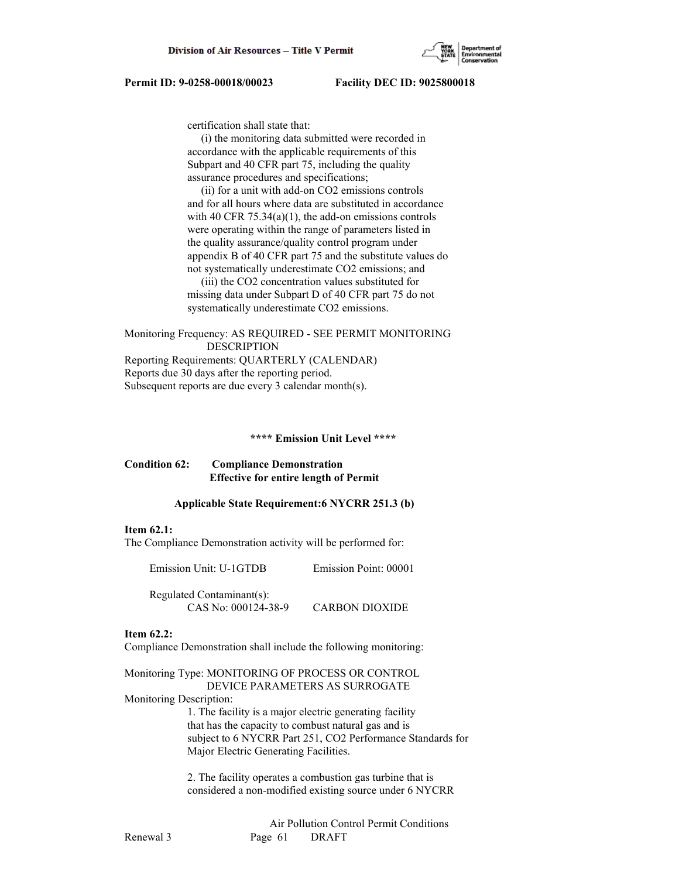certification shall state that:

(i) the monitoring data submitted were recorded in accordance with the applicable requirements of this Subpart and 40 CFR part 75, including the quality assurance procedures and specifications;

(ii) for a unit with add-on $CO_2$ emissions controls and for all hours where data are substituted in accordance with 40 CFR 75.34(a)(1), the add-on emissions controls were operating within the range of parameters listed in the quality assurance/quality control program under appendix B of 40 CFR part 75 and the substitute values do not systematically underestimate $CO_2$ emissions; and

(iii) the $CO_2$ concentration values substituted for missing data under Subpart D of 40 CFR part 75 do not systematically underestimate $CO_2$ emissions.

Monitoring Frequency: AS REQUIRED - SEE PERMIT MONITORING DESCRIPTION
Reporting Requirements: QUARTERLY (CALENDAR)
Reports due 30 days after the reporting period.
Subsequent reports are due every 3 calendar month(s).

**\*\*\*\* Emission Unit Level \*\*\*\***

**Condition 62: Compliance Demonstration**
**Effective for entire length of Permit**

**Applicable State Requirement:6 NYCRR 251.3 (b)**

**Item 62.1:**
The Compliance Demonstration activity will be performed for:

Emission Unit: U-1GTDB Emission Point: 00001

Regulated Contaminant(s):
CAS No: 000124-38-9 CARBON DIOXIDE

**Item 62.2:**
Compliance Demonstration shall include the following monitoring:

Monitoring Type: MONITORING OF PROCESS OR CONTROL DEVICE PARAMETERS AS SURROGATE
Monitoring Description:

1. The facility is a major electric generating facility that has the capacity to combust natural gas and is subject to 6 NYCRR Part 251, $CO_2$ Performance Standards for Major Electric Generating Facilities.

2. The facility operates a combustion gas turbine that is considered a non-modified existing source under 6 NYCRR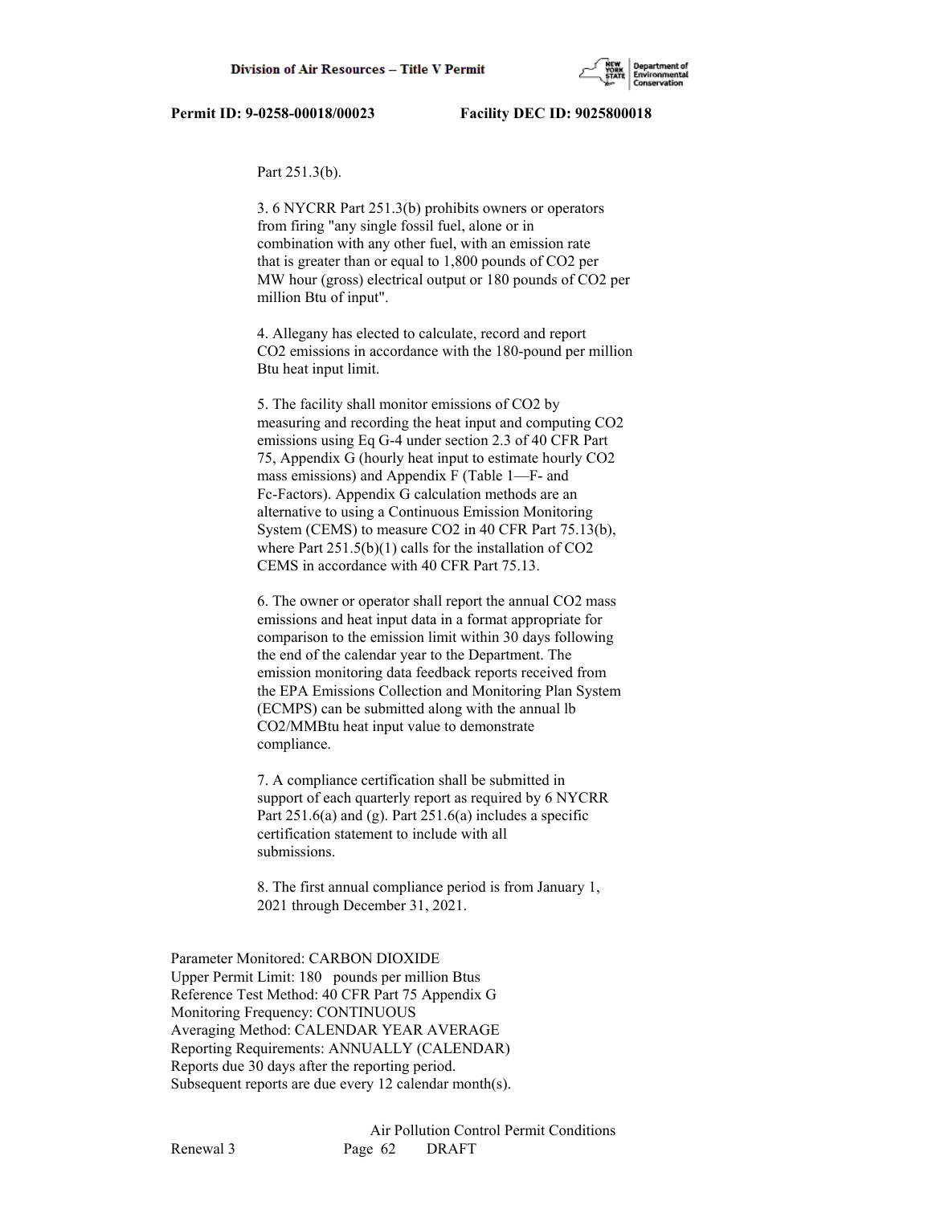Part 251.3(b).

3. 6 NYCRR Part 251.3(b) prohibits owners or operators from firing "any single fossil fuel, alone or in combination with any other fuel, with an emission rate that is greater than or equal to 1,800 pounds of $CO_2$ per MW hour (gross) electrical output or 180 pounds of $CO_2$ per million Btu of input".

4. Allegany has elected to calculate, record and report $CO_2$ emissions in accordance with the 180-pound per million Btu heat input limit.

5. The facility shall monitor emissions of $CO_2$ by measuring and recording the heat input and computing $CO_2$ emissions using Eq G-4 under section 2.3 of 40 CFR Part 75, Appendix G (hourly heat input to estimate hourly $CO_2$ mass emissions) and Appendix F (Table 1—F- and Fc-Factors). Appendix G calculation methods are an alternative to using a Continuous Emission Monitoring System (CEMS) to measure $CO_2$ in 40 CFR Part 75.13(b), where Part 251.5(b)(1) calls for the installation of $CO_2$ CEMS in accordance with 40 CFR Part 75.13.

6. The owner or operator shall report the annual $CO_2$ mass emissions and heat input data in a format appropriate for comparison to the emission limit within 30 days following the end of the calendar year to the Department. The emission monitoring data feedback reports received from the EPA Emissions Collection and Monitoring Plan System (ECMPS) can be submitted along with the annual lb $CO_2$/MMBtu heat input value to demonstrate compliance.

7. A compliance certification shall be submitted in support of each quarterly report as required by 6 NYCRR Part 251.6(a) and (g). Part 251.6(a) includes a specific certification statement to include with all submissions.

8. The first annual compliance period is from January 1, 2021 through December 31, 2021.

Parameter Monitored: CARBON DIOXIDE
Upper Permit Limit: 180 pounds per million Btus
Reference Test Method: 40 CFR Part 75 Appendix G
Monitoring Frequency: CONTINUOUS
Averaging Method: CALENDAR YEAR AVERAGE
Reporting Requirements: ANNUALLY (CALENDAR)
Reports due 30 days after the reporting period.
Subsequent reports are due every 12 calendar month(s).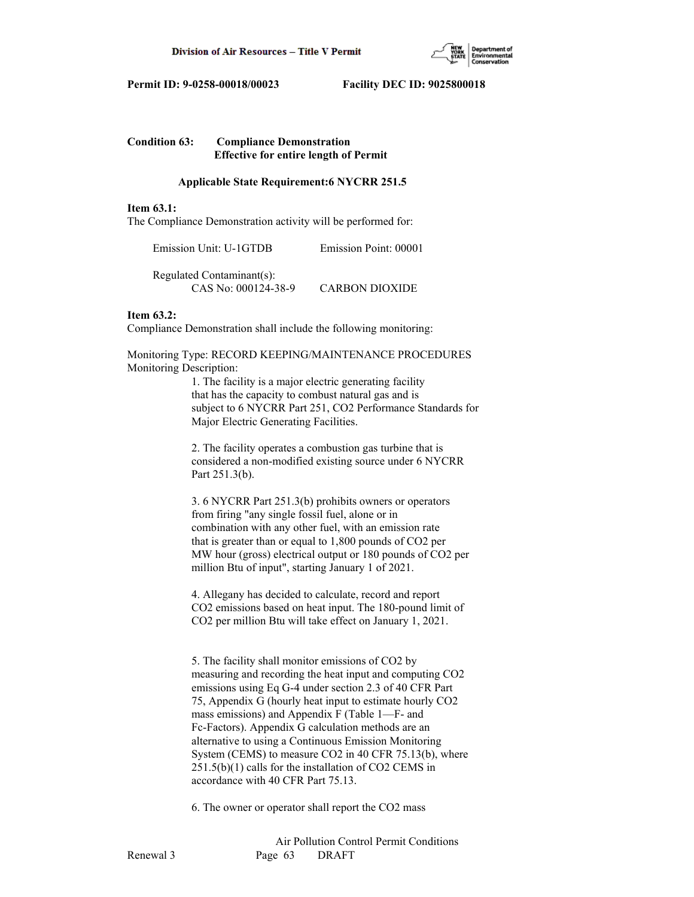**Condition 63: Compliance Demonstration**
**Effective for entire length of Permit**

**Applicable State Requirement:6 NYCRR 251.5**

**Item 63.1:**
The Compliance Demonstration activity will be performed for:

Emission Unit: U-1GTDB Emission Point: 00001

Regulated Contaminant(s):
CAS No: 000124-38-9 CARBON DIOXIDE

**Item 63.2:**
Compliance Demonstration shall include the following monitoring:

Monitoring Type: RECORD KEEPING/MAINTENANCE PROCEDURES
Monitoring Description:

1. The facility is a major electric generating facility that has the capacity to combust natural gas and is subject to 6 NYCRR Part 251, $CO_2$ Performance Standards for Major Electric Generating Facilities.

2. The facility operates a combustion gas turbine that is considered a non-modified existing source under 6 NYCRR Part 251.3(b).

3. 6 NYCRR Part 251.3(b) prohibits owners or operators from firing "any single fossil fuel, alone or in combination with any other fuel, with an emission rate that is greater than or equal to 1,800 pounds of $CO_2$ per MW hour (gross) electrical output or 180 pounds of $CO_2$ per million Btu of input", starting January 1 of 2021.

4. Allegany has decided to calculate, record and report $CO_2$ emissions based on heat input. The 180-pound limit of $CO_2$ per million Btu will take effect on January 1, 2021.

5. The facility shall monitor emissions of $CO_2$ by measuring and recording the heat input and computing $CO_2$ emissions using Eq G-4 under section 2.3 of 40 CFR Part 75, Appendix G (hourly heat input to estimate hourly $CO_2$ mass emissions) and Appendix F (Table 1—F- and Fc-Factors). Appendix G calculation methods are an alternative to using a Continuous Emission Monitoring System (CEMS) to measure $CO_2$ in 40 CFR 75.13(b), where 251.5(b)(1) calls for the installation of $CO_2$ CEMS in accordance with 40 CFR Part 75.13.

6. The owner or operator shall report the $CO_2$ mass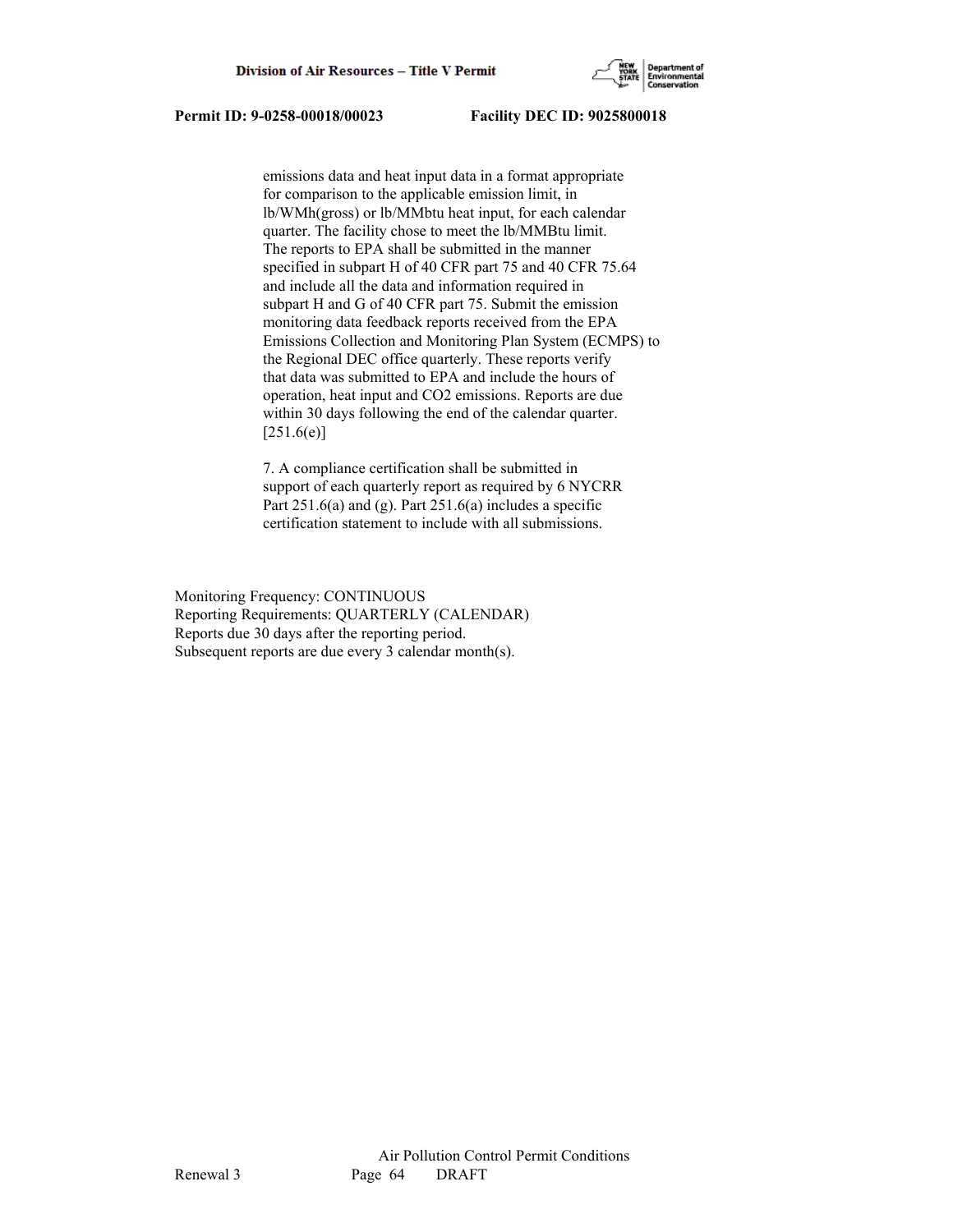emissions data and heat input data in a format appropriate for comparison to the applicable emission limit, in lb/WMh(gross) or lb/MMbtu heat input, for each calendar quarter. The facility chose to meet the lb/MMBtu limit. The reports to EPA shall be submitted in the manner specified in subpart H of 40 CFR part 75 and 40 CFR 75.64 and include all the data and information required in subpart H and G of 40 CFR part 75. Submit the emission monitoring data feedback reports received from the EPA Emissions Collection and Monitoring Plan System (ECMPS) to the Regional DEC office quarterly. These reports verify that data was submitted to EPA and include the hours of operation, heat input and $CO_2$ emissions. Reports are due within 30 days following the end of the calendar quarter. [251.6(e)]

7. A compliance certification shall be submitted in support of each quarterly report as required by 6 NYCRR Part 251.6(a) and (g). Part 251.6(a) includes a specific certification statement to include with all submissions.

Monitoring Frequency: CONTINUOUS
Reporting Requirements: QUARTERLY (CALENDAR)
Reports due 30 days after the reporting period.
Subsequent reports are due every 3 calendar month(s).